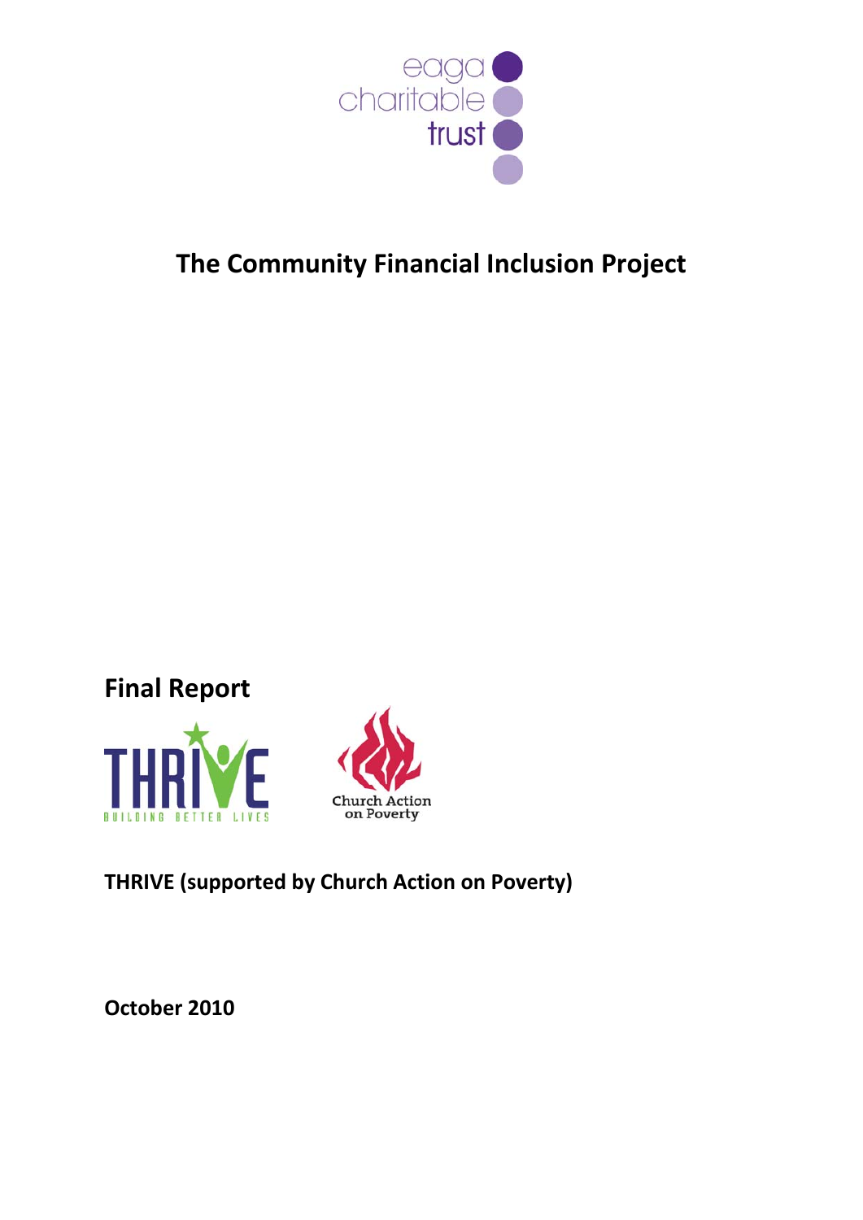# The Community Financial Inclusion Project

## Final Report

**THRIVE (supported by Church Action on Poverty)**

**October 2010**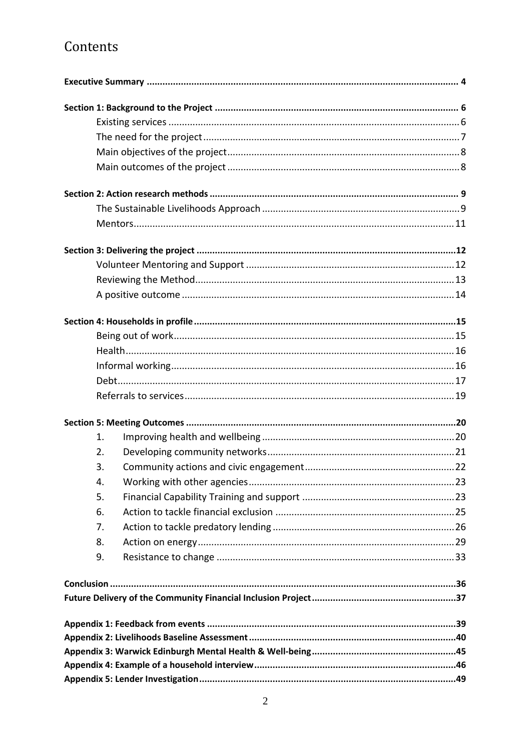# Contents

**Executive Summary** ..... **4**

**Section 1: Background to the Project** ..... **6**

- Existing services ..... 6
- The need for the project ..... 7
- Main objectives of the project ..... 8
- Main outcomes of the project ..... 8

**Section 2: Action research methods** ..... **9**

- The Sustainable Livelihoods Approach ..... 9
- Mentors ..... 11

**Section 3: Delivering the project** ..... **12**

- Volunteer Mentoring and Support ..... 12
- Reviewing the Method ..... 13
- A positive outcome ..... 14

**Section 4: Households in profile** ..... **15**

- Being out of work ..... 15
- Health ..... 16
- Informal working ..... 16
- Debt ..... 17
- Referrals to services ..... 19

**Section 5: Meeting Outcomes** ..... **20**

1. Improving health and wellbeing ..... 20
2. Developing community networks ..... 21
3. Community actions and civic engagement ..... 22
4. Working with other agencies ..... 23
5. Financial Capability Training and support ..... 23
6. Action to tackle financial exclusion ..... 25
7. Action to tackle predatory lending ..... 26
8. Action on energy ..... 29
9. Resistance to change ..... 33

**Conclusion** ..... **36**

**Future Delivery of the Community Financial Inclusion Project** ..... **37**

**Appendix 1: Feedback from events** ..... **39**

**Appendix 2: Livelihoods Baseline Assessment** ..... **40**

**Appendix 3: Warwick Edinburgh Mental Health & Well-being** ..... **45**

**Appendix 4: Example of a household interview** ..... **46**

**Appendix 5: Lender Investigation** ..... **49**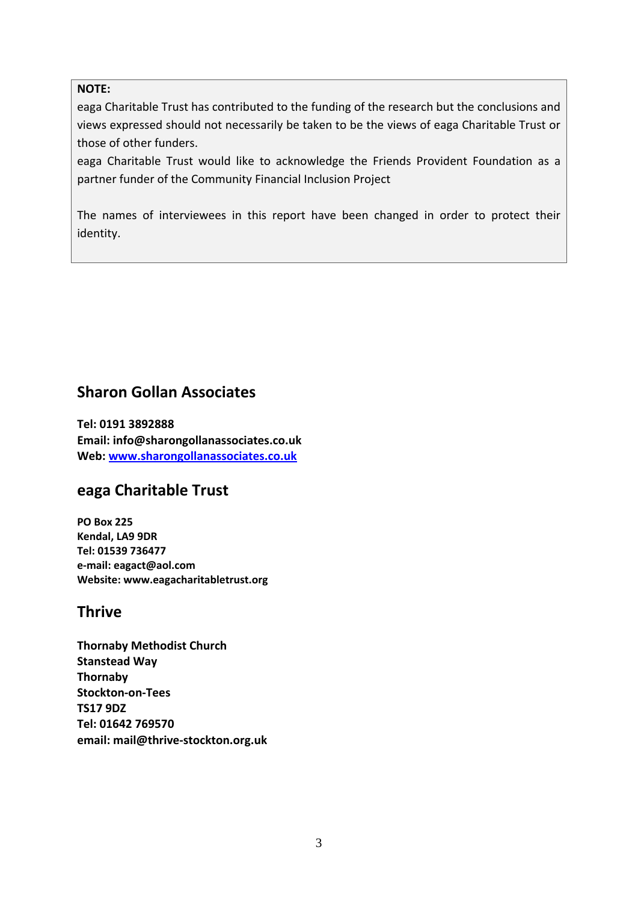**NOTE:**

eaga Charitable Trust has contributed to the funding of the research but the conclusions and views expressed should not necessarily be taken to be the views of eaga Charitable Trust or those of other funders.

eaga Charitable Trust would like to acknowledge the Friends Provident Foundation as a partner funder of the Community Financial Inclusion Project

The names of interviewees in this report have been changed in order to protect their identity.

## Sharon Gollan Associates

**Tel: 0191 3892888**
**Email: info@sharongollanassociates.co.uk**
**Web: [www.sharongollanassociates.co.uk](www.sharongollanassociates.co.uk)**

## eaga Charitable Trust

**PO Box 225**
**Kendal, LA9 9DR**
**Tel: 01539 736477**
**e-mail: eagact@aol.com**
**Website: www.eagacharitabletrust.org**

## Thrive

**Thornaby Methodist Church**
**Stanstead Way**
**Thornaby**
**Stockton-on-Tees**
**TS17 9DZ**
**Tel: 01642 769570**
**email: mail@thrive-stockton.org.uk**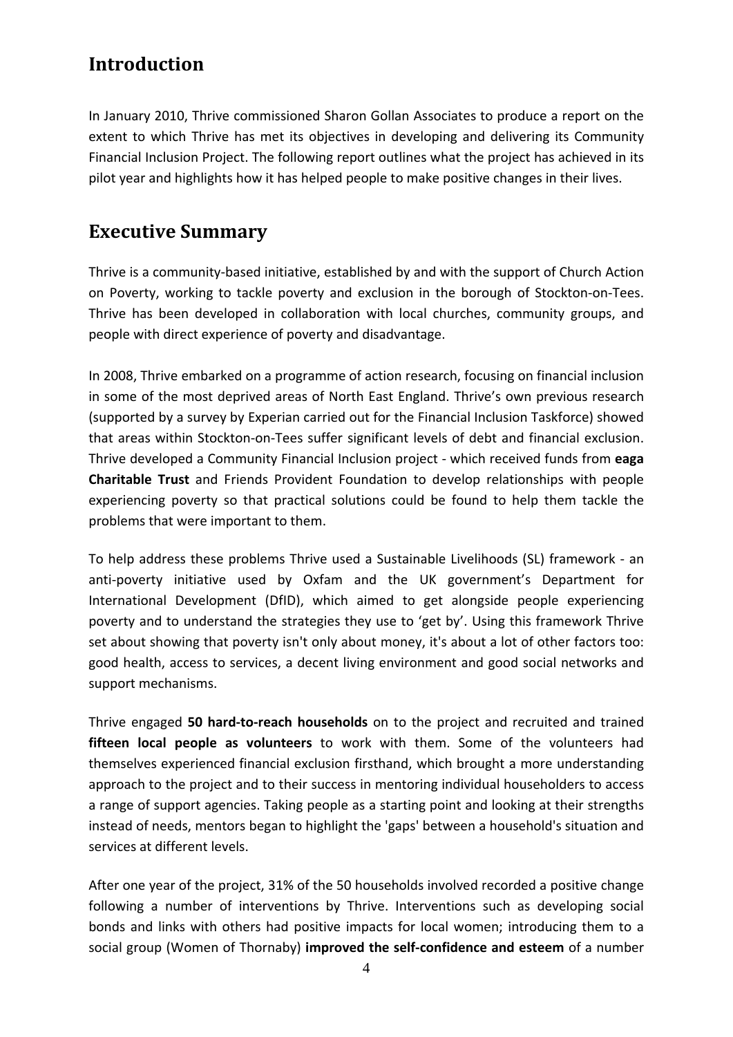## Introduction

In January 2010, Thrive commissioned Sharon Gollan Associates to produce a report on the extent to which Thrive has met its objectives in developing and delivering its Community Financial Inclusion Project. The following report outlines what the project has achieved in its pilot year and highlights how it has helped people to make positive changes in their lives.

## Executive Summary

Thrive is a community-based initiative, established by and with the support of Church Action on Poverty, working to tackle poverty and exclusion in the borough of Stockton-on-Tees. Thrive has been developed in collaboration with local churches, community groups, and people with direct experience of poverty and disadvantage.

In 2008, Thrive embarked on a programme of action research, focusing on financial inclusion in some of the most deprived areas of North East England. Thrive's own previous research (supported by a survey by Experian carried out for the Financial Inclusion Taskforce) showed that areas within Stockton-on-Tees suffer significant levels of debt and financial exclusion. Thrive developed a Community Financial Inclusion project - which received funds from **eaga Charitable Trust** and Friends Provident Foundation to develop relationships with people experiencing poverty so that practical solutions could be found to help them tackle the problems that were important to them.

To help address these problems Thrive used a Sustainable Livelihoods (SL) framework - an anti-poverty initiative used by Oxfam and the UK government's Department for International Development (DfID), which aimed to get alongside people experiencing poverty and to understand the strategies they use to 'get by'. Using this framework Thrive set about showing that poverty isn't only about money, it's about a lot of other factors too: good health, access to services, a decent living environment and good social networks and support mechanisms.

Thrive engaged **50 hard-to-reach households** on to the project and recruited and trained **fifteen local people as volunteers** to work with them. Some of the volunteers had themselves experienced financial exclusion firsthand, which brought a more understanding approach to the project and to their success in mentoring individual householders to access a range of support agencies. Taking people as a starting point and looking at their strengths instead of needs, mentors began to highlight the 'gaps' between a household's situation and services at different levels.

After one year of the project, 31% of the 50 households involved recorded a positive change following a number of interventions by Thrive. Interventions such as developing social bonds and links with others had positive impacts for local women; introducing them to a social group (Women of Thornaby) **improved the self-confidence and esteem** of a number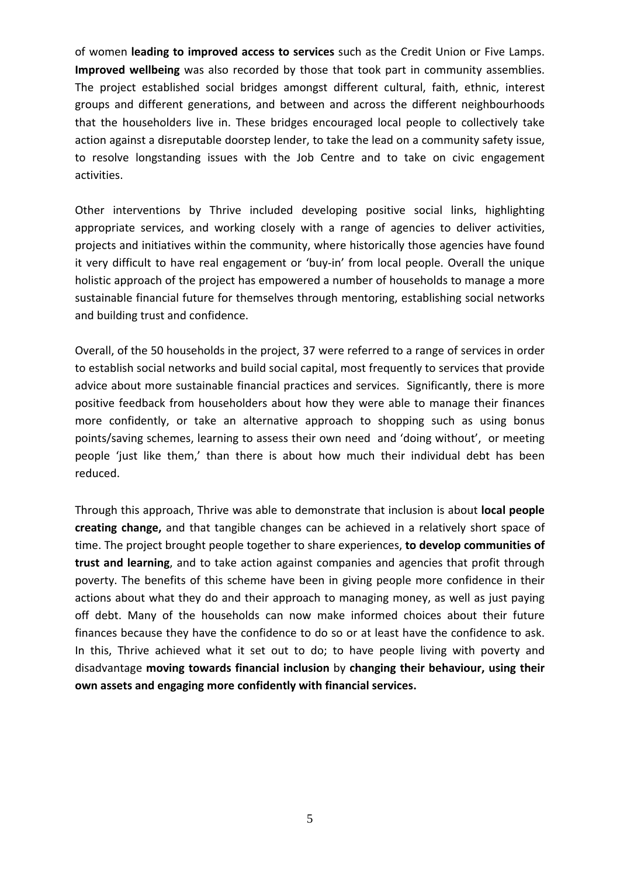of women **leading to improved access to services** such as the Credit Union or Five Lamps. **Improved wellbeing** was also recorded by those that took part in community assemblies. The project established social bridges amongst different cultural, faith, ethnic, interest groups and different generations, and between and across the different neighbourhoods that the householders live in. These bridges encouraged local people to collectively take action against a disreputable doorstep lender, to take the lead on a community safety issue, to resolve longstanding issues with the Job Centre and to take on civic engagement activities.

Other interventions by Thrive included developing positive social links, highlighting appropriate services, and working closely with a range of agencies to deliver activities, projects and initiatives within the community, where historically those agencies have found it very difficult to have real engagement or 'buy-in' from local people. Overall the unique holistic approach of the project has empowered a number of households to manage a more sustainable financial future for themselves through mentoring, establishing social networks and building trust and confidence.

Overall, of the 50 households in the project, 37 were referred to a range of services in order to establish social networks and build social capital, most frequently to services that provide advice about more sustainable financial practices and services. Significantly, there is more positive feedback from householders about how they were able to manage their finances more confidently, or take an alternative approach to shopping such as using bonus points/saving schemes, learning to assess their own need and 'doing without', or meeting people 'just like them,' than there is about how much their individual debt has been reduced.

Through this approach, Thrive was able to demonstrate that inclusion is about **local people creating change,** and that tangible changes can be achieved in a relatively short space of time. The project brought people together to share experiences, **to develop communities of trust and learning**, and to take action against companies and agencies that profit through poverty. The benefits of this scheme have been in giving people more confidence in their actions about what they do and their approach to managing money, as well as just paying off debt. Many of the households can now make informed choices about their future finances because they have the confidence to do so or at least have the confidence to ask. In this, Thrive achieved what it set out to do; to have people living with poverty and disadvantage **moving towards financial inclusion** by **changing their behaviour, using their own assets and engaging more confidently with financial services.**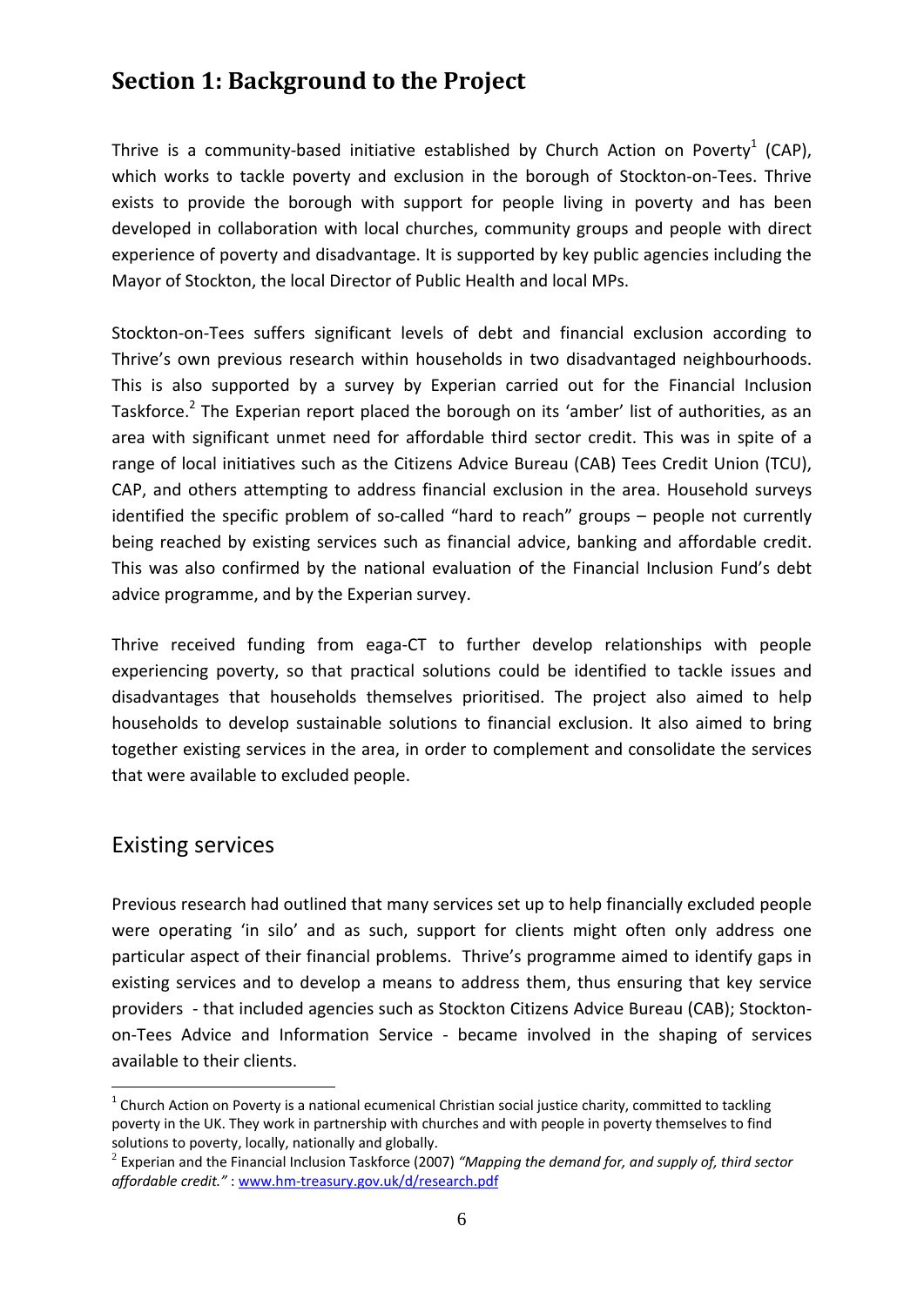## Section 1: Background to the Project

Thrive is a community-based initiative established by Church Action on Poverty[1] (CAP), which works to tackle poverty and exclusion in the borough of Stockton-on-Tees. Thrive exists to provide the borough with support for people living in poverty and has been developed in collaboration with local churches, community groups and people with direct experience of poverty and disadvantage. It is supported by key public agencies including the Mayor of Stockton, the local Director of Public Health and local MPs.

Stockton-on-Tees suffers significant levels of debt and financial exclusion according to Thrive's own previous research within households in two disadvantaged neighbourhoods. This is also supported by a survey by Experian carried out for the Financial Inclusion Taskforce.[2] The Experian report placed the borough on its 'amber' list of authorities, as an area with significant unmet need for affordable third sector credit. This was in spite of a range of local initiatives such as the Citizens Advice Bureau (CAB) Tees Credit Union (TCU), CAP, and others attempting to address financial exclusion in the area. Household surveys identified the specific problem of so-called "hard to reach" groups – people not currently being reached by existing services such as financial advice, banking and affordable credit. This was also confirmed by the national evaluation of the Financial Inclusion Fund's debt advice programme, and by the Experian survey.

Thrive received funding from eaga-CT to further develop relationships with people experiencing poverty, so that practical solutions could be identified to tackle issues and disadvantages that households themselves prioritised. The project also aimed to help households to develop sustainable solutions to financial exclusion. It also aimed to bring together existing services in the area, in order to complement and consolidate the services that were available to excluded people.

### Existing services

Previous research had outlined that many services set up to help financially excluded people were operating 'in silo' and as such, support for clients might often only address one particular aspect of their financial problems. Thrive's programme aimed to identify gaps in existing services and to develop a means to address them, thus ensuring that key service providers - that included agencies such as Stockton Citizens Advice Bureau (CAB); Stockton-on-Tees Advice and Information Service - became involved in the shaping of services available to their clients.

---

[1] Church Action on Poverty is a national ecumenical Christian social justice charity, committed to tackling poverty in the UK. They work in partnership with churches and with people in poverty themselves to find solutions to poverty, locally, nationally and globally.

[2] Experian and the Financial Inclusion Taskforce (2007) *"Mapping the demand for, and supply of, third sector affordable credit."* : www.hm-treasury.gov.uk/d/research.pdf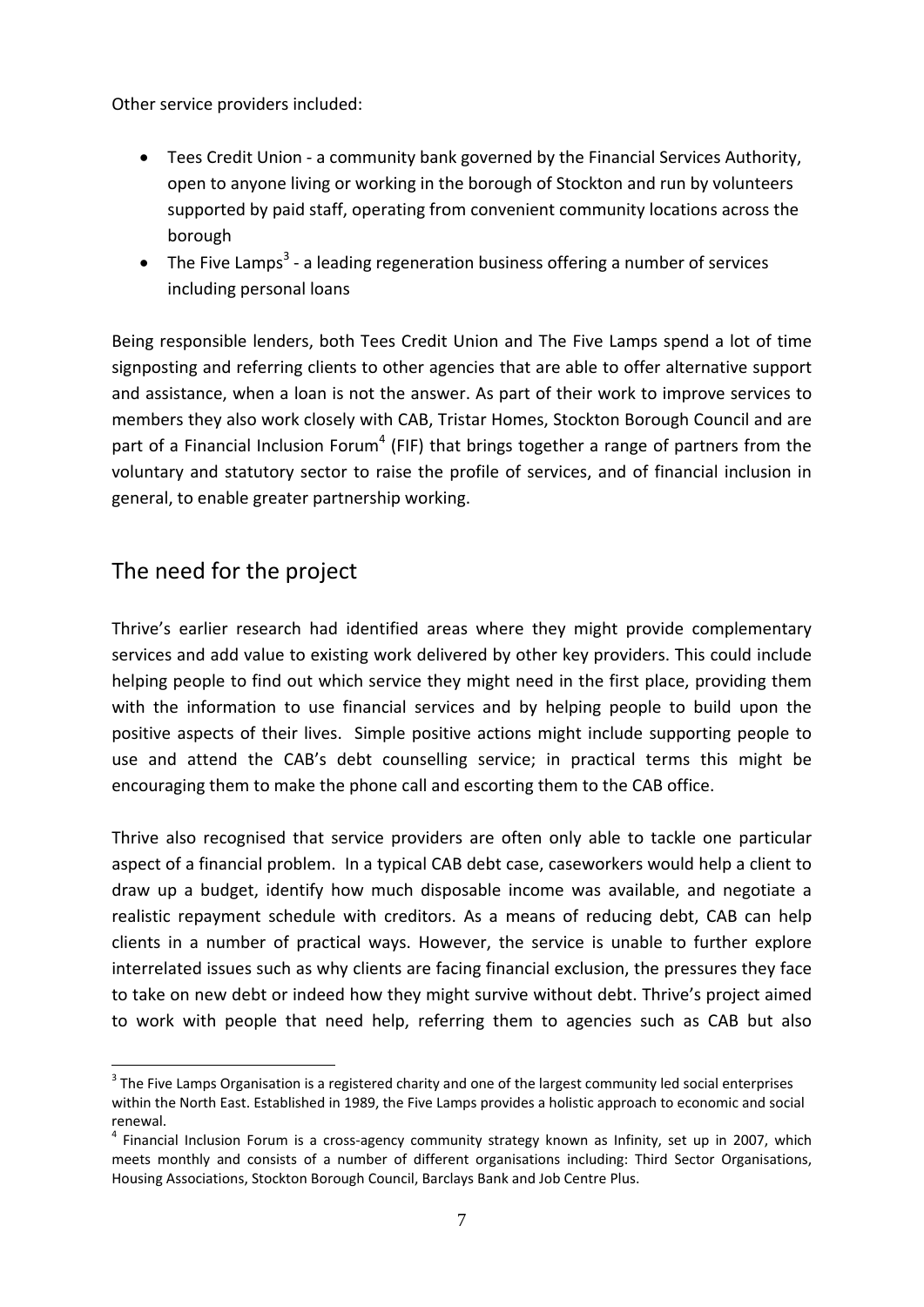Other service providers included:

- Tees Credit Union - a community bank governed by the Financial Services Authority, open to anyone living or working in the borough of Stockton and run by volunteers supported by paid staff, operating from convenient community locations across the borough
- The Five Lamps[3] - a leading regeneration business offering a number of services including personal loans

Being responsible lenders, both Tees Credit Union and The Five Lamps spend a lot of time signposting and referring clients to other agencies that are able to offer alternative support and assistance, when a loan is not the answer. As part of their work to improve services to members they also work closely with CAB, Tristar Homes, Stockton Borough Council and are part of a Financial Inclusion Forum[4] (FIF) that brings together a range of partners from the voluntary and statutory sector to raise the profile of services, and of financial inclusion in general, to enable greater partnership working.

## The need for the project

Thrive's earlier research had identified areas where they might provide complementary services and add value to existing work delivered by other key providers. This could include helping people to find out which service they might need in the first place, providing them with the information to use financial services and by helping people to build upon the positive aspects of their lives. Simple positive actions might include supporting people to use and attend the CAB's debt counselling service; in practical terms this might be encouraging them to make the phone call and escorting them to the CAB office.

Thrive also recognised that service providers are often only able to tackle one particular aspect of a financial problem. In a typical CAB debt case, caseworkers would help a client to draw up a budget, identify how much disposable income was available, and negotiate a realistic repayment schedule with creditors. As a means of reducing debt, CAB can help clients in a number of practical ways. However, the service is unable to further explore interrelated issues such as why clients are facing financial exclusion, the pressures they face to take on new debt or indeed how they might survive without debt. Thrive's project aimed to work with people that need help, referring them to agencies such as CAB but also

[3] The Five Lamps Organisation is a registered charity and one of the largest community led social enterprises within the North East. Established in 1989, the Five Lamps provides a holistic approach to economic and social renewal.

[4] Financial Inclusion Forum is a cross-agency community strategy known as Infinity, set up in 2007, which meets monthly and consists of a number of different organisations including: Third Sector Organisations, Housing Associations, Stockton Borough Council, Barclays Bank and Job Centre Plus.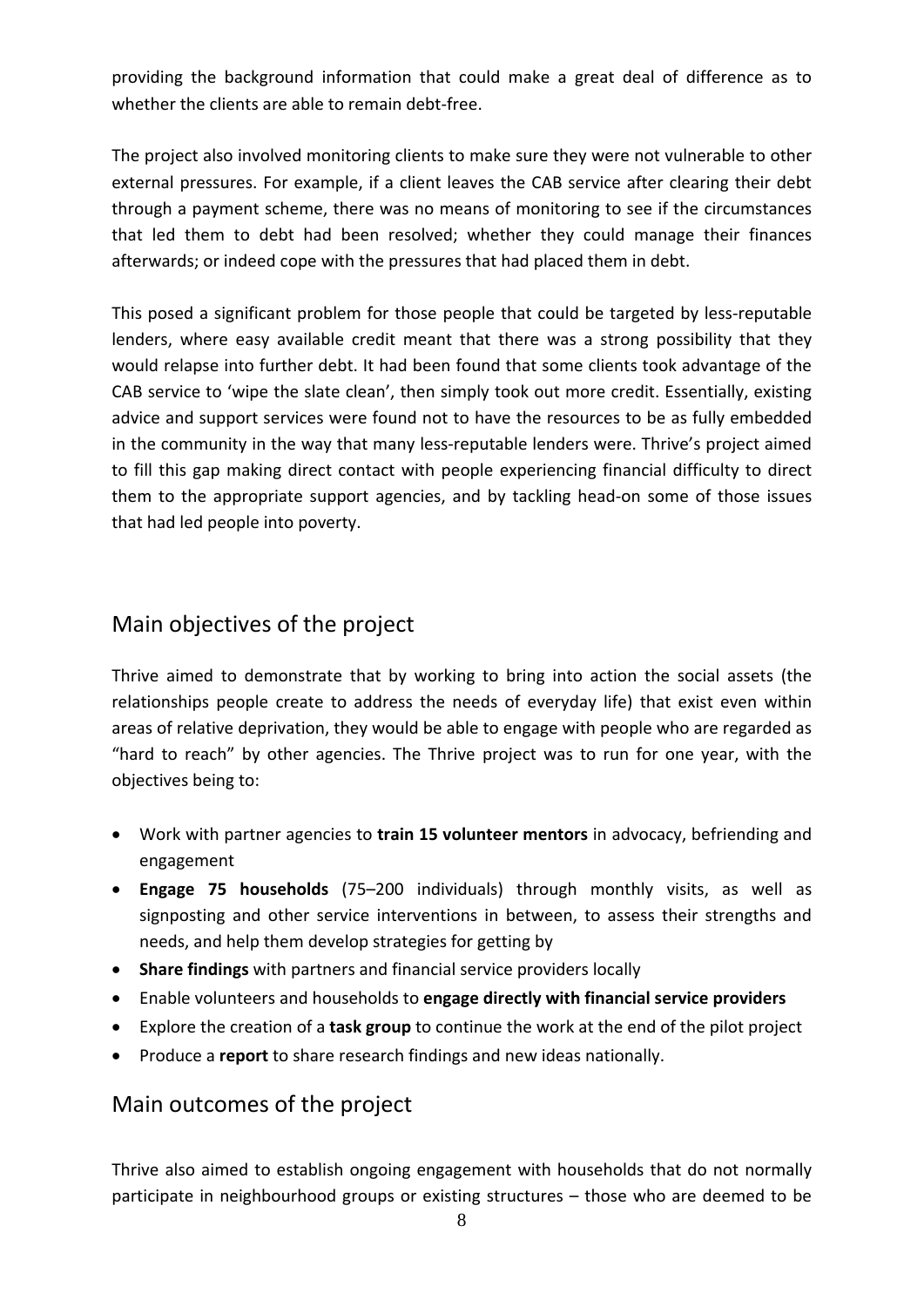providing the background information that could make a great deal of difference as to whether the clients are able to remain debt-free.

The project also involved monitoring clients to make sure they were not vulnerable to other external pressures. For example, if a client leaves the CAB service after clearing their debt through a payment scheme, there was no means of monitoring to see if the circumstances that led them to debt had been resolved; whether they could manage their finances afterwards; or indeed cope with the pressures that had placed them in debt.

This posed a significant problem for those people that could be targeted by less-reputable lenders, where easy available credit meant that there was a strong possibility that they would relapse into further debt. It had been found that some clients took advantage of the CAB service to 'wipe the slate clean', then simply took out more credit. Essentially, existing advice and support services were found not to have the resources to be as fully embedded in the community in the way that many less-reputable lenders were. Thrive's project aimed to fill this gap making direct contact with people experiencing financial difficulty to direct them to the appropriate support agencies, and by tackling head-on some of those issues that had led people into poverty.

## Main objectives of the project

Thrive aimed to demonstrate that by working to bring into action the social assets (the relationships people create to address the needs of everyday life) that exist even within areas of relative deprivation, they would be able to engage with people who are regarded as "hard to reach" by other agencies. The Thrive project was to run for one year, with the objectives being to:

- Work with partner agencies to **train 15 volunteer mentors** in advocacy, befriending and engagement
- **Engage 75 households** (75–200 individuals) through monthly visits, as well as signposting and other service interventions in between, to assess their strengths and needs, and help them develop strategies for getting by
- **Share findings** with partners and financial service providers locally
- Enable volunteers and households to **engage directly with financial service providers**
- Explore the creation of a **task group** to continue the work at the end of the pilot project
- Produce a **report** to share research findings and new ideas nationally.

## Main outcomes of the project

Thrive also aimed to establish ongoing engagement with households that do not normally participate in neighbourhood groups or existing structures – those who are deemed to be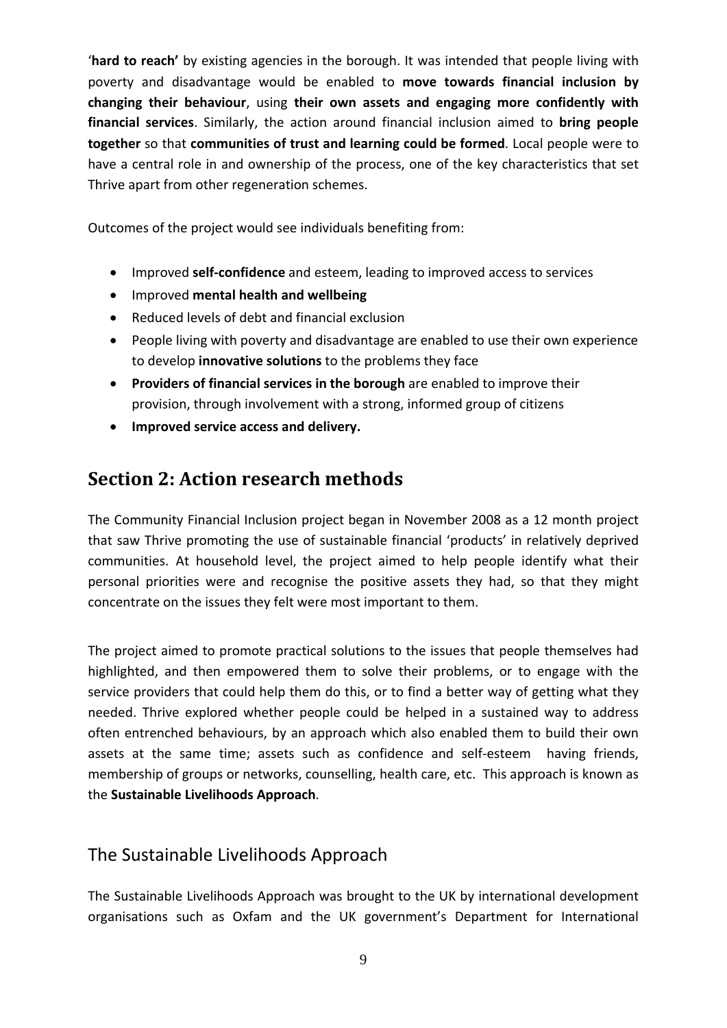'**hard to reach'** by existing agencies in the borough. It was intended that people living with poverty and disadvantage would be enabled to **move towards financial inclusion by changing their behaviour**, using **their own assets and engaging more confidently with financial services**. Similarly, the action around financial inclusion aimed to **bring people together** so that **communities of trust and learning could be formed**. Local people were to have a central role in and ownership of the process, one of the key characteristics that set Thrive apart from other regeneration schemes.

Outcomes of the project would see individuals benefiting from:

- Improved **self-confidence** and esteem, leading to improved access to services
- Improved **mental health and wellbeing**
- Reduced levels of debt and financial exclusion
- People living with poverty and disadvantage are enabled to use their own experience to develop **innovative solutions** to the problems they face
- **Providers of financial services in the borough** are enabled to improve their provision, through involvement with a strong, informed group of citizens
- **Improved service access and delivery.**

## Section 2: Action research methods

The Community Financial Inclusion project began in November 2008 as a 12 month project that saw Thrive promoting the use of sustainable financial 'products' in relatively deprived communities. At household level, the project aimed to help people identify what their personal priorities were and recognise the positive assets they had, so that they might concentrate on the issues they felt were most important to them.

The project aimed to promote practical solutions to the issues that people themselves had highlighted, and then empowered them to solve their problems, or to engage with the service providers that could help them do this, or to find a better way of getting what they needed. Thrive explored whether people could be helped in a sustained way to address often entrenched behaviours, by an approach which also enabled them to build their own assets at the same time; assets such as confidence and self-esteem having friends, membership of groups or networks, counselling, health care, etc. This approach is known as the **Sustainable Livelihoods Approach**.

### The Sustainable Livelihoods Approach

The Sustainable Livelihoods Approach was brought to the UK by international development organisations such as Oxfam and the UK government's Department for International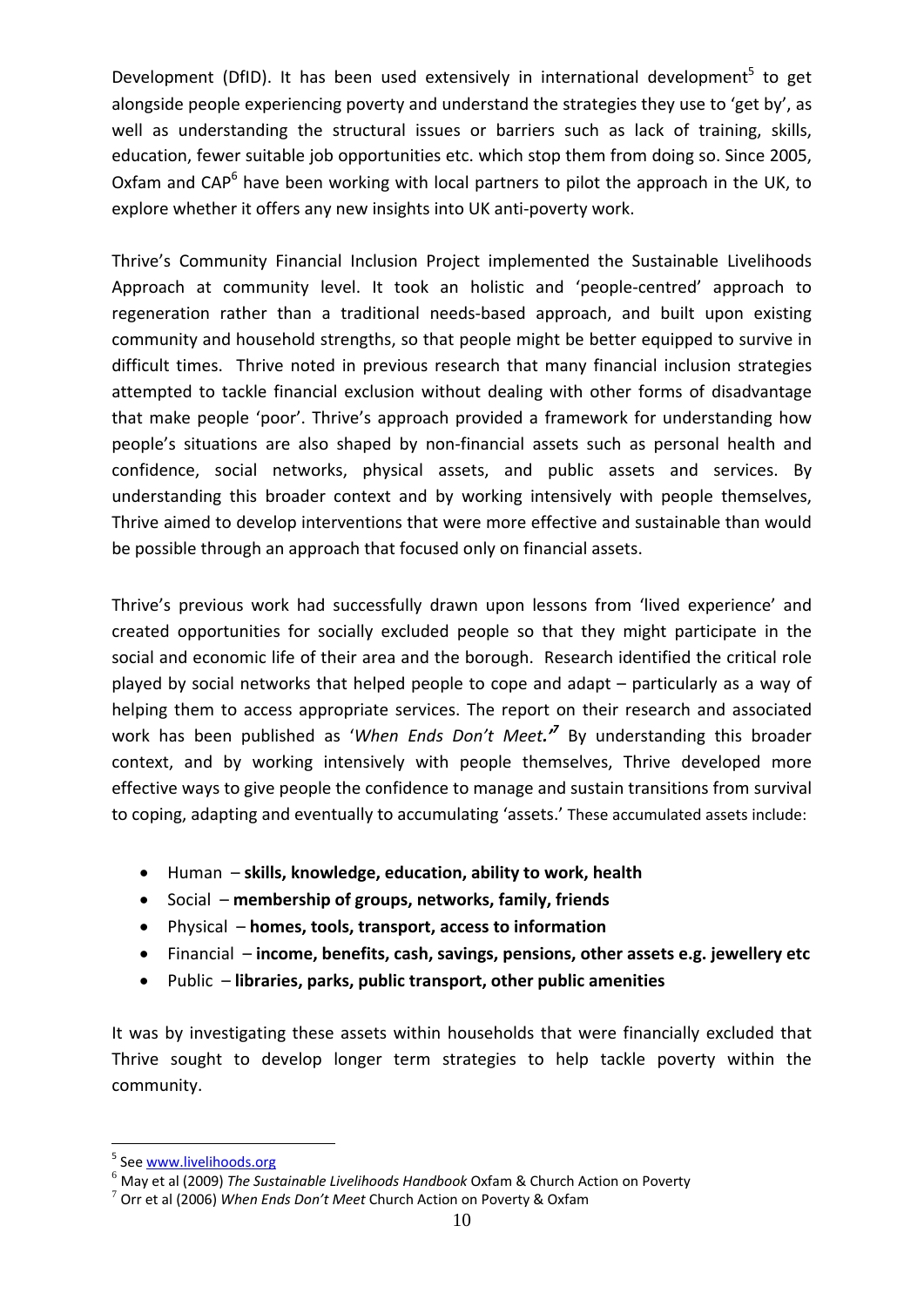Development (DfID). It has been used extensively in international development[5] to get alongside people experiencing poverty and understand the strategies they use to 'get by', as well as understanding the structural issues or barriers such as lack of training, skills, education, fewer suitable job opportunities etc. which stop them from doing so. Since 2005, Oxfam and CAP[6] have been working with local partners to pilot the approach in the UK, to explore whether it offers any new insights into UK anti-poverty work.

Thrive's Community Financial Inclusion Project implemented the Sustainable Livelihoods Approach at community level. It took an holistic and 'people-centred' approach to regeneration rather than a traditional needs-based approach, and built upon existing community and household strengths, so that people might be better equipped to survive in difficult times. Thrive noted in previous research that many financial inclusion strategies attempted to tackle financial exclusion without dealing with other forms of disadvantage that make people 'poor'. Thrive's approach provided a framework for understanding how people's situations are also shaped by non-financial assets such as personal health and confidence, social networks, physical assets, and public assets and services. By understanding this broader context and by working intensively with people themselves, Thrive aimed to develop interventions that were more effective and sustainable than would be possible through an approach that focused only on financial assets.

Thrive's previous work had successfully drawn upon lessons from 'lived experience' and created opportunities for socially excluded people so that they might participate in the social and economic life of their area and the borough. Research identified the critical role played by social networks that helped people to cope and adapt – particularly as a way of helping them to access appropriate services. The report on their research and associated work has been published as '*When Ends Don't Meet.*'[7] By understanding this broader context, and by working intensively with people themselves, Thrive developed more effective ways to give people the confidence to manage and sustain transitions from survival to coping, adapting and eventually to accumulating 'assets.' These accumulated assets include:

- Human – **skills, knowledge, education, ability to work, health**
- Social – **membership of groups, networks, family, friends**
- Physical – **homes, tools, transport, access to information**
- Financial – **income, benefits, cash, savings, pensions, other assets e.g. jewellery etc**
- Public – **libraries, parks, public transport, other public amenities**

It was by investigating these assets within households that were financially excluded that Thrive sought to develop longer term strategies to help tackle poverty within the community.

---

[5] See www.livelihoods.org

[6] May et al (2009) *The Sustainable Livelihoods Handbook* Oxfam & Church Action on Poverty

[7] Orr et al (2006) *When Ends Don't Meet* Church Action on Poverty & Oxfam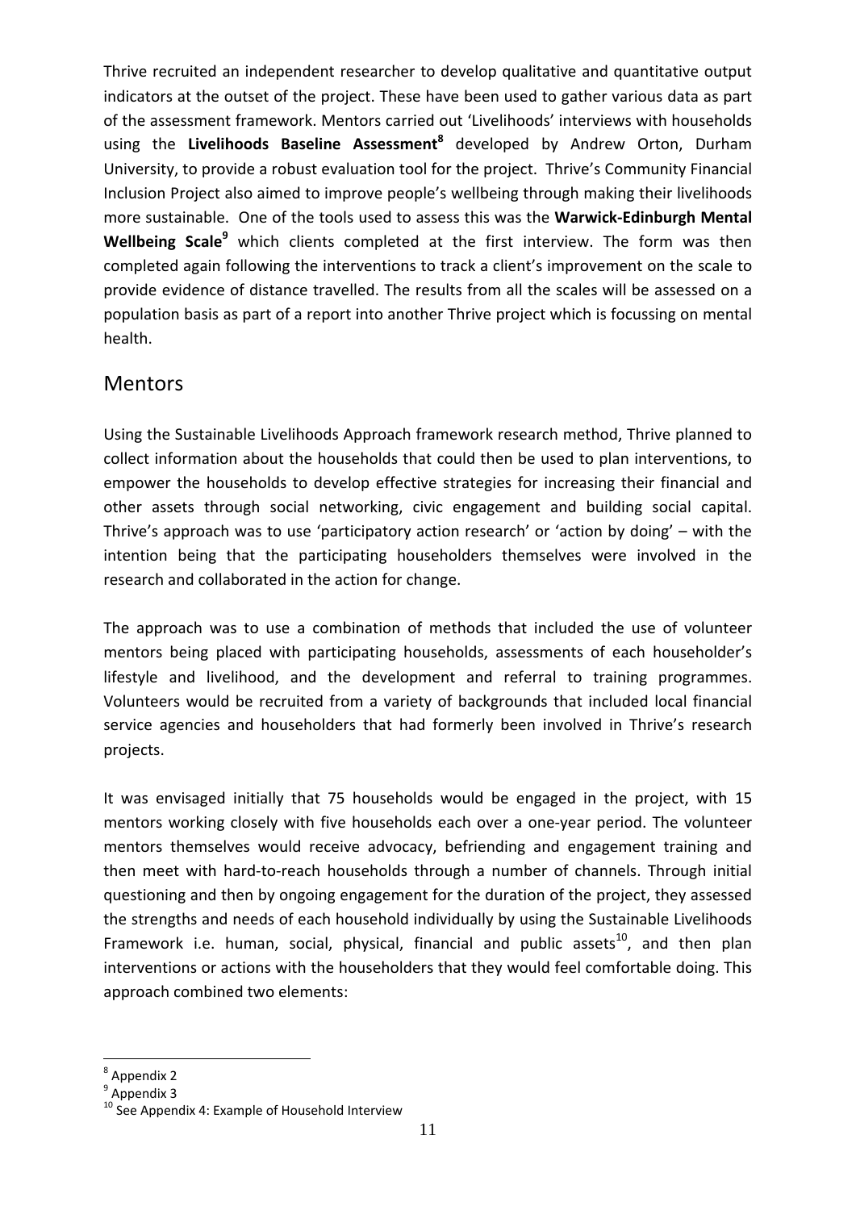Thrive recruited an independent researcher to develop qualitative and quantitative output indicators at the outset of the project. These have been used to gather various data as part of the assessment framework. Mentors carried out 'Livelihoods' interviews with households using the **Livelihoods Baseline Assessment**[8] developed by Andrew Orton, Durham University, to provide a robust evaluation tool for the project. Thrive's Community Financial Inclusion Project also aimed to improve people's wellbeing through making their livelihoods more sustainable. One of the tools used to assess this was the **Warwick-Edinburgh Mental Wellbeing Scale**[9] which clients completed at the first interview. The form was then completed again following the interventions to track a client's improvement on the scale to provide evidence of distance travelled. The results from all the scales will be assessed on a population basis as part of a report into another Thrive project which is focussing on mental health.

## Mentors

Using the Sustainable Livelihoods Approach framework research method, Thrive planned to collect information about the households that could then be used to plan interventions, to empower the households to develop effective strategies for increasing their financial and other assets through social networking, civic engagement and building social capital. Thrive's approach was to use 'participatory action research' or 'action by doing' – with the intention being that the participating householders themselves were involved in the research and collaborated in the action for change.

The approach was to use a combination of methods that included the use of volunteer mentors being placed with participating households, assessments of each householder's lifestyle and livelihood, and the development and referral to training programmes. Volunteers would be recruited from a variety of backgrounds that included local financial service agencies and householders that had formerly been involved in Thrive's research projects.

It was envisaged initially that 75 households would be engaged in the project, with 15 mentors working closely with five households each over a one-year period. The volunteer mentors themselves would receive advocacy, befriending and engagement training and then meet with hard-to-reach households through a number of channels. Through initial questioning and then by ongoing engagement for the duration of the project, they assessed the strengths and needs of each household individually by using the Sustainable Livelihoods Framework i.e. human, social, physical, financial and public assets[10], and then plan interventions or actions with the householders that they would feel comfortable doing. This approach combined two elements:

---

[8] Appendix 2

[9] Appendix 3

[10] See Appendix 4: Example of Household Interview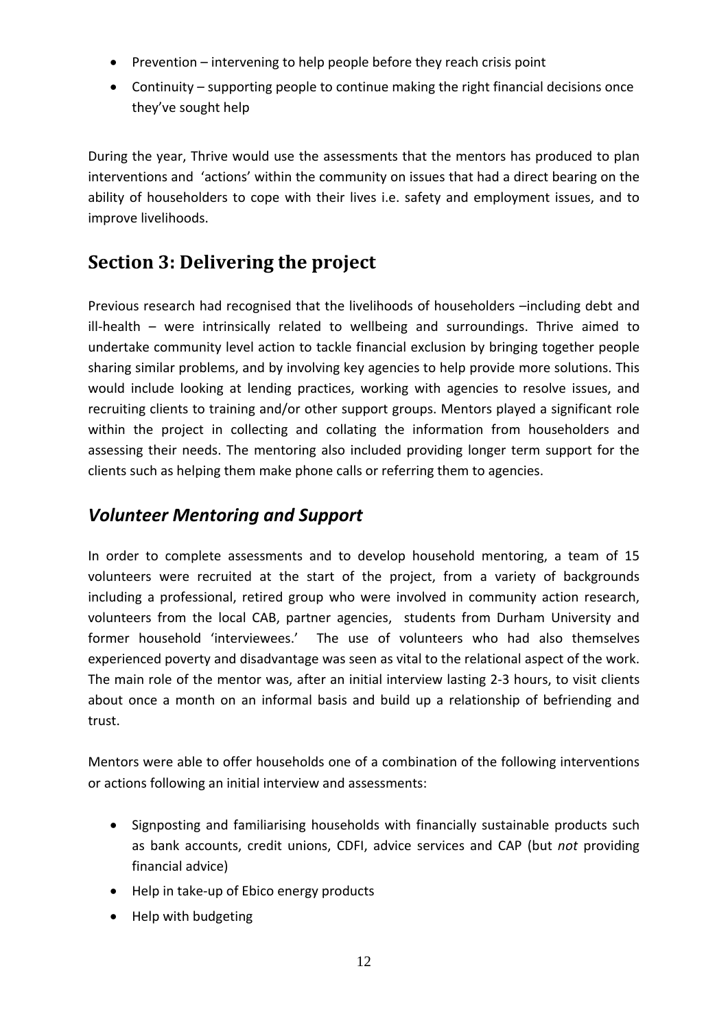- Prevention – intervening to help people before they reach crisis point
- Continuity – supporting people to continue making the right financial decisions once they've sought help

During the year, Thrive would use the assessments that the mentors has produced to plan interventions and 'actions' within the community on issues that had a direct bearing on the ability of householders to cope with their lives i.e. safety and employment issues, and to improve livelihoods.

## Section 3: Delivering the project

Previous research had recognised that the livelihoods of householders –including debt and ill-health – were intrinsically related to wellbeing and surroundings. Thrive aimed to undertake community level action to tackle financial exclusion by bringing together people sharing similar problems, and by involving key agencies to help provide more solutions. This would include looking at lending practices, working with agencies to resolve issues, and recruiting clients to training and/or other support groups. Mentors played a significant role within the project in collecting and collating the information from householders and assessing their needs. The mentoring also included providing longer term support for the clients such as helping them make phone calls or referring them to agencies.

### *Volunteer Mentoring and Support*

In order to complete assessments and to develop household mentoring, a team of 15 volunteers were recruited at the start of the project, from a variety of backgrounds including a professional, retired group who were involved in community action research, volunteers from the local CAB, partner agencies, students from Durham University and former household 'interviewees.' The use of volunteers who had also themselves experienced poverty and disadvantage was seen as vital to the relational aspect of the work. The main role of the mentor was, after an initial interview lasting 2-3 hours, to visit clients about once a month on an informal basis and build up a relationship of befriending and trust.

Mentors were able to offer households one of a combination of the following interventions or actions following an initial interview and assessments:

- Signposting and familiarising households with financially sustainable products such as bank accounts, credit unions, CDFI, advice services and CAP (but *not* providing financial advice)
- Help in take-up of Ebico energy products
- Help with budgeting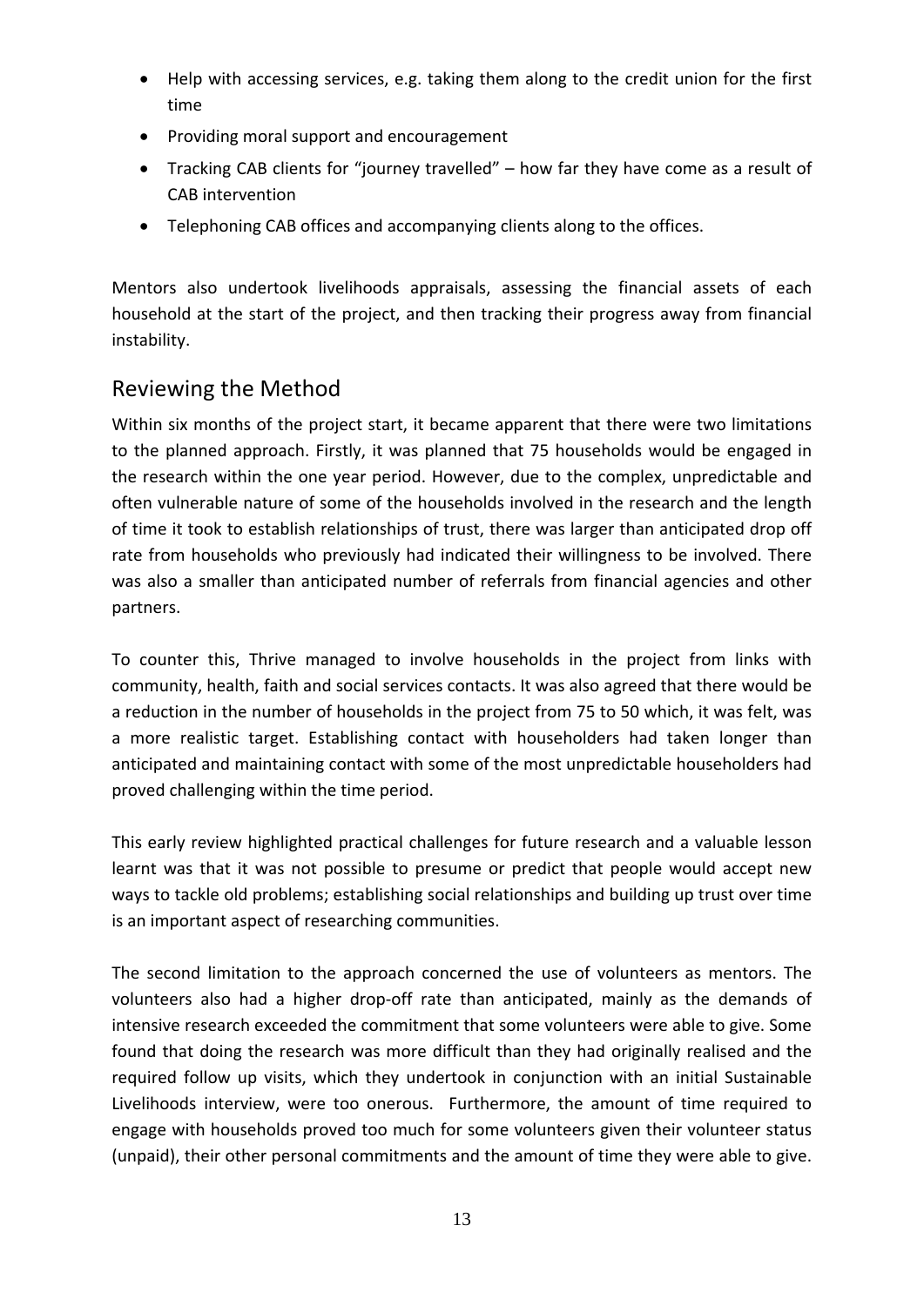- Help with accessing services, e.g. taking them along to the credit union for the first time
- Providing moral support and encouragement
- Tracking CAB clients for "journey travelled" – how far they have come as a result of CAB intervention
- Telephoning CAB offices and accompanying clients along to the offices.

Mentors also undertook livelihoods appraisals, assessing the financial assets of each household at the start of the project, and then tracking their progress away from financial instability.

## Reviewing the Method

Within six months of the project start, it became apparent that there were two limitations to the planned approach. Firstly, it was planned that 75 households would be engaged in the research within the one year period. However, due to the complex, unpredictable and often vulnerable nature of some of the households involved in the research and the length of time it took to establish relationships of trust, there was larger than anticipated drop off rate from households who previously had indicated their willingness to be involved. There was also a smaller than anticipated number of referrals from financial agencies and other partners.

To counter this, Thrive managed to involve households in the project from links with community, health, faith and social services contacts. It was also agreed that there would be a reduction in the number of households in the project from 75 to 50 which, it was felt, was a more realistic target. Establishing contact with householders had taken longer than anticipated and maintaining contact with some of the most unpredictable householders had proved challenging within the time period.

This early review highlighted practical challenges for future research and a valuable lesson learnt was that it was not possible to presume or predict that people would accept new ways to tackle old problems; establishing social relationships and building up trust over time is an important aspect of researching communities.

The second limitation to the approach concerned the use of volunteers as mentors. The volunteers also had a higher drop-off rate than anticipated, mainly as the demands of intensive research exceeded the commitment that some volunteers were able to give. Some found that doing the research was more difficult than they had originally realised and the required follow up visits, which they undertook in conjunction with an initial Sustainable Livelihoods interview, were too onerous. Furthermore, the amount of time required to engage with households proved too much for some volunteers given their volunteer status (unpaid), their other personal commitments and the amount of time they were able to give.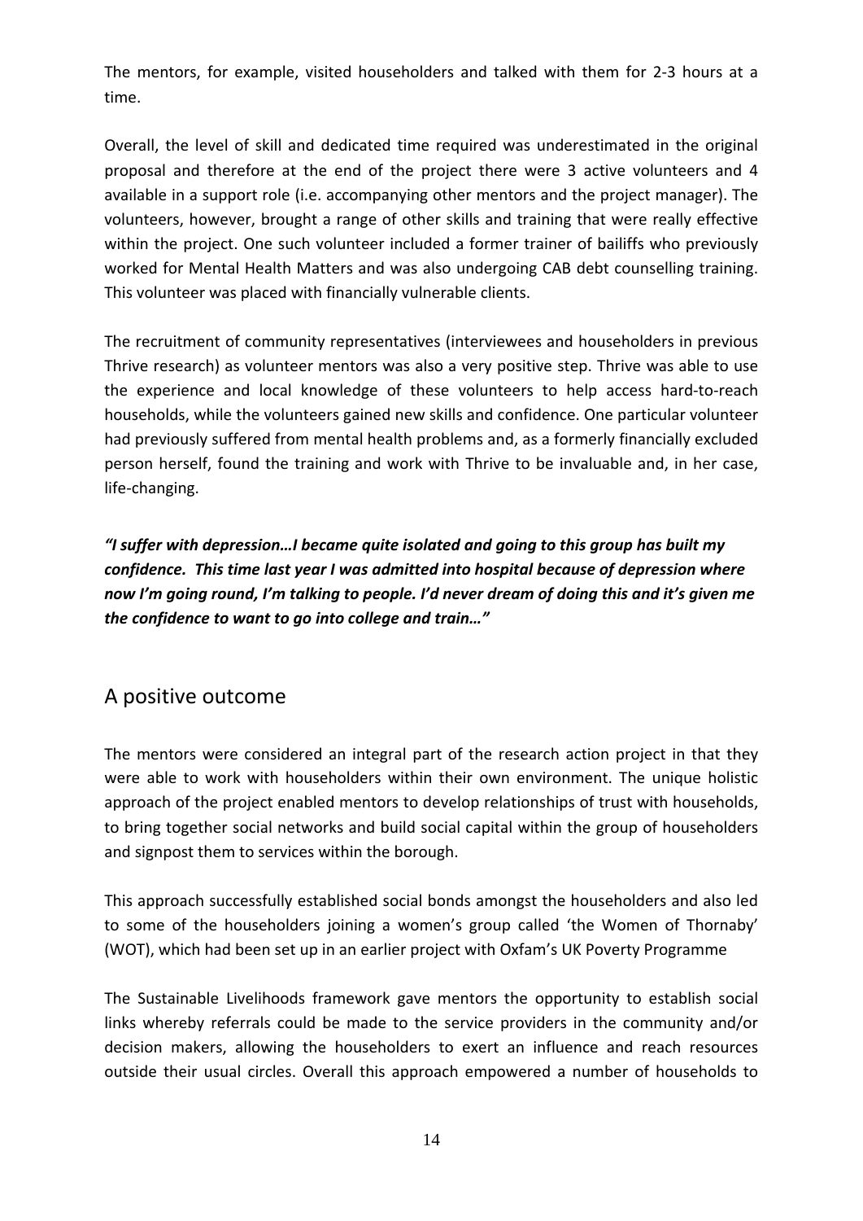The mentors, for example, visited householders and talked with them for 2-3 hours at a time.

Overall, the level of skill and dedicated time required was underestimated in the original proposal and therefore at the end of the project there were 3 active volunteers and 4 available in a support role (i.e. accompanying other mentors and the project manager). The volunteers, however, brought a range of other skills and training that were really effective within the project. One such volunteer included a former trainer of bailiffs who previously worked for Mental Health Matters and was also undergoing CAB debt counselling training. This volunteer was placed with financially vulnerable clients.

The recruitment of community representatives (interviewees and householders in previous Thrive research) as volunteer mentors was also a very positive step. Thrive was able to use the experience and local knowledge of these volunteers to help access hard-to-reach households, while the volunteers gained new skills and confidence. One particular volunteer had previously suffered from mental health problems and, as a formerly financially excluded person herself, found the training and work with Thrive to be invaluable and, in her case, life-changing.

***"I suffer with depression…I became quite isolated and going to this group has built my confidence. This time last year I was admitted into hospital because of depression where now I'm going round, I'm talking to people. I'd never dream of doing this and it's given me the confidence to want to go into college and train…"***

## A positive outcome

The mentors were considered an integral part of the research action project in that they were able to work with householders within their own environment. The unique holistic approach of the project enabled mentors to develop relationships of trust with households, to bring together social networks and build social capital within the group of householders and signpost them to services within the borough.

This approach successfully established social bonds amongst the householders and also led to some of the householders joining a women's group called 'the Women of Thornaby' (WOT), which had been set up in an earlier project with Oxfam's UK Poverty Programme

The Sustainable Livelihoods framework gave mentors the opportunity to establish social links whereby referrals could be made to the service providers in the community and/or decision makers, allowing the householders to exert an influence and reach resources outside their usual circles. Overall this approach empowered a number of households to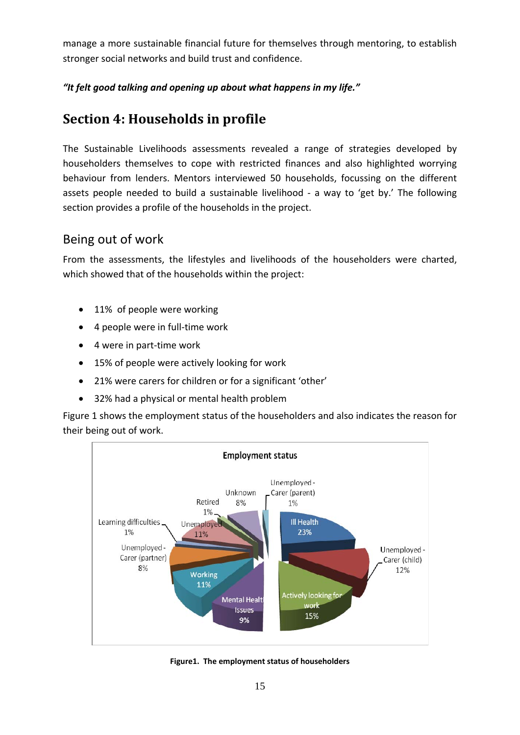manage a more sustainable financial future for themselves through mentoring, to establish stronger social networks and build trust and confidence.

***"It felt good talking and opening up about what happens in my life."***

# Section 4: Households in profile

The Sustainable Livelihoods assessments revealed a range of strategies developed by householders themselves to cope with restricted finances and also highlighted worrying behaviour from lenders. Mentors interviewed 50 households, focussing on the different assets people needed to build a sustainable livelihood - a way to 'get by.' The following section provides a profile of the households in the project.

## Being out of work

From the assessments, the lifestyles and livelihoods of the householders were charted, which showed that of the households within the project:

- 11% of people were working
- 4 people were in full-time work
- 4 were in part-time work
- 15% of people were actively looking for work
- 21% were carers for children or for a significant 'other'
- 32% had a physical or mental health problem

Figure 1 shows the employment status of the householders and also indicates the reason for their being out of work.

**Employment status**

| Category | Percentage |
|---|---|
| Ill Health | 23% |
| Unemployed - Carer (child) | 12% |
| Actively looking for work | 15% |
| Mental Health Issues | 9% |
| Working | 11% |
| Unemployed - Carer (partner) | 8% |
| Learning difficulties | 1% |
| Unemployed | 11% |
| Retired | 1% |
| Unknown | 8% |
| Unemployed - Carer (parent) | 1% |

**Figure1. The employment status of householders**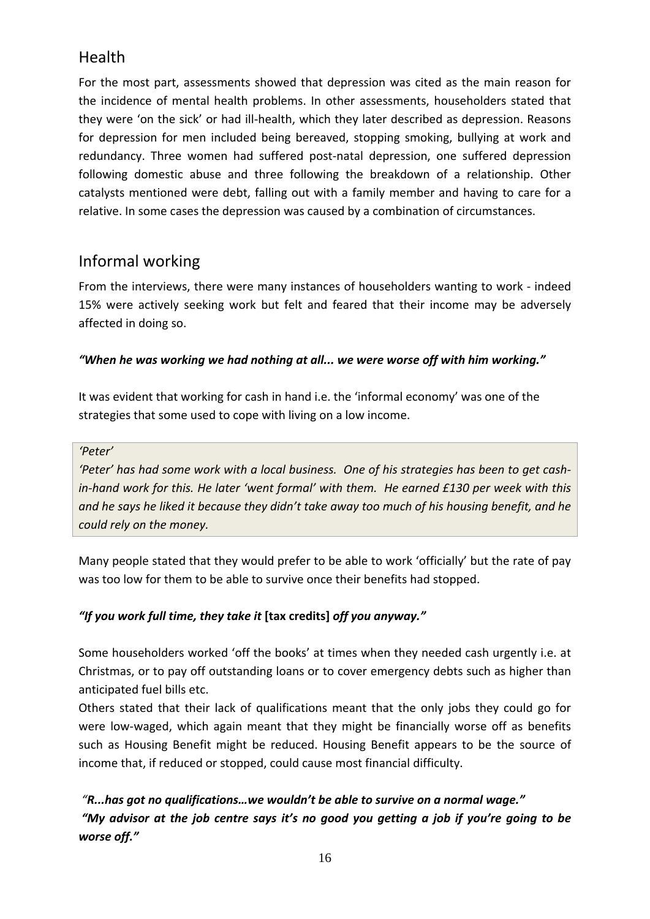## Health

For the most part, assessments showed that depression was cited as the main reason for the incidence of mental health problems. In other assessments, householders stated that they were 'on the sick' or had ill-health, which they later described as depression. Reasons for depression for men included being bereaved, stopping smoking, bullying at work and redundancy. Three women had suffered post-natal depression, one suffered depression following domestic abuse and three following the breakdown of a relationship. Other catalysts mentioned were debt, falling out with a family member and having to care for a relative. In some cases the depression was caused by a combination of circumstances.

## Informal working

From the interviews, there were many instances of householders wanting to work - indeed 15% were actively seeking work but felt and feared that their income may be adversely affected in doing so.

***"When he was working we had nothing at all... we were worse off with him working."***

It was evident that working for cash in hand i.e. the 'informal economy' was one of the strategies that some used to cope with living on a low income.

> *'Peter'*
>
> *'Peter' has had some work with a local business. One of his strategies has been to get cash-in-hand work for this. He later 'went formal' with them. He earned £130 per week with this and he says he liked it because they didn't take away too much of his housing benefit, and he could rely on the money.*

Many people stated that they would prefer to be able to work 'officially' but the rate of pay was too low for them to be able to survive once their benefits had stopped.

***"If you work full time, they take it* [tax credits] *off you anyway."***

Some householders worked 'off the books' at times when they needed cash urgently i.e. at Christmas, or to pay off outstanding loans or to cover emergency debts such as higher than anticipated fuel bills etc.

Others stated that their lack of qualifications meant that the only jobs they could go for were low-waged, which again meant that they might be financially worse off as benefits such as Housing Benefit might be reduced. Housing Benefit appears to be the source of income that, if reduced or stopped, could cause most financial difficulty.

***"R...has got no qualifications…we wouldn't be able to survive on a normal wage."***

***"My advisor at the job centre says it's no good you getting a job if you're going to be worse off."***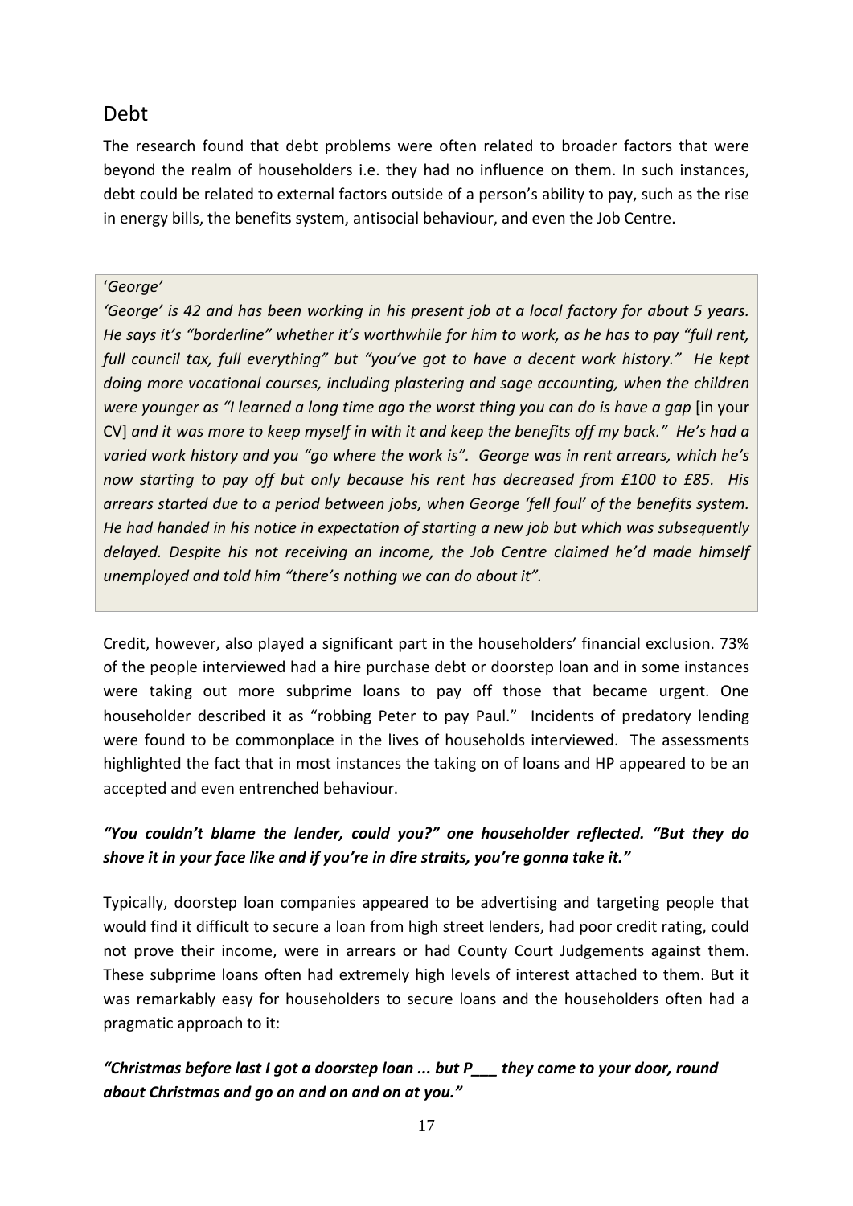## Debt

The research found that debt problems were often related to broader factors that were beyond the realm of householders i.e. they had no influence on them. In such instances, debt could be related to external factors outside of a person's ability to pay, such as the rise in energy bills, the benefits system, antisocial behaviour, and even the Job Centre.

> '*George*'
>
> *'George' is 42 and has been working in his present job at a local factory for about 5 years. He says it's "borderline" whether it's worthwhile for him to work, as he has to pay "full rent, full council tax, full everything" but "you've got to have a decent work history." He kept doing more vocational courses, including plastering and sage accounting, when the children were younger as "I learned a long time ago the worst thing you can do is have a gap* [in your CV] *and it was more to keep myself in with it and keep the benefits off my back." He's had a varied work history and you "go where the work is". George was in rent arrears, which he's now starting to pay off but only because his rent has decreased from £100 to £85. His arrears started due to a period between jobs, when George 'fell foul' of the benefits system. He had handed in his notice in expectation of starting a new job but which was subsequently delayed. Despite his not receiving an income, the Job Centre claimed he'd made himself unemployed and told him "there's nothing we can do about it".*

Credit, however, also played a significant part in the householders' financial exclusion. 73% of the people interviewed had a hire purchase debt or doorstep loan and in some instances were taking out more subprime loans to pay off those that became urgent. One householder described it as "robbing Peter to pay Paul." Incidents of predatory lending were found to be commonplace in the lives of households interviewed. The assessments highlighted the fact that in most instances the taking on of loans and HP appeared to be an accepted and even entrenched behaviour.

***"You couldn't blame the lender, could you?" one householder reflected. "But they do shove it in your face like and if you're in dire straits, you're gonna take it."***

Typically, doorstep loan companies appeared to be advertising and targeting people that would find it difficult to secure a loan from high street lenders, had poor credit rating, could not prove their income, were in arrears or had County Court Judgements against them. These subprime loans often had extremely high levels of interest attached to them. But it was remarkably easy for householders to secure loans and the householders often had a pragmatic approach to it:

***"Christmas before last I got a doorstep loan ... but P___ they come to your door, round about Christmas and go on and on and on at you."***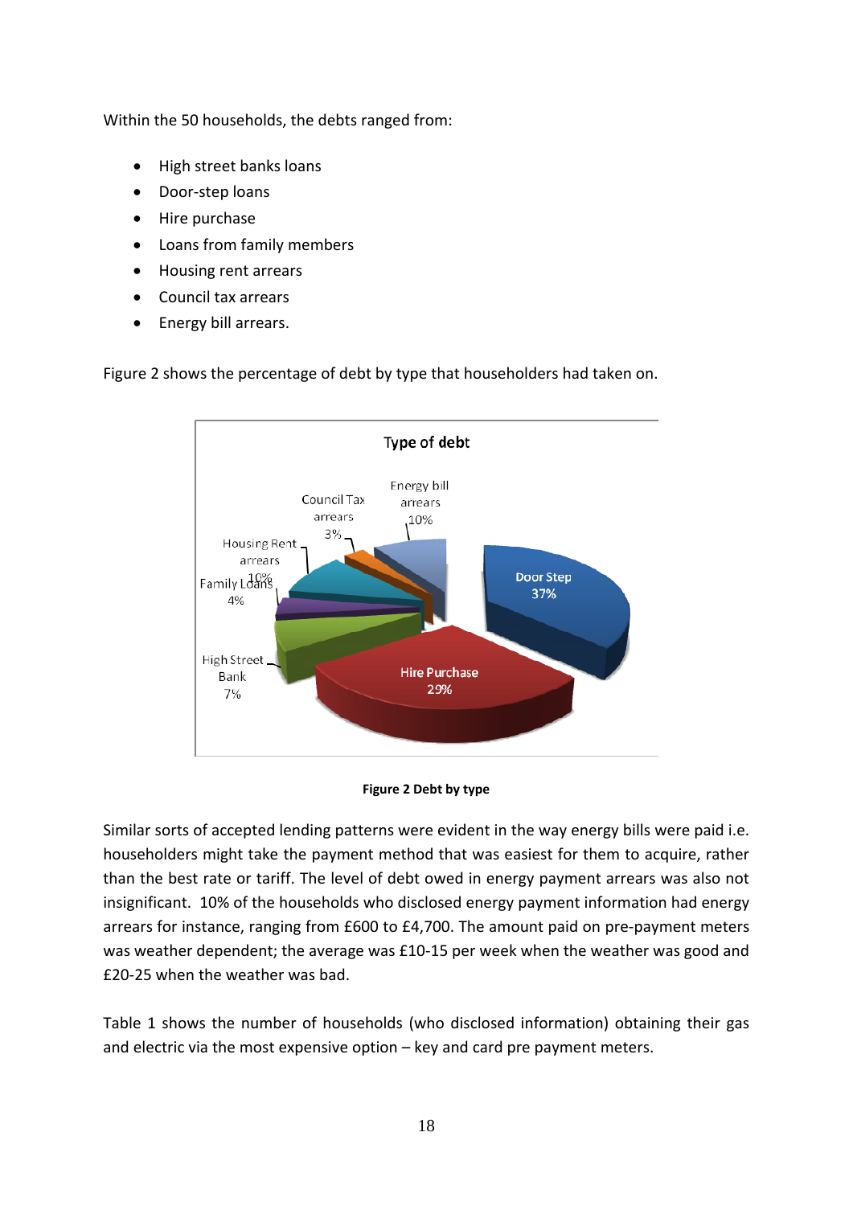Within the 50 households, the debts ranged from:

- High street banks loans
- Door-step loans
- Hire purchase
- Loans from family members
- Housing rent arrears
- Council tax arrears
- Energy bill arrears.

Figure 2 shows the percentage of debt by type that householders had taken on.

**Figure 2 Debt by type**

Similar sorts of accepted lending patterns were evident in the way energy bills were paid i.e. householders might take the payment method that was easiest for them to acquire, rather than the best rate or tariff. The level of debt owed in energy payment arrears was also not insignificant. 10% of the households who disclosed energy payment information had energy arrears for instance, ranging from £600 to £4,700. The amount paid on pre-payment meters was weather dependent; the average was £10-15 per week when the weather was good and £20-25 when the weather was bad.

Table 1 shows the number of households (who disclosed information) obtaining their gas and electric via the most expensive option – key and card pre payment meters.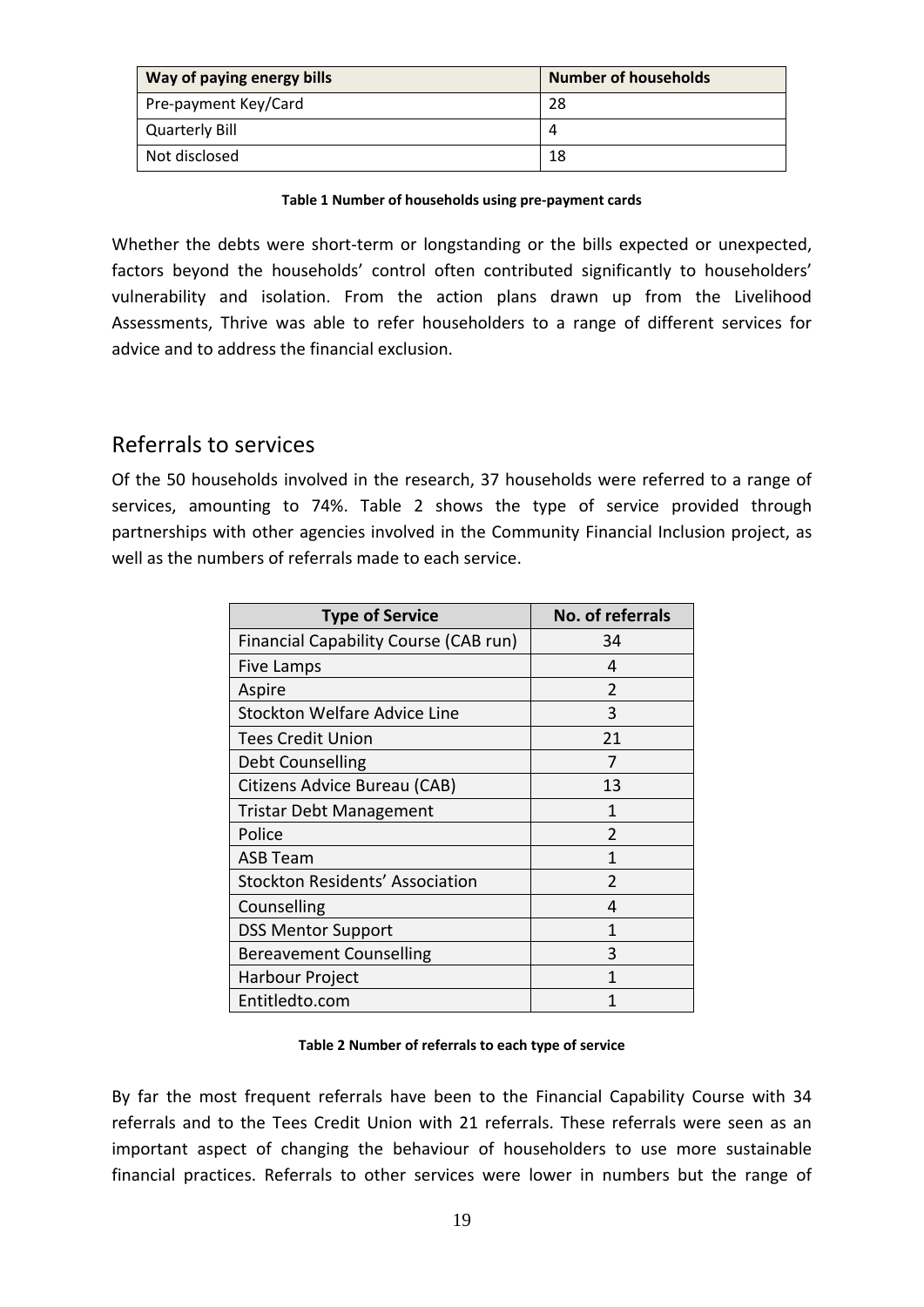| Way of paying energy bills | Number of households |
|---|---|
| Pre-payment Key/Card | 28 |
| Quarterly Bill | 4 |
| Not disclosed | 18 |

**Table 1 Number of households using pre-payment cards**

Whether the debts were short-term or longstanding or the bills expected or unexpected, factors beyond the households' control often contributed significantly to householders' vulnerability and isolation. From the action plans drawn up from the Livelihood Assessments, Thrive was able to refer householders to a range of different services for advice and to address the financial exclusion.

## Referrals to services

Of the 50 households involved in the research, 37 households were referred to a range of services, amounting to 74%. Table 2 shows the type of service provided through partnerships with other agencies involved in the Community Financial Inclusion project, as well as the numbers of referrals made to each service.

| Type of Service | No. of referrals |
|---|---|
| Financial Capability Course (CAB run) | 34 |
| Five Lamps | 4 |
| Aspire | 2 |
| Stockton Welfare Advice Line | 3 |
| Tees Credit Union | 21 |
| Debt Counselling | 7 |
| Citizens Advice Bureau (CAB) | 13 |
| Tristar Debt Management | 1 |
| Police | 2 |
| ASB Team | 1 |
| Stockton Residents' Association | 2 |
| Counselling | 4 |
| DSS Mentor Support | 1 |
| Bereavement Counselling | 3 |
| Harbour Project | 1 |
| Entitledto.com | 1 |

**Table 2 Number of referrals to each type of service**

By far the most frequent referrals have been to the Financial Capability Course with 34 referrals and to the Tees Credit Union with 21 referrals. These referrals were seen as an important aspect of changing the behaviour of householders to use more sustainable financial practices. Referrals to other services were lower in numbers but the range of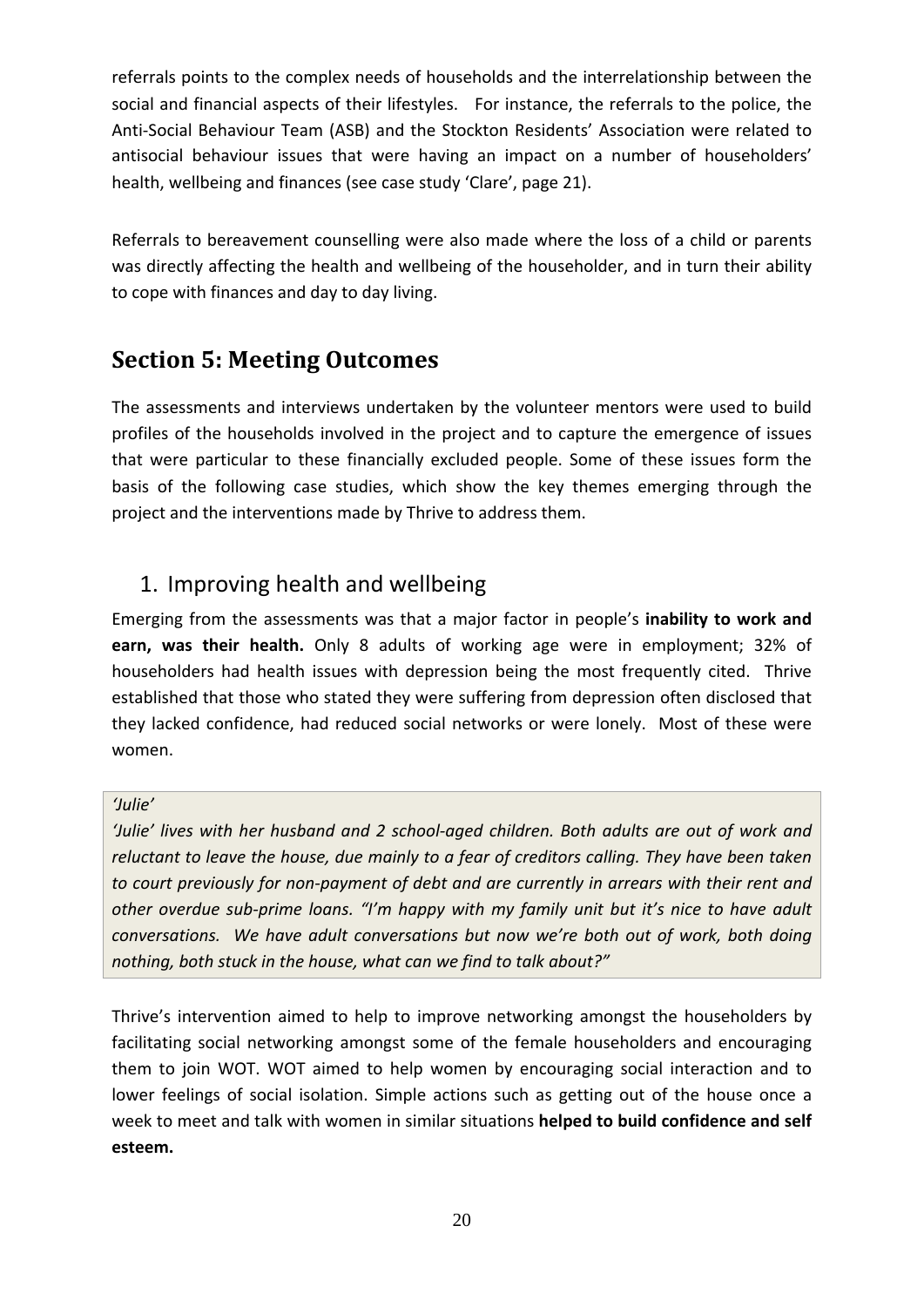referrals points to the complex needs of households and the interrelationship between the social and financial aspects of their lifestyles. For instance, the referrals to the police, the Anti-Social Behaviour Team (ASB) and the Stockton Residents' Association were related to antisocial behaviour issues that were having an impact on a number of householders' health, wellbeing and finances (see case study 'Clare', page 21).

Referrals to bereavement counselling were also made where the loss of a child or parents was directly affecting the health and wellbeing of the householder, and in turn their ability to cope with finances and day to day living.

## Section 5: Meeting Outcomes

The assessments and interviews undertaken by the volunteer mentors were used to build profiles of the households involved in the project and to capture the emergence of issues that were particular to these financially excluded people. Some of these issues form the basis of the following case studies, which show the key themes emerging through the project and the interventions made by Thrive to address them.

### 1. Improving health and wellbeing

Emerging from the assessments was that a major factor in people's **inability to work and earn, was their health.** Only 8 adults of working age were in employment; 32% of householders had health issues with depression being the most frequently cited. Thrive established that those who stated they were suffering from depression often disclosed that they lacked confidence, had reduced social networks or were lonely. Most of these were women.

> *'Julie'*
>
> *'Julie' lives with her husband and 2 school-aged children. Both adults are out of work and reluctant to leave the house, due mainly to a fear of creditors calling. They have been taken to court previously for non-payment of debt and are currently in arrears with their rent and other overdue sub-prime loans. "I'm happy with my family unit but it's nice to have adult conversations. We have adult conversations but now we're both out of work, both doing nothing, both stuck in the house, what can we find to talk about?"*

Thrive's intervention aimed to help to improve networking amongst the householders by facilitating social networking amongst some of the female householders and encouraging them to join WOT. WOT aimed to help women by encouraging social interaction and to lower feelings of social isolation. Simple actions such as getting out of the house once a week to meet and talk with women in similar situations **helped to build confidence and self esteem.**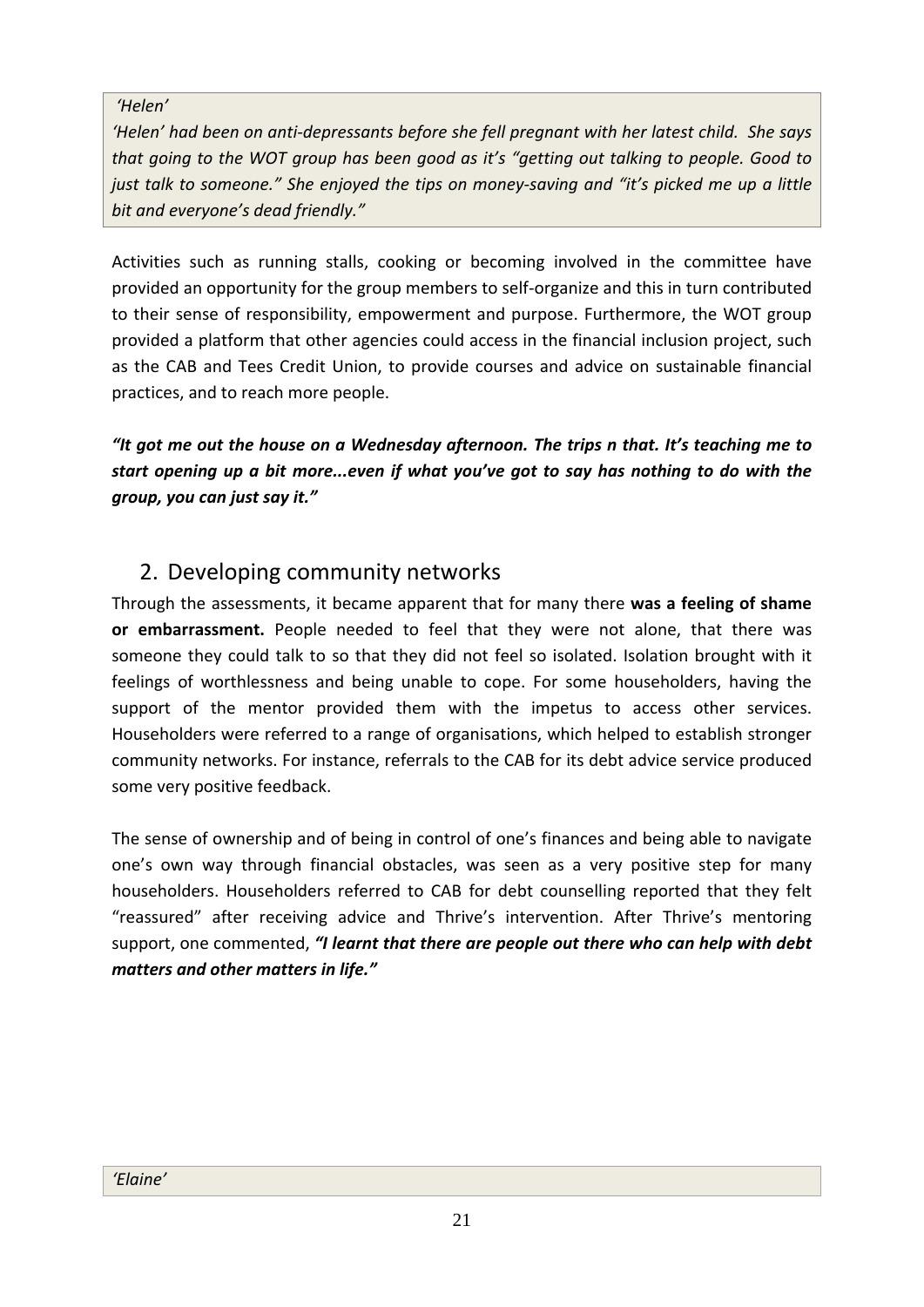*'Helen'*

*'Helen' had been on anti-depressants before she fell pregnant with her latest child. She says that going to the WOT group has been good as it's "getting out talking to people. Good to just talk to someone." She enjoyed the tips on money-saving and "it's picked me up a little bit and everyone's dead friendly."*

Activities such as running stalls, cooking or becoming involved in the committee have provided an opportunity for the group members to self-organize and this in turn contributed to their sense of responsibility, empowerment and purpose. Furthermore, the WOT group provided a platform that other agencies could access in the financial inclusion project, such as the CAB and Tees Credit Union, to provide courses and advice on sustainable financial practices, and to reach more people.

***"It got me out the house on a Wednesday afternoon. The trips n that. It's teaching me to start opening up a bit more...even if what you've got to say has nothing to do with the group, you can just say it."***

## 2. Developing community networks

Through the assessments, it became apparent that for many there **was a feeling of shame or embarrassment.** People needed to feel that they were not alone, that there was someone they could talk to so that they did not feel so isolated. Isolation brought with it feelings of worthlessness and being unable to cope. For some householders, having the support of the mentor provided them with the impetus to access other services. Householders were referred to a range of organisations, which helped to establish stronger community networks. For instance, referrals to the CAB for its debt advice service produced some very positive feedback.

The sense of ownership and of being in control of one's finances and being able to navigate one's own way through financial obstacles, was seen as a very positive step for many householders. Householders referred to CAB for debt counselling reported that they felt "reassured" after receiving advice and Thrive's intervention. After Thrive's mentoring support, one commented, ***"I learnt that there are people out there who can help with debt matters and other matters in life."***

*'Elaine'*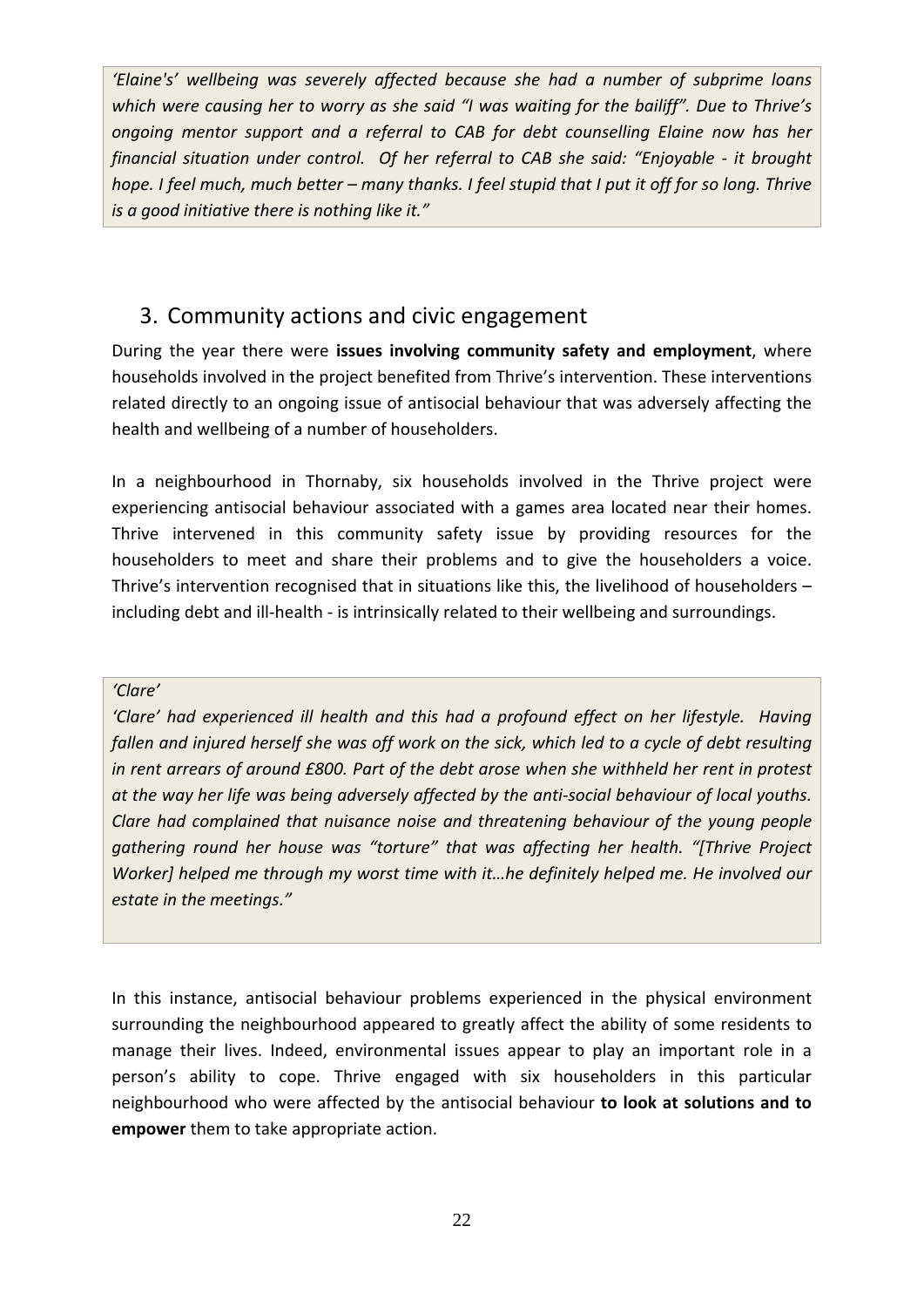*'Elaine's' wellbeing was severely affected because she had a number of subprime loans which were causing her to worry as she said "I was waiting for the bailiff". Due to Thrive's ongoing mentor support and a referral to CAB for debt counselling Elaine now has her financial situation under control. Of her referral to CAB she said: "Enjoyable - it brought hope. I feel much, much better – many thanks. I feel stupid that I put it off for so long. Thrive is a good initiative there is nothing like it."*

## 3. Community actions and civic engagement

During the year there were **issues involving community safety and employment**, where households involved in the project benefited from Thrive's intervention. These interventions related directly to an ongoing issue of antisocial behaviour that was adversely affecting the health and wellbeing of a number of householders.

In a neighbourhood in Thornaby, six households involved in the Thrive project were experiencing antisocial behaviour associated with a games area located near their homes. Thrive intervened in this community safety issue by providing resources for the householders to meet and share their problems and to give the householders a voice. Thrive's intervention recognised that in situations like this, the livelihood of householders – including debt and ill-health - is intrinsically related to their wellbeing and surroundings.

*'Clare'*

*'Clare' had experienced ill health and this had a profound effect on her lifestyle. Having fallen and injured herself she was off work on the sick, which led to a cycle of debt resulting in rent arrears of around £800. Part of the debt arose when she withheld her rent in protest at the way her life was being adversely affected by the anti-social behaviour of local youths. Clare had complained that nuisance noise and threatening behaviour of the young people gathering round her house was "torture" that was affecting her health. "[Thrive Project Worker] helped me through my worst time with it…he definitely helped me. He involved our estate in the meetings."*

In this instance, antisocial behaviour problems experienced in the physical environment surrounding the neighbourhood appeared to greatly affect the ability of some residents to manage their lives. Indeed, environmental issues appear to play an important role in a person's ability to cope. Thrive engaged with six householders in this particular neighbourhood who were affected by the antisocial behaviour **to look at solutions and to empower** them to take appropriate action.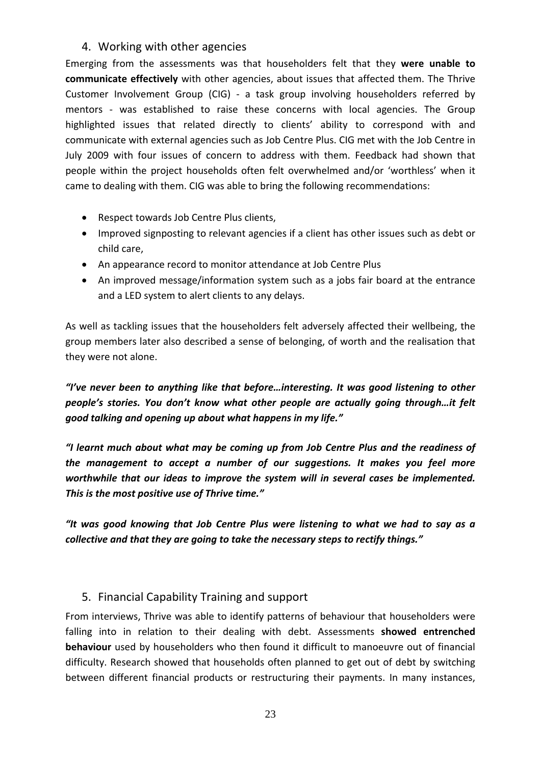## 4. Working with other agencies

Emerging from the assessments was that householders felt that they **were unable to communicate effectively** with other agencies, about issues that affected them. The Thrive Customer Involvement Group (CIG) - a task group involving householders referred by mentors - was established to raise these concerns with local agencies. The Group highlighted issues that related directly to clients' ability to correspond with and communicate with external agencies such as Job Centre Plus. CIG met with the Job Centre in July 2009 with four issues of concern to address with them. Feedback had shown that people within the project households often felt overwhelmed and/or 'worthless' when it came to dealing with them. CIG was able to bring the following recommendations:

- Respect towards Job Centre Plus clients,
- Improved signposting to relevant agencies if a client has other issues such as debt or child care,
- An appearance record to monitor attendance at Job Centre Plus
- An improved message/information system such as a jobs fair board at the entrance and a LED system to alert clients to any delays.

As well as tackling issues that the householders felt adversely affected their wellbeing, the group members later also described a sense of belonging, of worth and the realisation that they were not alone.

***"I've never been to anything like that before…interesting. It was good listening to other people's stories. You don't know what other people are actually going through…it felt good talking and opening up about what happens in my life."***

***"I learnt much about what may be coming up from Job Centre Plus and the readiness of the management to accept a number of our suggestions. It makes you feel more worthwhile that our ideas to improve the system will in several cases be implemented. This is the most positive use of Thrive time."***

***"It was good knowing that Job Centre Plus were listening to what we had to say as a collective and that they are going to take the necessary steps to rectify things."***

## 5. Financial Capability Training and support

From interviews, Thrive was able to identify patterns of behaviour that householders were falling into in relation to their dealing with debt. Assessments **showed entrenched behaviour** used by householders who then found it difficult to manoeuvre out of financial difficulty. Research showed that households often planned to get out of debt by switching between different financial products or restructuring their payments. In many instances,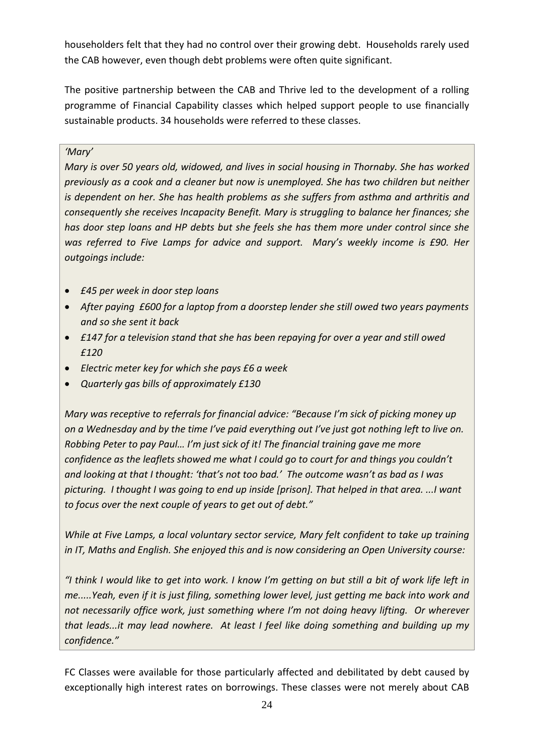householders felt that they had no control over their growing debt. Households rarely used the CAB however, even though debt problems were often quite significant.

The positive partnership between the CAB and Thrive led to the development of a rolling programme of Financial Capability classes which helped support people to use financially sustainable products. 34 households were referred to these classes.

> *'Mary'*
>
> *Mary is over 50 years old, widowed, and lives in social housing in Thornaby. She has worked previously as a cook and a cleaner but now is unemployed. She has two children but neither is dependent on her. She has health problems as she suffers from asthma and arthritis and consequently she receives Incapacity Benefit. Mary is struggling to balance her finances; she has door step loans and HP debts but she feels she has them more under control since she was referred to Five Lamps for advice and support. Mary's weekly income is £90. Her outgoings include:*
>
> - *£45 per week in door step loans*
> - *After paying £600 for a laptop from a doorstep lender she still owed two years payments and so she sent it back*
> - *£147 for a television stand that she has been repaying for over a year and still owed £120*
> - *Electric meter key for which she pays £6 a week*
> - *Quarterly gas bills of approximately £130*
>
> *Mary was receptive to referrals for financial advice: "Because I'm sick of picking money up on a Wednesday and by the time I've paid everything out I've just got nothing left to live on. Robbing Peter to pay Paul… I'm just sick of it! The financial training gave me more confidence as the leaflets showed me what I could go to court for and things you couldn't and looking at that I thought: 'that's not too bad.' The outcome wasn't as bad as I was picturing. I thought I was going to end up inside [prison]. That helped in that area. ...I want to focus over the next couple of years to get out of debt."*
>
> *While at Five Lamps, a local voluntary sector service, Mary felt confident to take up training in IT, Maths and English. She enjoyed this and is now considering an Open University course:*
>
> *"I think I would like to get into work. I know I'm getting on but still a bit of work life left in me.....Yeah, even if it is just filing, something lower level, just getting me back into work and not necessarily office work, just something where I'm not doing heavy lifting. Or wherever that leads...it may lead nowhere. At least I feel like doing something and building up my confidence."*

FC Classes were available for those particularly affected and debilitated by debt caused by exceptionally high interest rates on borrowings. These classes were not merely about CAB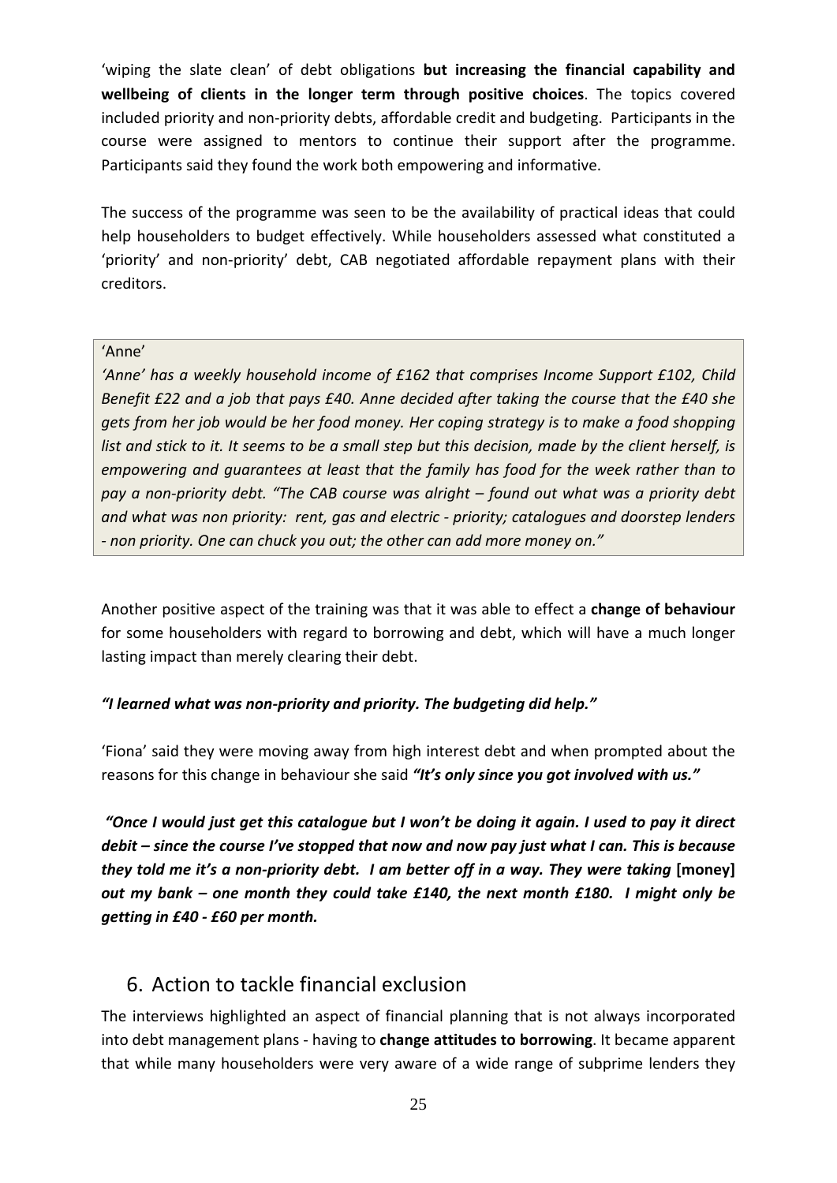'wiping the slate clean' of debt obligations **but increasing the financial capability and wellbeing of clients in the longer term through positive choices**. The topics covered included priority and non-priority debts, affordable credit and budgeting. Participants in the course were assigned to mentors to continue their support after the programme. Participants said they found the work both empowering and informative.

The success of the programme was seen to be the availability of practical ideas that could help householders to budget effectively. While householders assessed what constituted a 'priority' and non-priority' debt, CAB negotiated affordable repayment plans with their creditors.

> 'Anne'
>
> *'Anne' has a weekly household income of £162 that comprises Income Support £102, Child Benefit £22 and a job that pays £40. Anne decided after taking the course that the £40 she gets from her job would be her food money. Her coping strategy is to make a food shopping list and stick to it. It seems to be a small step but this decision, made by the client herself, is empowering and guarantees at least that the family has food for the week rather than to pay a non-priority debt. "The CAB course was alright – found out what was a priority debt and what was non priority: rent, gas and electric - priority; catalogues and doorstep lenders - non priority. One can chuck you out; the other can add more money on."*

Another positive aspect of the training was that it was able to effect a **change of behaviour** for some householders with regard to borrowing and debt, which will have a much longer lasting impact than merely clearing their debt.

***"I learned what was non-priority and priority. The budgeting did help."***

'Fiona' said they were moving away from high interest debt and when prompted about the reasons for this change in behaviour she said ***"It's only since you got involved with us."***

***"Once I would just get this catalogue but I won't be doing it again. I used to pay it direct debit – since the course I've stopped that now and now pay just what I can. This is because they told me it's a non-priority debt. I am better off in a way. They were taking* [money] *out my bank – one month they could take £140, the next month £180. I might only be getting in £40 - £60 per month.***

## 6. Action to tackle financial exclusion

The interviews highlighted an aspect of financial planning that is not always incorporated into debt management plans - having to **change attitudes to borrowing**. It became apparent that while many householders were very aware of a wide range of subprime lenders they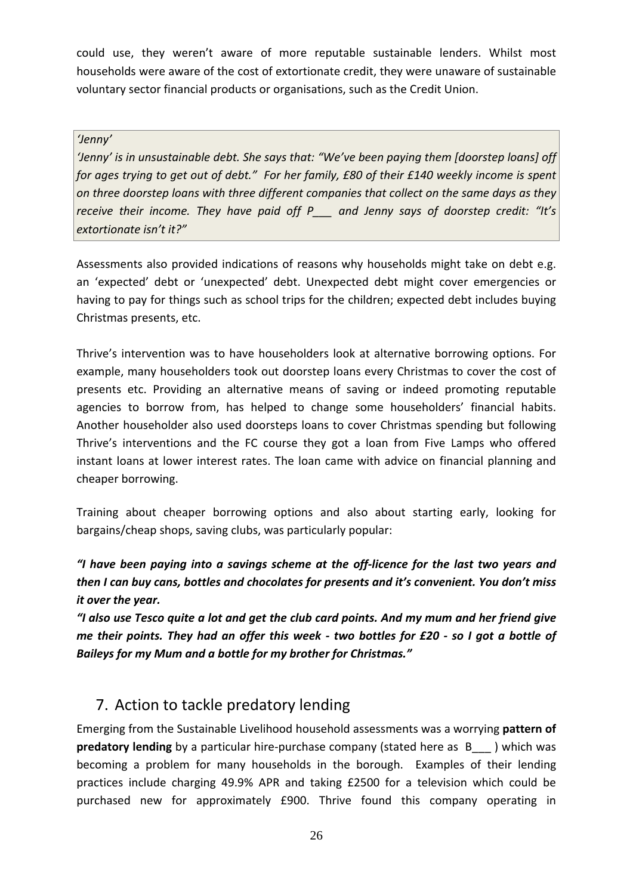could use, they weren't aware of more reputable sustainable lenders. Whilst most households were aware of the cost of extortionate credit, they were unaware of sustainable voluntary sector financial products or organisations, such as the Credit Union.

> *'Jenny'*
>
> *'Jenny' is in unsustainable debt. She says that: "We've been paying them [doorstep loans] off for ages trying to get out of debt." For her family, £80 of their £140 weekly income is spent on three doorstep loans with three different companies that collect on the same days as they receive their income. They have paid off P___ and Jenny says of doorstep credit: "It's extortionate isn't it?"*

Assessments also provided indications of reasons why households might take on debt e.g. an 'expected' debt or 'unexpected' debt. Unexpected debt might cover emergencies or having to pay for things such as school trips for the children; expected debt includes buying Christmas presents, etc.

Thrive's intervention was to have householders look at alternative borrowing options. For example, many householders took out doorstep loans every Christmas to cover the cost of presents etc. Providing an alternative means of saving or indeed promoting reputable agencies to borrow from, has helped to change some householders' financial habits. Another householder also used doorsteps loans to cover Christmas spending but following Thrive's interventions and the FC course they got a loan from Five Lamps who offered instant loans at lower interest rates. The loan came with advice on financial planning and cheaper borrowing.

Training about cheaper borrowing options and also about starting early, looking for bargains/cheap shops, saving clubs, was particularly popular:

***"I have been paying into a savings scheme at the off-licence for the last two years and then I can buy cans, bottles and chocolates for presents and it's convenient. You don't miss it over the year.***
***"I also use Tesco quite a lot and get the club card points. And my mum and her friend give me their points. They had an offer this week - two bottles for £20 - so I got a bottle of Baileys for my Mum and a bottle for my brother for Christmas."***

## 7. Action to tackle predatory lending

Emerging from the Sustainable Livelihood household assessments was a worrying **pattern of predatory lending** by a particular hire-purchase company (stated here as B___ ) which was becoming a problem for many households in the borough. Examples of their lending practices include charging 49.9% APR and taking £2500 for a television which could be purchased new for approximately £900. Thrive found this company operating in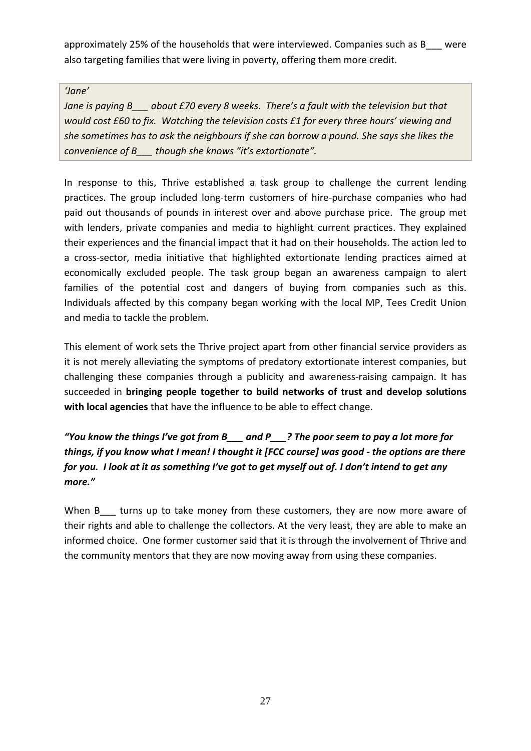approximately 25% of the households that were interviewed. Companies such as B___ were also targeting families that were living in poverty, offering them more credit.

> *'Jane'*
>
> *Jane is paying B___ about £70 every 8 weeks. There's a fault with the television but that would cost £60 to fix. Watching the television costs £1 for every three hours' viewing and she sometimes has to ask the neighbours if she can borrow a pound. She says she likes the convenience of B___ though she knows "it's extortionate".*

In response to this, Thrive established a task group to challenge the current lending practices. The group included long-term customers of hire-purchase companies who had paid out thousands of pounds in interest over and above purchase price. The group met with lenders, private companies and media to highlight current practices. They explained their experiences and the financial impact that it had on their households. The action led to a cross-sector, media initiative that highlighted extortionate lending practices aimed at economically excluded people. The task group began an awareness campaign to alert families of the potential cost and dangers of buying from companies such as this. Individuals affected by this company began working with the local MP, Tees Credit Union and media to tackle the problem.

This element of work sets the Thrive project apart from other financial service providers as it is not merely alleviating the symptoms of predatory extortionate interest companies, but challenging these companies through a publicity and awareness-raising campaign. It has succeeded in **bringing people together to build networks of trust and develop solutions with local agencies** that have the influence to be able to effect change.

***"You know the things I've got from B___ and P___? The poor seem to pay a lot more for things, if you know what I mean! I thought it [FCC course] was good - the options are there for you. I look at it as something I've got to get myself out of. I don't intend to get any more."***

When B___ turns up to take money from these customers, they are now more aware of their rights and able to challenge the collectors. At the very least, they are able to make an informed choice. One former customer said that it is through the involvement of Thrive and the community mentors that they are now moving away from using these companies.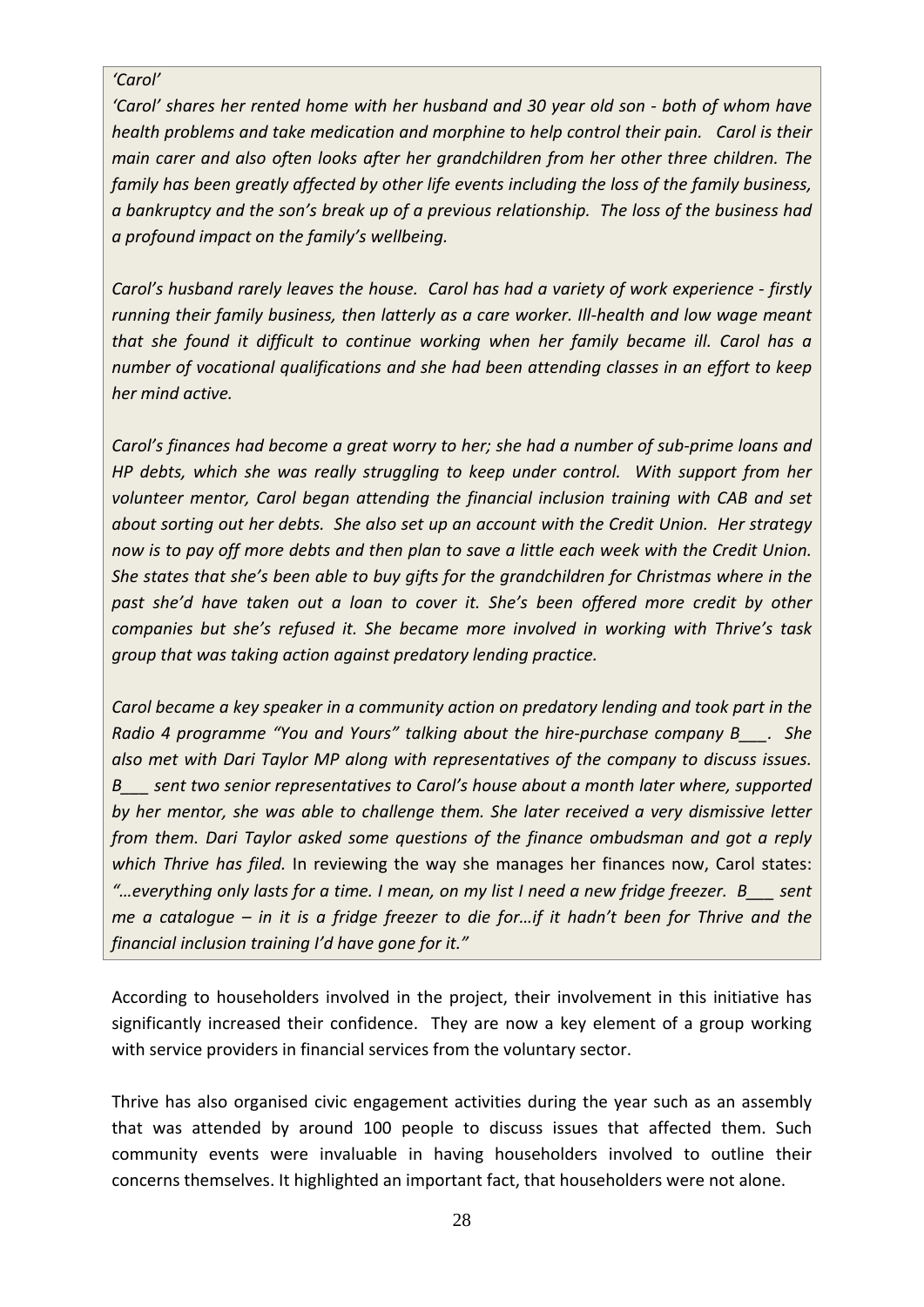*'Carol'*

*'Carol' shares her rented home with her husband and 30 year old son - both of whom have health problems and take medication and morphine to help control their pain. Carol is their main carer and also often looks after her grandchildren from her other three children. The family has been greatly affected by other life events including the loss of the family business, a bankruptcy and the son's break up of a previous relationship. The loss of the business had a profound impact on the family's wellbeing.*

*Carol's husband rarely leaves the house. Carol has had a variety of work experience - firstly running their family business, then latterly as a care worker. Ill-health and low wage meant that she found it difficult to continue working when her family became ill. Carol has a number of vocational qualifications and she had been attending classes in an effort to keep her mind active.*

*Carol's finances had become a great worry to her; she had a number of sub-prime loans and HP debts, which she was really struggling to keep under control. With support from her volunteer mentor, Carol began attending the financial inclusion training with CAB and set about sorting out her debts. She also set up an account with the Credit Union. Her strategy now is to pay off more debts and then plan to save a little each week with the Credit Union. She states that she's been able to buy gifts for the grandchildren for Christmas where in the past she'd have taken out a loan to cover it. She's been offered more credit by other companies but she's refused it. She became more involved in working with Thrive's task group that was taking action against predatory lending practice.*

*Carol became a key speaker in a community action on predatory lending and took part in the Radio 4 programme "You and Yours" talking about the hire-purchase company B___. She also met with Dari Taylor MP along with representatives of the company to discuss issues. B___ sent two senior representatives to Carol's house about a month later where, supported by her mentor, she was able to challenge them. She later received a very dismissive letter from them. Dari Taylor asked some questions of the finance ombudsman and got a reply which Thrive has filed.* In reviewing the way she manages her finances now, Carol states: *"…everything only lasts for a time. I mean, on my list I need a new fridge freezer. B___ sent me a catalogue – in it is a fridge freezer to die for…if it hadn't been for Thrive and the financial inclusion training I'd have gone for it."*

According to householders involved in the project, their involvement in this initiative has significantly increased their confidence. They are now a key element of a group working with service providers in financial services from the voluntary sector.

Thrive has also organised civic engagement activities during the year such as an assembly that was attended by around 100 people to discuss issues that affected them. Such community events were invaluable in having householders involved to outline their concerns themselves. It highlighted an important fact, that householders were not alone.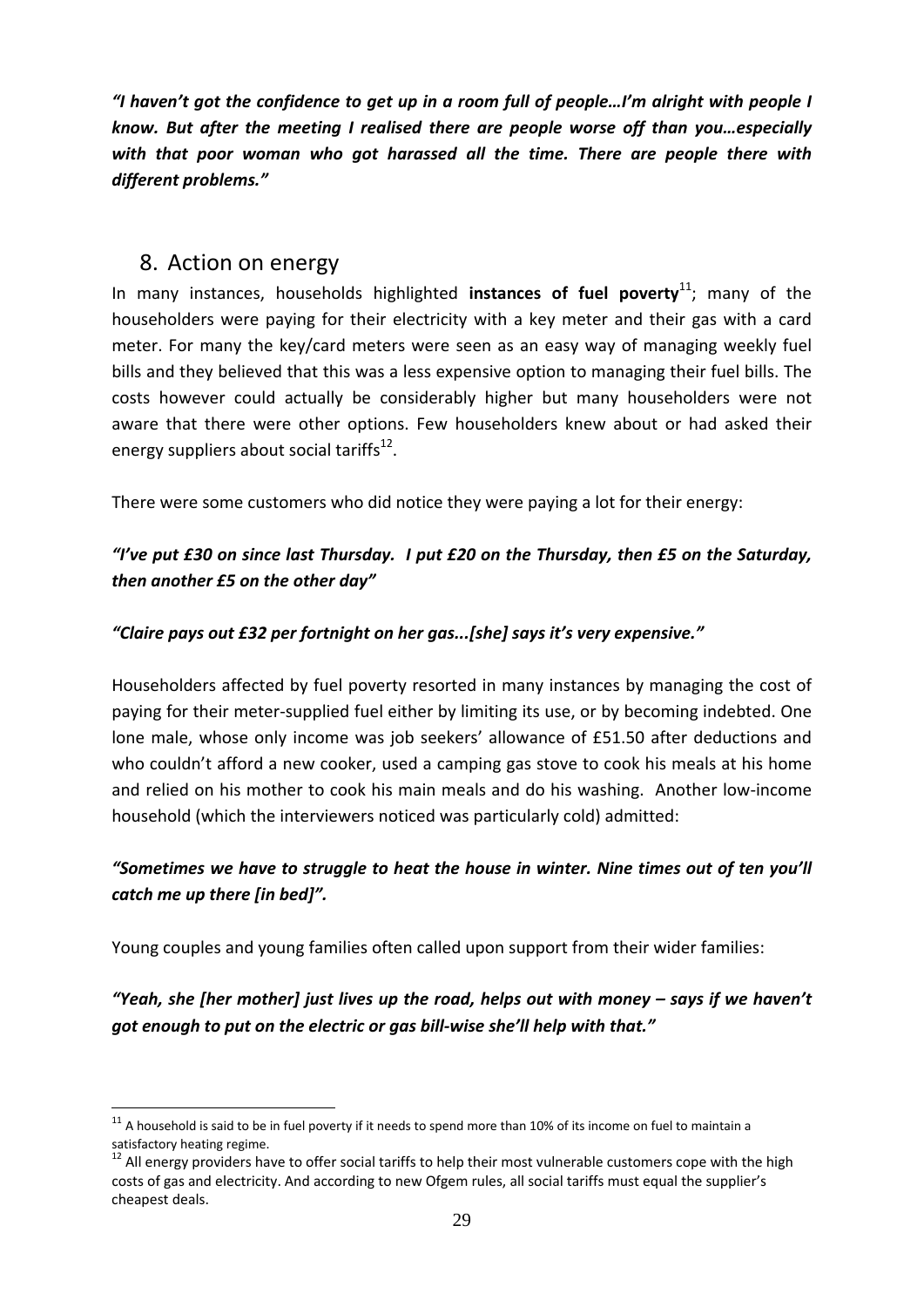***"I haven't got the confidence to get up in a room full of people…I'm alright with people I know. But after the meeting I realised there are people worse off than you…especially with that poor woman who got harassed all the time. There are people there with different problems."***

## 8. Action on energy

In many instances, households highlighted **instances of fuel poverty**[11]; many of the householders were paying for their electricity with a key meter and their gas with a card meter. For many the key/card meters were seen as an easy way of managing weekly fuel bills and they believed that this was a less expensive option to managing their fuel bills. The costs however could actually be considerably higher but many householders were not aware that there were other options. Few householders knew about or had asked their energy suppliers about social tariffs[12].

There were some customers who did notice they were paying a lot for their energy:

***"I've put £30 on since last Thursday. I put £20 on the Thursday, then £5 on the Saturday, then another £5 on the other day"***

***"Claire pays out £32 per fortnight on her gas...[she] says it's very expensive."***

Householders affected by fuel poverty resorted in many instances by managing the cost of paying for their meter-supplied fuel either by limiting its use, or by becoming indebted. One lone male, whose only income was job seekers' allowance of £51.50 after deductions and who couldn't afford a new cooker, used a camping gas stove to cook his meals at his home and relied on his mother to cook his main meals and do his washing. Another low-income household (which the interviewers noticed was particularly cold) admitted:

***"Sometimes we have to struggle to heat the house in winter. Nine times out of ten you'll catch me up there [in bed]".***

Young couples and young families often called upon support from their wider families:

***"Yeah, she [her mother] just lives up the road, helps out with money – says if we haven't got enough to put on the electric or gas bill-wise she'll help with that."***

---

[11] A household is said to be in fuel poverty if it needs to spend more than 10% of its income on fuel to maintain a satisfactory heating regime.

[12] All energy providers have to offer social tariffs to help their most vulnerable customers cope with the high costs of gas and electricity. And according to new Ofgem rules, all social tariffs must equal the supplier's cheapest deals.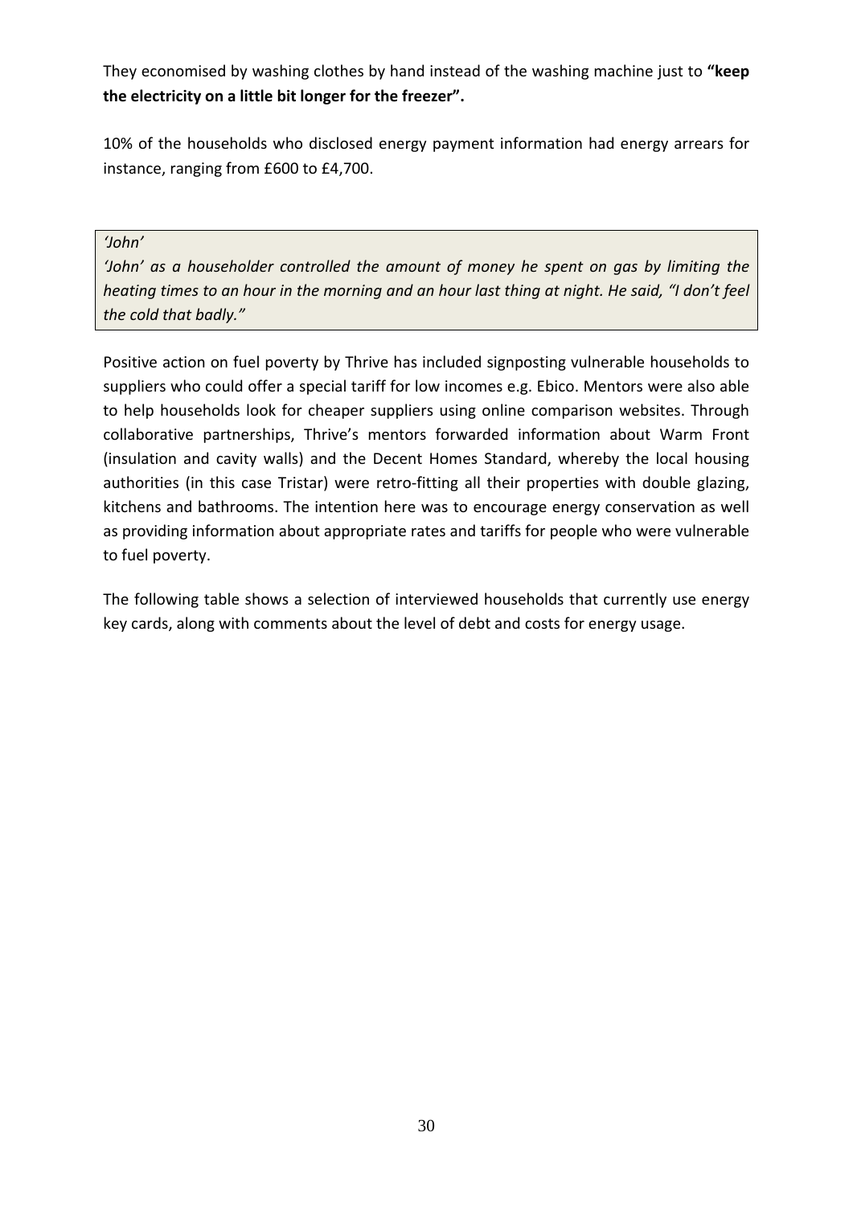They economised by washing clothes by hand instead of the washing machine just to **"keep the electricity on a little bit longer for the freezer".**

10% of the households who disclosed energy payment information had energy arrears for instance, ranging from £600 to £4,700.

> *'John'*
>
> *'John' as a householder controlled the amount of money he spent on gas by limiting the heating times to an hour in the morning and an hour last thing at night. He said, "I don't feel the cold that badly."*

Positive action on fuel poverty by Thrive has included signposting vulnerable households to suppliers who could offer a special tariff for low incomes e.g. Ebico. Mentors were also able to help households look for cheaper suppliers using online comparison websites. Through collaborative partnerships, Thrive's mentors forwarded information about Warm Front (insulation and cavity walls) and the Decent Homes Standard, whereby the local housing authorities (in this case Tristar) were retro-fitting all their properties with double glazing, kitchens and bathrooms. The intention here was to encourage energy conservation as well as providing information about appropriate rates and tariffs for people who were vulnerable to fuel poverty.

The following table shows a selection of interviewed households that currently use energy key cards, along with comments about the level of debt and costs for energy usage.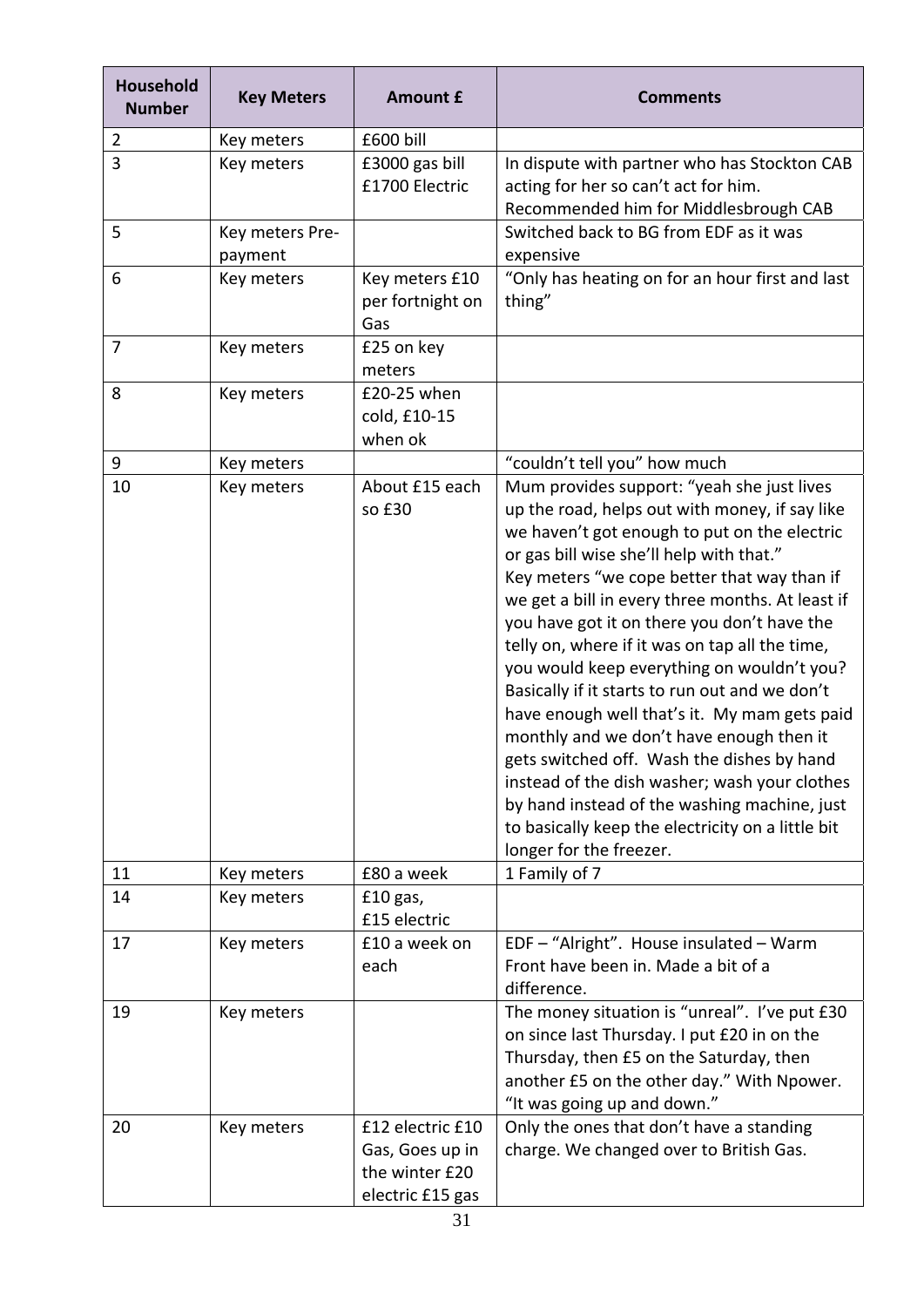| Household Number | Key Meters | Amount £ | Comments |
|---|---|---|---|
| 2 | Key meters | £600 bill | |
| 3 | Key meters | £3000 gas bill £1700 Electric | In dispute with partner who has Stockton CAB acting for her so can't act for him. Recommended him for Middlesbrough CAB |
| 5 | Key meters Pre-payment | | Switched back to BG from EDF as it was expensive |
| 6 | Key meters | Key meters £10 per fortnight on Gas | "Only has heating on for an hour first and last thing" |
| 7 | Key meters | £25 on key meters | |
| 8 | Key meters | £20-25 when cold, £10-15 when ok | |
| 9 | Key meters | | "couldn't tell you" how much |
| 10 | Key meters | About £15 each so £30 | Mum provides support: "yeah she just lives up the road, helps out with money, if say like we haven't got enough to put on the electric or gas bill wise she'll help with that." Key meters "we cope better that way than if we get a bill in every three months. At least if you have got it on there you don't have the telly on, where if it was on tap all the time, you would keep everything on wouldn't you? Basically if it starts to run out and we don't have enough well that's it. My mam gets paid monthly and we don't have enough then it gets switched off. Wash the dishes by hand instead of the dish washer; wash your clothes by hand instead of the washing machine, just to basically keep the electricity on a little bit longer for the freezer. |
| 11 | Key meters | £80 a week | 1 Family of 7 |
| 14 | Key meters | £10 gas, £15 electric | |
| 17 | Key meters | £10 a week on each | EDF – "Alright". House insulated – Warm Front have been in. Made a bit of a difference. |
| 19 | Key meters | | The money situation is "unreal". I've put £30 on since last Thursday. I put £20 in on the Thursday, then £5 on the Saturday, then another £5 on the other day." With Npower. "It was going up and down." |
| 20 | Key meters | £12 electric £10 Gas, Goes up in the winter £20 electric £15 gas | Only the ones that don't have a standing charge. We changed over to British Gas. |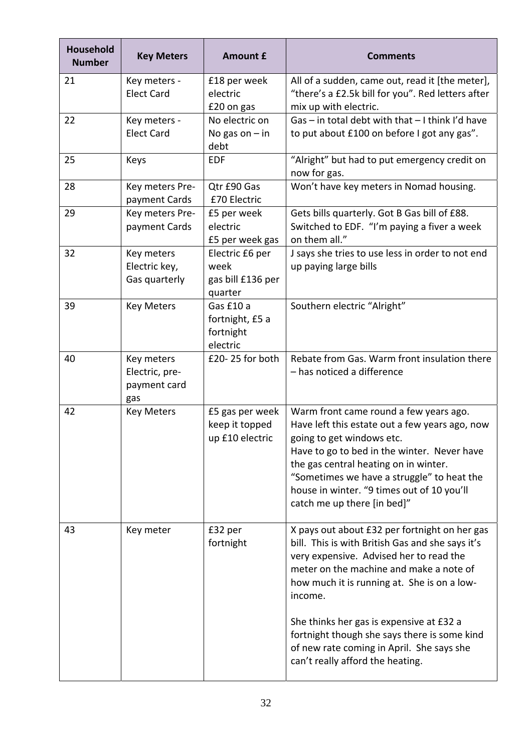| Household Number | Key Meters | Amount £ | Comments |
|---|---|---|---|
| 21 | Key meters - Elect Card | £18 per week electric<br>£20 on gas | All of a sudden, came out, read it [the meter], "there's a £2.5k bill for you". Red letters after mix up with electric. |
| 22 | Key meters - Elect Card | No electric on<br>No gas on – in debt | Gas – in total debt with that – I think I'd have to put about £100 on before I got any gas". |
| 25 | Keys | EDF | "Alright" but had to put emergency credit on now for gas. |
| 28 | Key meters Pre-payment Cards | Qtr £90 Gas<br>£70 Electric | Won't have key meters in Nomad housing. |
| 29 | Key meters Pre-payment Cards | £5 per week electric<br>£5 per week gas | Gets bills quarterly. Got B Gas bill of £88. Switched to EDF. "I'm paying a fiver a week on them all." |
| 32 | Key meters Electric key, Gas quarterly | Electric £6 per week<br>gas bill £136 per quarter | J says she tries to use less in order to not end up paying large bills |
| 39 | Key Meters | Gas £10 a fortnight, £5 a fortnight electric | Southern electric "Alright" |
| 40 | Key meters Electric, pre-payment card gas | £20- 25 for both | Rebate from Gas. Warm front insulation there – has noticed a difference |
| 42 | Key Meters | £5 gas per week keep it topped up £10 electric | Warm front came round a few years ago. Have left this estate out a few years ago, now going to get windows etc.<br>Have to go to bed in the winter. Never have the gas central heating on in winter. "Sometimes we have a struggle" to heat the house in winter. "9 times out of 10 you'll catch me up there [in bed]" |
| 43 | Key meter | £32 per fortnight | X pays out about £32 per fortnight on her gas bill. This is with British Gas and she says it's very expensive. Advised her to read the meter on the machine and make a note of how much it is running at. She is on a low-income.<br><br>She thinks her gas is expensive at £32 a fortnight though she says there is some kind of new rate coming in April. She says she can't really afford the heating. |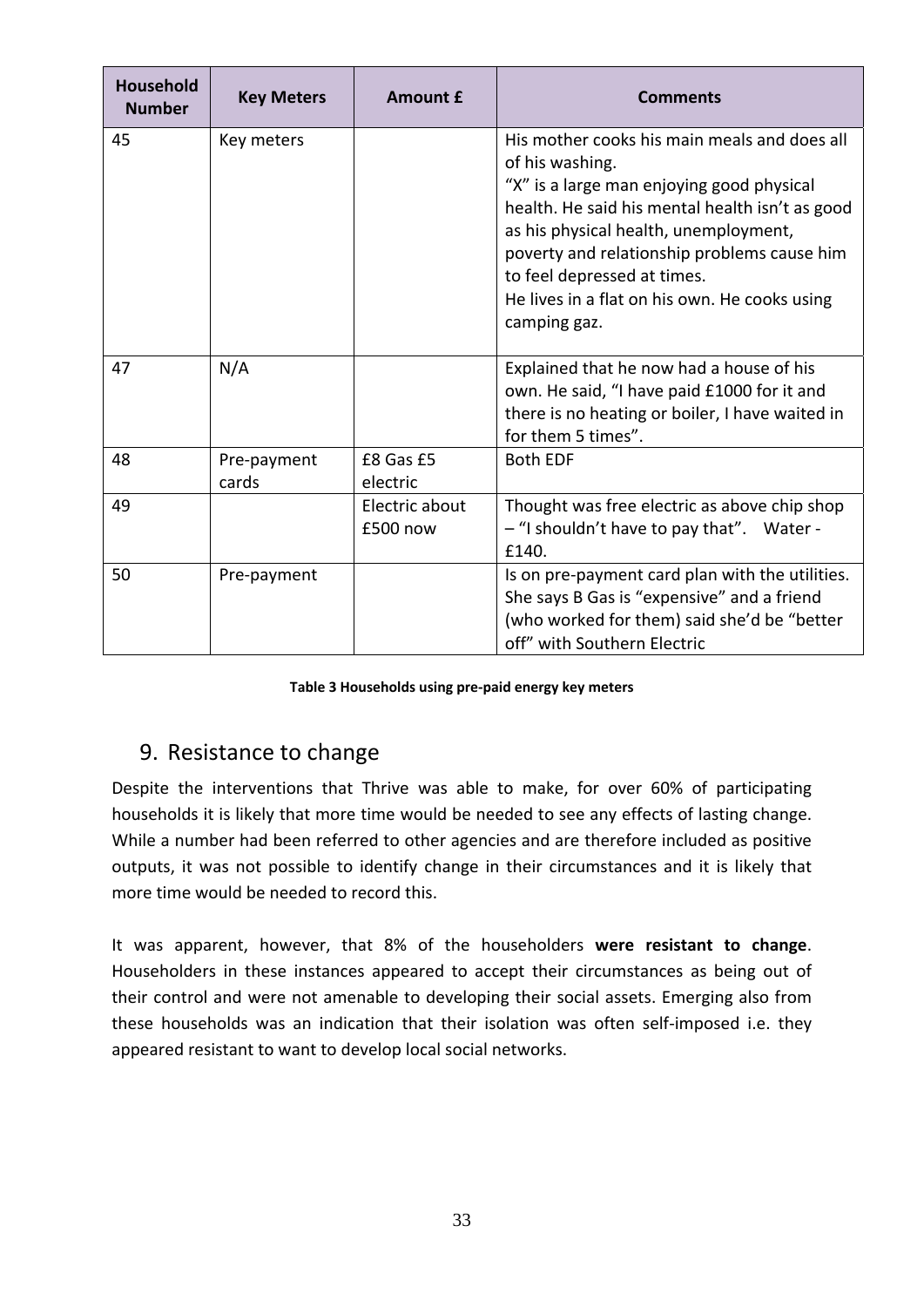| Household Number | Key Meters | Amount £ | Comments |
|---|---|---|---|
| 45 | Key meters | | His mother cooks his main meals and does all of his washing.<br>"X" is a large man enjoying good physical health. He said his mental health isn't as good as his physical health, unemployment, poverty and relationship problems cause him to feel depressed at times.<br>He lives in a flat on his own. He cooks using camping gaz. |
| 47 | N/A | | Explained that he now had a house of his own. He said, "I have paid £1000 for it and there is no heating or boiler, I have waited in for them 5 times". |
| 48 | Pre-payment cards | £8 Gas £5 electric | Both EDF |
| 49 | | Electric about £500 now | Thought was free electric as above chip shop – "I shouldn't have to pay that". Water - £140. |
| 50 | Pre-payment | | Is on pre-payment card plan with the utilities. She says B Gas is "expensive" and a friend (who worked for them) said she'd be "better off" with Southern Electric |

**Table 3 Households using pre-paid energy key meters**

## 9. Resistance to change

Despite the interventions that Thrive was able to make, for over 60% of participating households it is likely that more time would be needed to see any effects of lasting change. While a number had been referred to other agencies and are therefore included as positive outputs, it was not possible to identify change in their circumstances and it is likely that more time would be needed to record this.

It was apparent, however, that 8% of the householders **were resistant to change**. Householders in these instances appeared to accept their circumstances as being out of their control and were not amenable to developing their social assets. Emerging also from these households was an indication that their isolation was often self-imposed i.e. they appeared resistant to want to develop local social networks.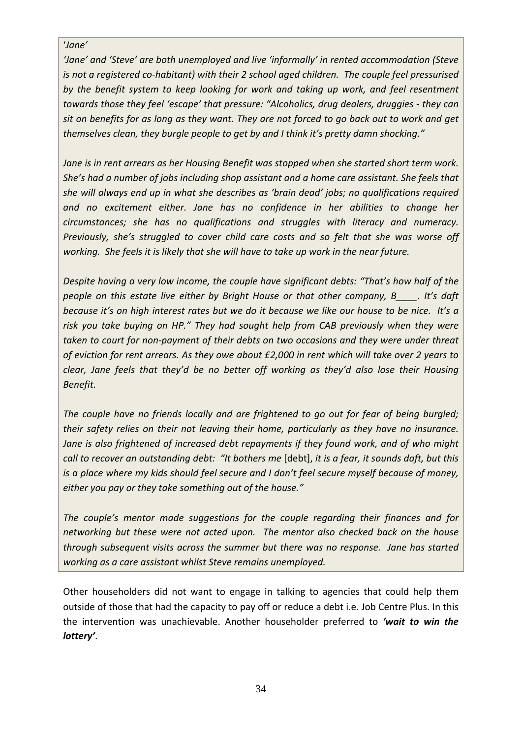'*Jane*'

*'Jane' and 'Steve' are both unemployed and live 'informally' in rented accommodation (Steve is not a registered co-habitant) with their 2 school aged children. The couple feel pressurised by the benefit system to keep looking for work and taking up work, and feel resentment towards those they feel 'escape' that pressure: "Alcoholics, drug dealers, druggies - they can sit on benefits for as long as they want. They are not forced to go back out to work and get themselves clean, they burgle people to get by and I think it's pretty damn shocking."*

*Jane is in rent arrears as her Housing Benefit was stopped when she started short term work. She's had a number of jobs including shop assistant and a home care assistant. She feels that she will always end up in what she describes as 'brain dead' jobs; no qualifications required and no excitement either. Jane has no confidence in her abilities to change her circumstances; she has no qualifications and struggles with literacy and numeracy. Previously, she's struggled to cover child care costs and so felt that she was worse off working. She feels it is likely that she will have to take up work in the near future.*

*Despite having a very low income, the couple have significant debts: "That's how half of the people on this estate live either by Bright House or that other company, B____. It's daft because it's on high interest rates but we do it because we like our house to be nice. It's a risk you take buying on HP." They had sought help from CAB previously when they were taken to court for non-payment of their debts on two occasions and they were under threat of eviction for rent arrears. As they owe about £2,000 in rent which will take over 2 years to clear, Jane feels that they'd be no better off working as they'd also lose their Housing Benefit.*

*The couple have no friends locally and are frightened to go out for fear of being burgled; their safety relies on their not leaving their home, particularly as they have no insurance. Jane is also frightened of increased debt repayments if they found work, and of who might call to recover an outstanding debt: "It bothers me* [debt], *it is a fear, it sounds daft, but this is a place where my kids should feel secure and I don't feel secure myself because of money, either you pay or they take something out of the house."*

*The couple's mentor made suggestions for the couple regarding their finances and for networking but these were not acted upon. The mentor also checked back on the house through subsequent visits across the summer but there was no response. Jane has started working as a care assistant whilst Steve remains unemployed.*

Other householders did not want to engage in talking to agencies that could help them outside of those that had the capacity to pay off or reduce a debt i.e. Job Centre Plus. In this the intervention was unachievable. Another householder preferred to ***'wait to win the lottery'***.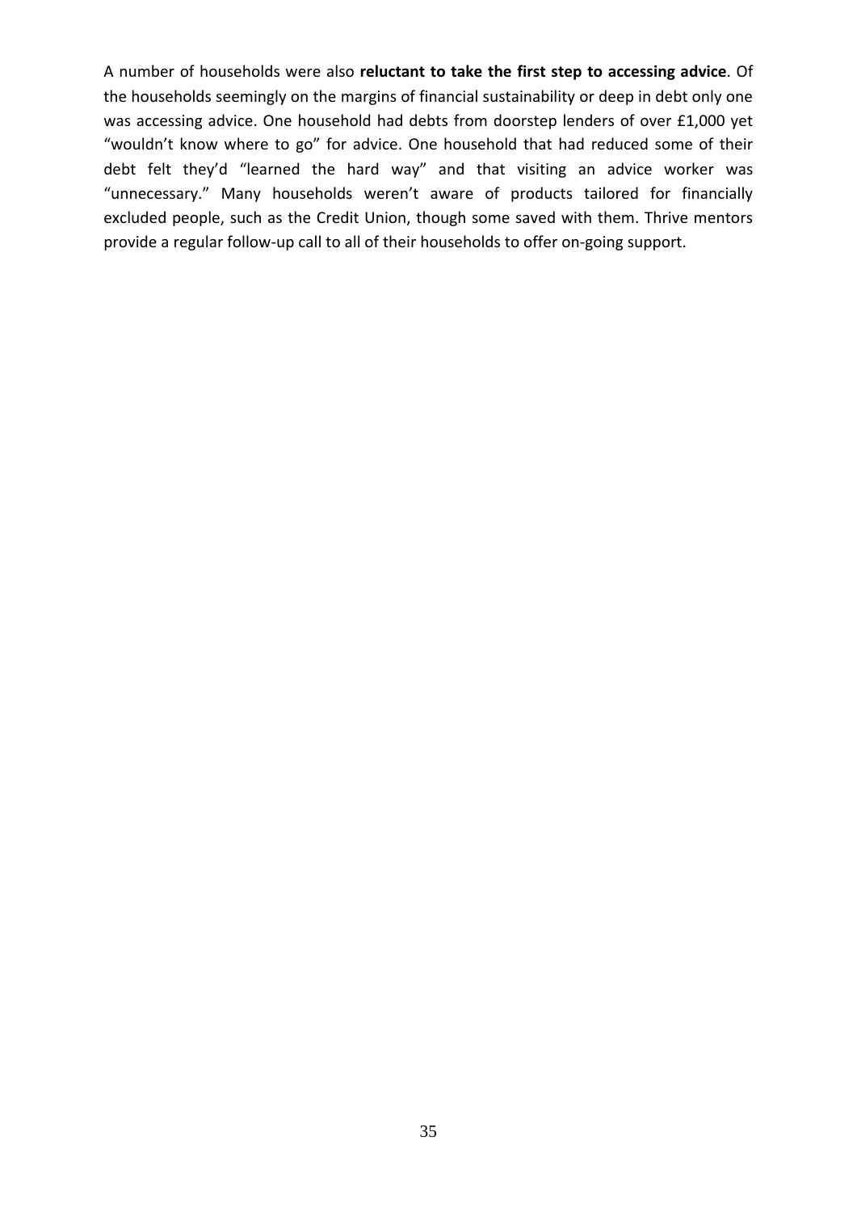A number of households were also **reluctant to take the first step to accessing advice**. Of the households seemingly on the margins of financial sustainability or deep in debt only one was accessing advice. One household had debts from doorstep lenders of over £1,000 yet "wouldn't know where to go" for advice. One household that had reduced some of their debt felt they'd "learned the hard way" and that visiting an advice worker was "unnecessary." Many households weren't aware of products tailored for financially excluded people, such as the Credit Union, though some saved with them. Thrive mentors provide a regular follow-up call to all of their households to offer on-going support.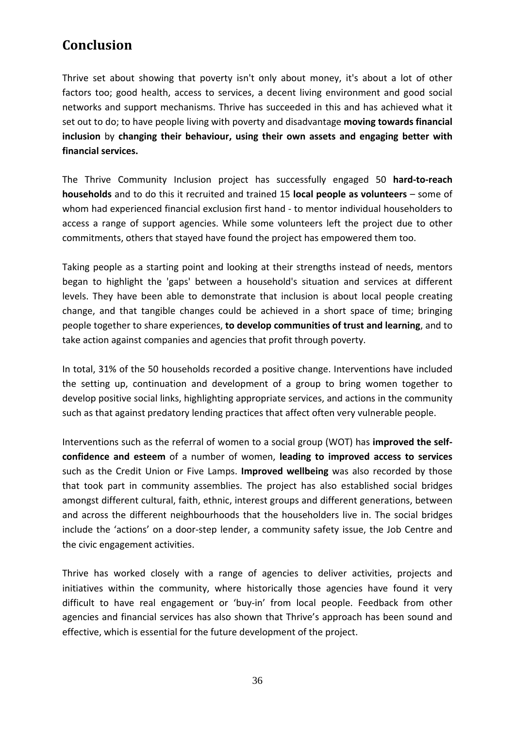# Conclusion

Thrive set about showing that poverty isn't only about money, it's about a lot of other factors too; good health, access to services, a decent living environment and good social networks and support mechanisms. Thrive has succeeded in this and has achieved what it set out to do; to have people living with poverty and disadvantage **moving towards financial inclusion** by **changing their behaviour, using their own assets and engaging better with financial services.**

The Thrive Community Inclusion project has successfully engaged 50 **hard-to-reach households** and to do this it recruited and trained 15 **local people as volunteers** – some of whom had experienced financial exclusion first hand - to mentor individual householders to access a range of support agencies. While some volunteers left the project due to other commitments, others that stayed have found the project has empowered them too.

Taking people as a starting point and looking at their strengths instead of needs, mentors began to highlight the 'gaps' between a household's situation and services at different levels. They have been able to demonstrate that inclusion is about local people creating change, and that tangible changes could be achieved in a short space of time; bringing people together to share experiences, **to develop communities of trust and learning**, and to take action against companies and agencies that profit through poverty.

In total, 31% of the 50 households recorded a positive change. Interventions have included the setting up, continuation and development of a group to bring women together to develop positive social links, highlighting appropriate services, and actions in the community such as that against predatory lending practices that affect often very vulnerable people.

Interventions such as the referral of women to a social group (WOT) has **improved the self-confidence and esteem** of a number of women, **leading to improved access to services** such as the Credit Union or Five Lamps. **Improved wellbeing** was also recorded by those that took part in community assemblies. The project has also established social bridges amongst different cultural, faith, ethnic, interest groups and different generations, between and across the different neighbourhoods that the householders live in. The social bridges include the 'actions' on a door-step lender, a community safety issue, the Job Centre and the civic engagement activities.

Thrive has worked closely with a range of agencies to deliver activities, projects and initiatives within the community, where historically those agencies have found it very difficult to have real engagement or 'buy-in' from local people. Feedback from other agencies and financial services has also shown that Thrive's approach has been sound and effective, which is essential for the future development of the project.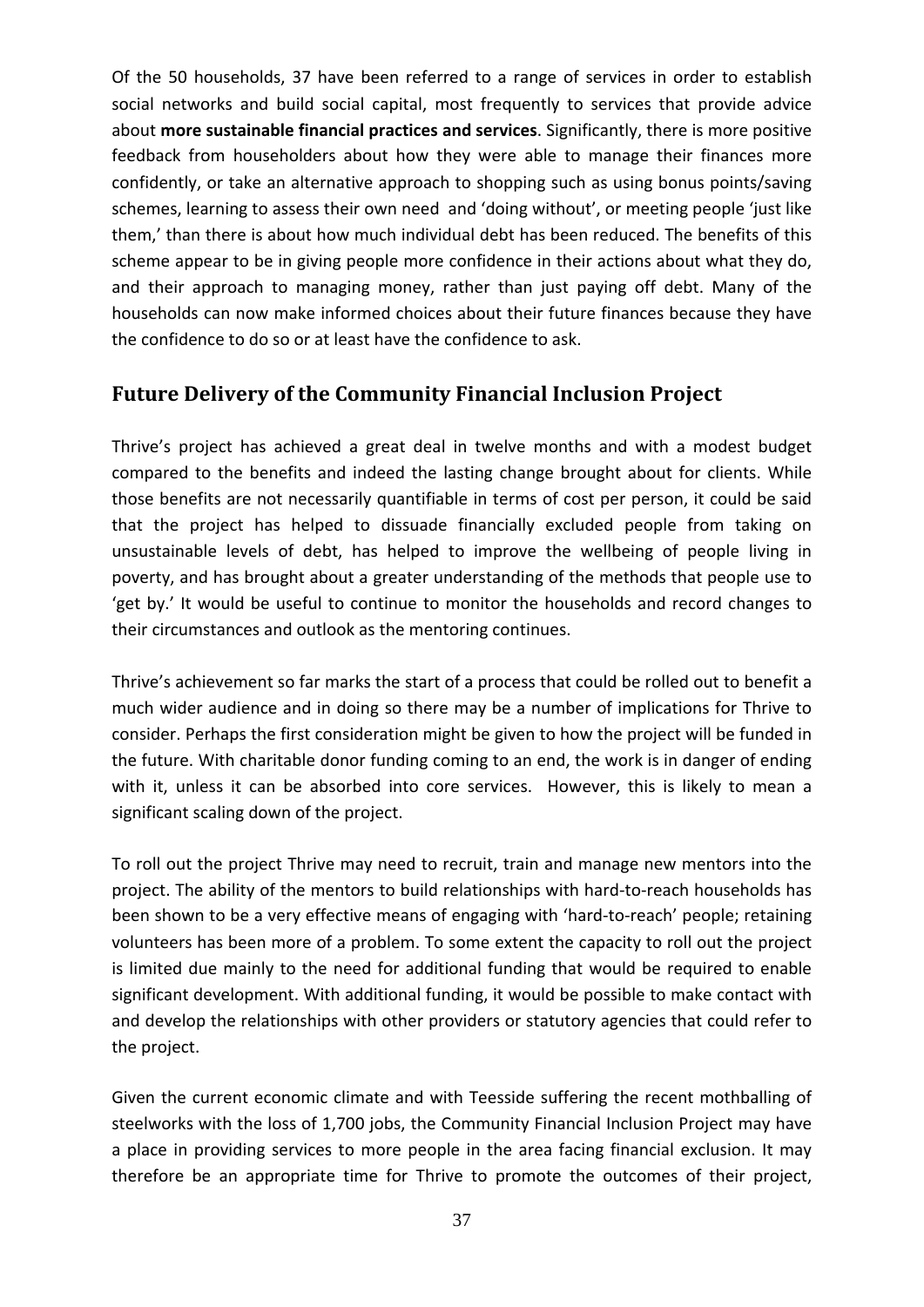Of the 50 households, 37 have been referred to a range of services in order to establish social networks and build social capital, most frequently to services that provide advice about **more sustainable financial practices and services**. Significantly, there is more positive feedback from householders about how they were able to manage their finances more confidently, or take an alternative approach to shopping such as using bonus points/saving schemes, learning to assess their own need and 'doing without', or meeting people 'just like them,' than there is about how much individual debt has been reduced. The benefits of this scheme appear to be in giving people more confidence in their actions about what they do, and their approach to managing money, rather than just paying off debt. Many of the households can now make informed choices about their future finances because they have the confidence to do so or at least have the confidence to ask.

## Future Delivery of the Community Financial Inclusion Project

Thrive's project has achieved a great deal in twelve months and with a modest budget compared to the benefits and indeed the lasting change brought about for clients. While those benefits are not necessarily quantifiable in terms of cost per person, it could be said that the project has helped to dissuade financially excluded people from taking on unsustainable levels of debt, has helped to improve the wellbeing of people living in poverty, and has brought about a greater understanding of the methods that people use to 'get by.' It would be useful to continue to monitor the households and record changes to their circumstances and outlook as the mentoring continues.

Thrive's achievement so far marks the start of a process that could be rolled out to benefit a much wider audience and in doing so there may be a number of implications for Thrive to consider. Perhaps the first consideration might be given to how the project will be funded in the future. With charitable donor funding coming to an end, the work is in danger of ending with it, unless it can be absorbed into core services. However, this is likely to mean a significant scaling down of the project.

To roll out the project Thrive may need to recruit, train and manage new mentors into the project. The ability of the mentors to build relationships with hard-to-reach households has been shown to be a very effective means of engaging with 'hard-to-reach' people; retaining volunteers has been more of a problem. To some extent the capacity to roll out the project is limited due mainly to the need for additional funding that would be required to enable significant development. With additional funding, it would be possible to make contact with and develop the relationships with other providers or statutory agencies that could refer to the project.

Given the current economic climate and with Teesside suffering the recent mothballing of steelworks with the loss of 1,700 jobs, the Community Financial Inclusion Project may have a place in providing services to more people in the area facing financial exclusion. It may therefore be an appropriate time for Thrive to promote the outcomes of their project,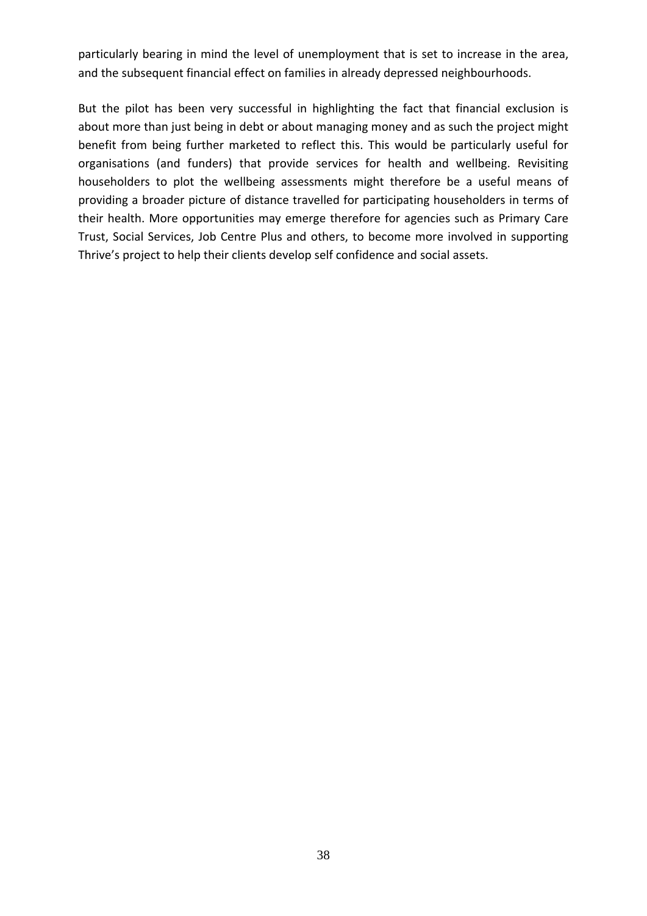particularly bearing in mind the level of unemployment that is set to increase in the area, and the subsequent financial effect on families in already depressed neighbourhoods.

But the pilot has been very successful in highlighting the fact that financial exclusion is about more than just being in debt or about managing money and as such the project might benefit from being further marketed to reflect this. This would be particularly useful for organisations (and funders) that provide services for health and wellbeing. Revisiting householders to plot the wellbeing assessments might therefore be a useful means of providing a broader picture of distance travelled for participating householders in terms of their health. More opportunities may emerge therefore for agencies such as Primary Care Trust, Social Services, Job Centre Plus and others, to become more involved in supporting Thrive's project to help their clients develop self confidence and social assets.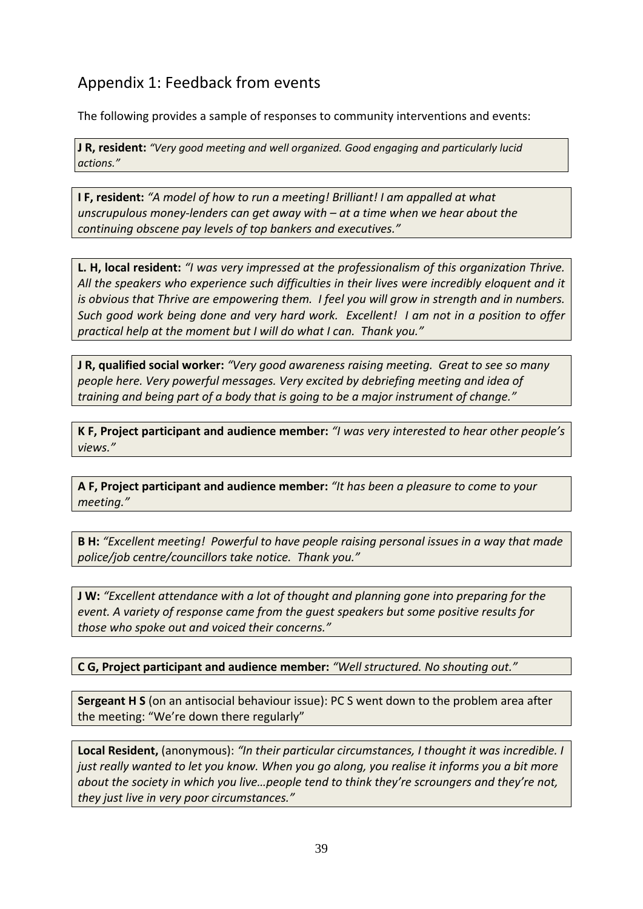## Appendix 1: Feedback from events

The following provides a sample of responses to community interventions and events:

**J R, resident:** *"Very good meeting and well organized. Good engaging and particularly lucid actions."*

**I F, resident:** *"A model of how to run a meeting! Brilliant! I am appalled at what unscrupulous money-lenders can get away with – at a time when we hear about the continuing obscene pay levels of top bankers and executives."*

**L. H, local resident:** *"I was very impressed at the professionalism of this organization Thrive. All the speakers who experience such difficulties in their lives were incredibly eloquent and it is obvious that Thrive are empowering them. I feel you will grow in strength and in numbers. Such good work being done and very hard work. Excellent! I am not in a position to offer practical help at the moment but I will do what I can. Thank you."*

**J R, qualified social worker:** *"Very good awareness raising meeting. Great to see so many people here. Very powerful messages. Very excited by debriefing meeting and idea of training and being part of a body that is going to be a major instrument of change."*

**K F, Project participant and audience member:** *"I was very interested to hear other people's views."*

**A F, Project participant and audience member:** *"It has been a pleasure to come to your meeting."*

**B H:** *"Excellent meeting! Powerful to have people raising personal issues in a way that made police/job centre/councillors take notice. Thank you."*

**J W:** *"Excellent attendance with a lot of thought and planning gone into preparing for the event. A variety of response came from the guest speakers but some positive results for those who spoke out and voiced their concerns."*

**C G, Project participant and audience member:** *"Well structured. No shouting out."*

**Sergeant H S** (on an antisocial behaviour issue): PC S went down to the problem area after the meeting: "We're down there regularly"

**Local Resident,** (anonymous): *"In their particular circumstances, I thought it was incredible. I just really wanted to let you know. When you go along, you realise it informs you a bit more about the society in which you live…people tend to think they're scroungers and they're not, they just live in very poor circumstances."*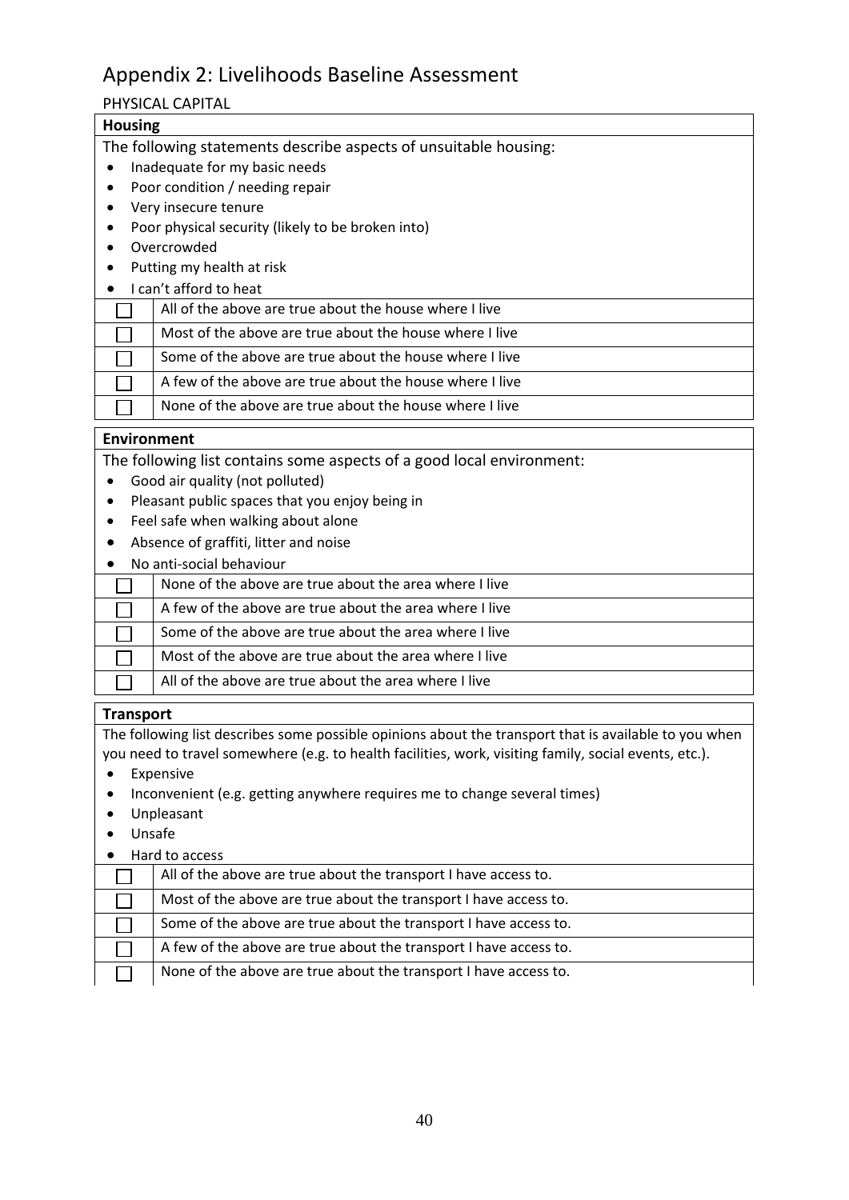# Appendix 2: Livelihoods Baseline Assessment

PHYSICAL CAPITAL

**Housing**

The following statements describe aspects of unsuitable housing:

- Inadequate for my basic needs
- Poor condition / needing repair
- Very insecure tenure
- Poor physical security (likely to be broken into)
- Overcrowded
- Putting my health at risk
- I can't afford to heat

| | |
|---|---|
| ☐ | All of the above are true about the house where I live |
| ☐ | Most of the above are true about the house where I live |
| ☐ | Some of the above are true about the house where I live |
| ☐ | A few of the above are true about the house where I live |
| ☐ | None of the above are true about the house where I live |

**Environment**

The following list contains some aspects of a good local environment:

- Good air quality (not polluted)
- Pleasant public spaces that you enjoy being in
- Feel safe when walking about alone
- Absence of graffiti, litter and noise
- No anti-social behaviour

| | |
|---|---|
| ☐ | None of the above are true about the area where I live |
| ☐ | A few of the above are true about the area where I live |
| ☐ | Some of the above are true about the area where I live |
| ☐ | Most of the above are true about the area where I live |
| ☐ | All of the above are true about the area where I live |

**Transport**

The following list describes some possible opinions about the transport that is available to you when you need to travel somewhere (e.g. to health facilities, work, visiting family, social events, etc.).

- Expensive
- Inconvenient (e.g. getting anywhere requires me to change several times)
- Unpleasant
- Unsafe
- Hard to access

| | |
|---|---|
| ☐ | All of the above are true about the transport I have access to. |
| ☐ | Most of the above are true about the transport I have access to. |
| ☐ | Some of the above are true about the transport I have access to. |
| ☐ | A few of the above are true about the transport I have access to. |
| ☐ | None of the above are true about the transport I have access to. |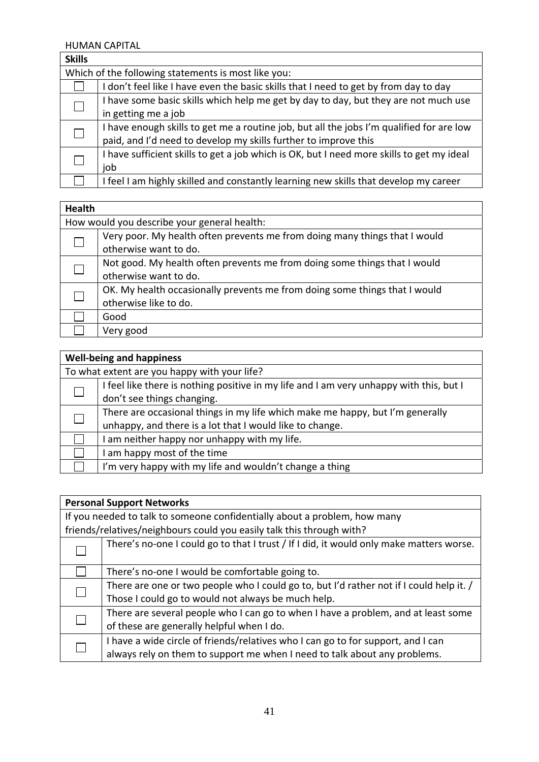HUMAN CAPITAL

| **Skills** | |
|---|---|
| Which of the following statements is most like you: | |
| ☐ | I don't feel like I have even the basic skills that I need to get by from day to day |
| ☐ | I have some basic skills which help me get by day to day, but they are not much use in getting me a job |
| ☐ | I have enough skills to get me a routine job, but all the jobs I'm qualified for are low paid, and I'd need to develop my skills further to improve this |
| ☐ | I have sufficient skills to get a job which is OK, but I need more skills to get my ideal job |
| ☐ | I feel I am highly skilled and constantly learning new skills that develop my career |

| **Health** | |
|---|---|
| How would you describe your general health: | |
| ☐ | Very poor. My health often prevents me from doing many things that I would otherwise want to do. |
| ☐ | Not good. My health often prevents me from doing some things that I would otherwise want to do. |
| ☐ | OK. My health occasionally prevents me from doing some things that I would otherwise like to do. |
| ☐ | Good |
| ☐ | Very good |

| **Well-being and happiness** | |
|---|---|
| To what extent are you happy with your life? | |
| ☐ | I feel like there is nothing positive in my life and I am very unhappy with this, but I don't see things changing. |
| ☐ | There are occasional things in my life which make me happy, but I'm generally unhappy, and there is a lot that I would like to change. |
| ☐ | I am neither happy nor unhappy with my life. |
| ☐ | I am happy most of the time |
| ☐ | I'm very happy with my life and wouldn't change a thing |

| **Personal Support Networks** | |
|---|---|
| If you needed to talk to someone confidentially about a problem, how many friends/relatives/neighbours could you easily talk this through with? | |
| ☐ | There's no-one I could go to that I trust / If I did, it would only make matters worse. |
| ☐ | There's no-one I would be comfortable going to. |
| ☐ | There are one or two people who I could go to, but I'd rather not if I could help it. / Those I could go to would not always be much help. |
| ☐ | There are several people who I can go to when I have a problem, and at least some of these are generally helpful when I do. |
| ☐ | I have a wide circle of friends/relatives who I can go to for support, and I can always rely on them to support me when I need to talk about any problems. |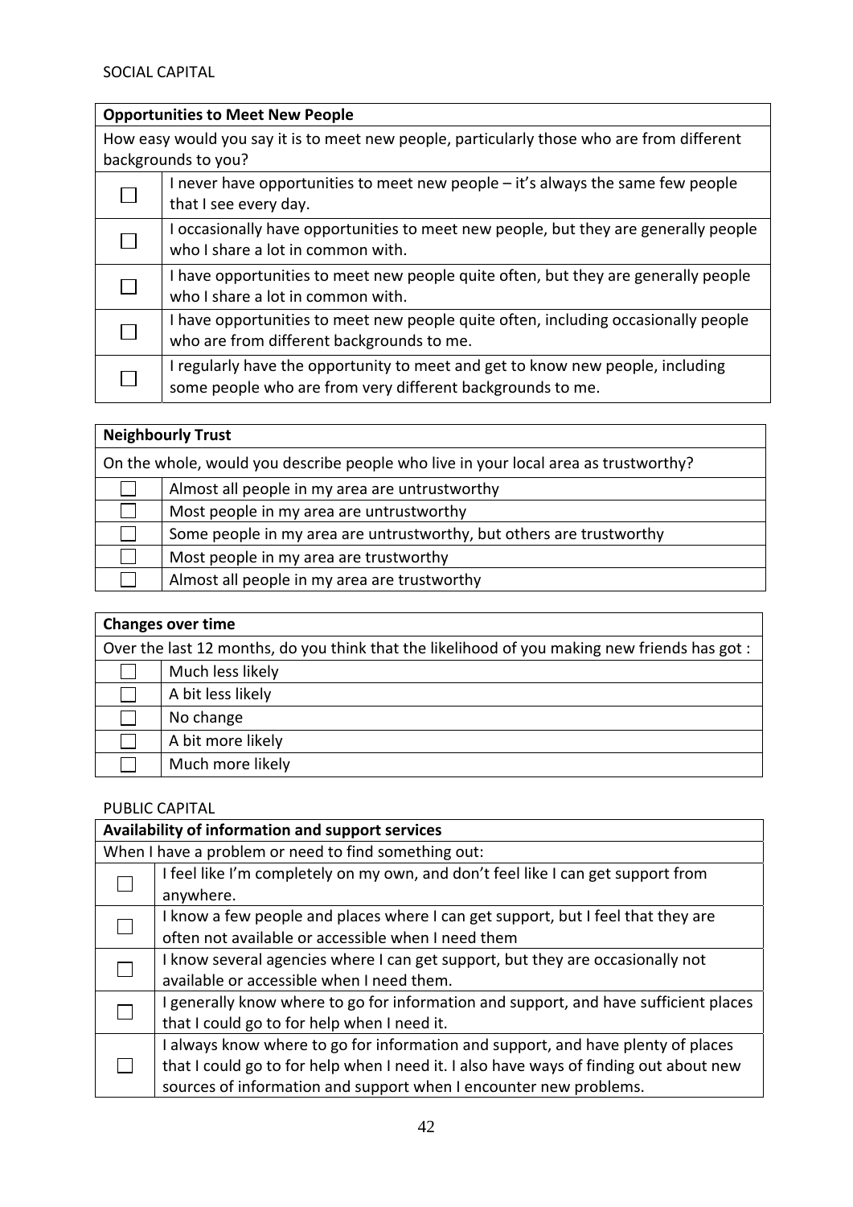SOCIAL CAPITAL

| **Opportunities to Meet New People** | |
|---|---|
| How easy would you say it is to meet new people, particularly those who are from different backgrounds to you? | |
| ☐ | I never have opportunities to meet new people – it's always the same few people that I see every day. |
| ☐ | I occasionally have opportunities to meet new people, but they are generally people who I share a lot in common with. |
| ☐ | I have opportunities to meet new people quite often, but they are generally people who I share a lot in common with. |
| ☐ | I have opportunities to meet new people quite often, including occasionally people who are from different backgrounds to me. |
| ☐ | I regularly have the opportunity to meet and get to know new people, including some people who are from very different backgrounds to me. |

| **Neighbourly Trust** | |
|---|---|
| On the whole, would you describe people who live in your local area as trustworthy? | |
| ☐ | Almost all people in my area are untrustworthy |
| ☐ | Most people in my area are untrustworthy |
| ☐ | Some people in my area are untrustworthy, but others are trustworthy |
| ☐ | Most people in my area are trustworthy |
| ☐ | Almost all people in my area are trustworthy |

| **Changes over time** | |
|---|---|
| Over the last 12 months, do you think that the likelihood of you making new friends has got : | |
| ☐ | Much less likely |
| ☐ | A bit less likely |
| ☐ | No change |
| ☐ | A bit more likely |
| ☐ | Much more likely |

PUBLIC CAPITAL

| **Availability of information and support services** | |
|---|---|
| When I have a problem or need to find something out: | |
| ☐ | I feel like I'm completely on my own, and don't feel like I can get support from anywhere. |
| ☐ | I know a few people and places where I can get support, but I feel that they are often not available or accessible when I need them |
| ☐ | I know several agencies where I can get support, but they are occasionally not available or accessible when I need them. |
| ☐ | I generally know where to go for information and support, and have sufficient places that I could go to for help when I need it. |
| ☐ | I always know where to go for information and support, and have plenty of places that I could go to for help when I need it. I also have ways of finding out about new sources of information and support when I encounter new problems. |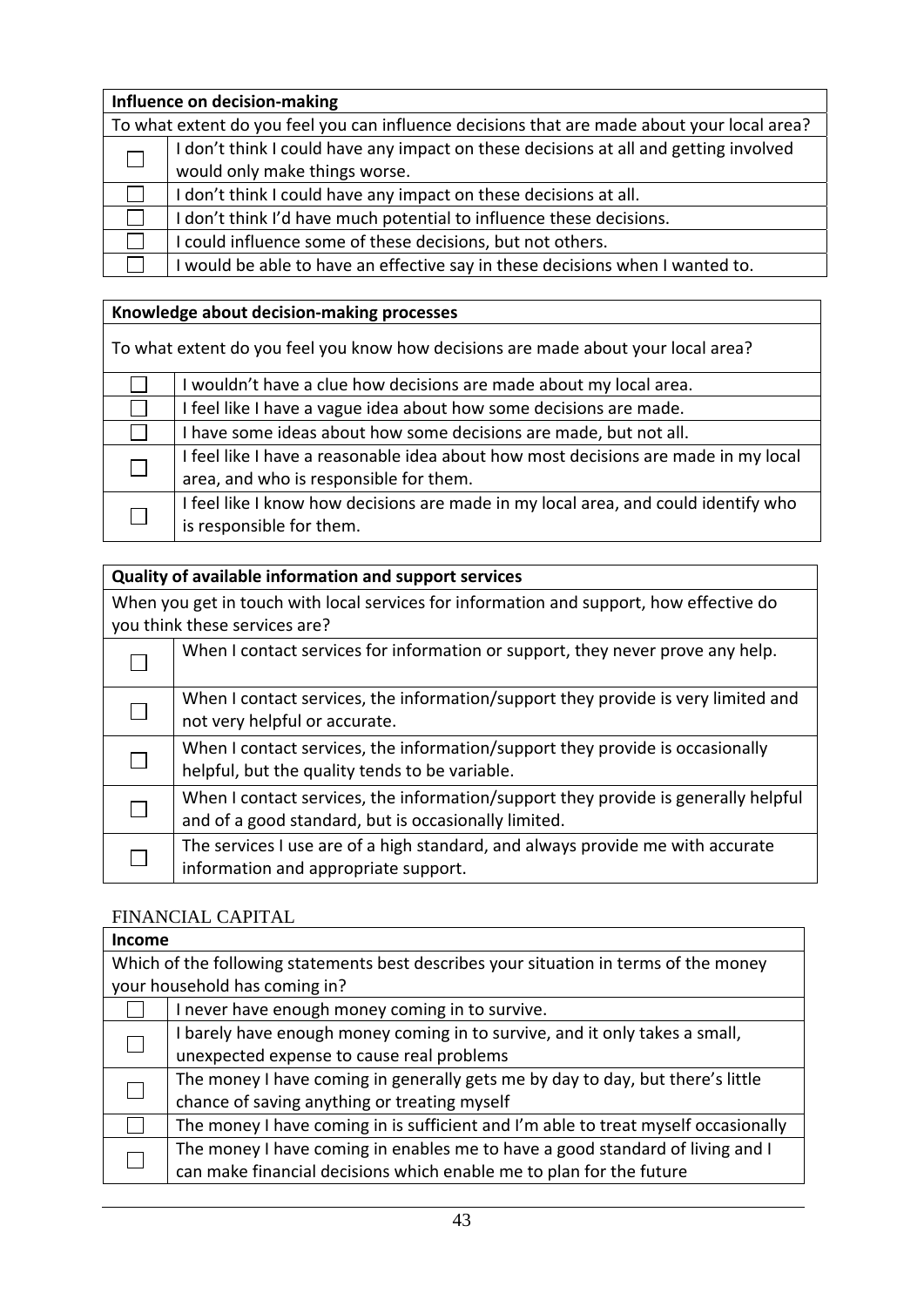| **Influence on decision-making** | |
|---|---|
| To what extent do you feel you can influence decisions that are made about your local area? | |
| ☐ | I don't think I could have any impact on these decisions at all and getting involved would only make things worse. |
| ☐ | I don't think I could have any impact on these decisions at all. |
| ☐ | I don't think I'd have much potential to influence these decisions. |
| ☐ | I could influence some of these decisions, but not others. |
| ☐ | I would be able to have an effective say in these decisions when I wanted to. |

| **Knowledge about decision-making processes** | |
|---|---|
| To what extent do you feel you know how decisions are made about your local area? | |
| ☐ | I wouldn't have a clue how decisions are made about my local area. |
| ☐ | I feel like I have a vague idea about how some decisions are made. |
| ☐ | I have some ideas about how some decisions are made, but not all. |
| ☐ | I feel like I have a reasonable idea about how most decisions are made in my local area, and who is responsible for them. |
| ☐ | I feel like I know how decisions are made in my local area, and could identify who is responsible for them. |

| **Quality of available information and support services** | |
|---|---|
| When you get in touch with local services for information and support, how effective do you think these services are? | |
| ☐ | When I contact services for information or support, they never prove any help. |
| ☐ | When I contact services, the information/support they provide is very limited and not very helpful or accurate. |
| ☐ | When I contact services, the information/support they provide is occasionally helpful, but the quality tends to be variable. |
| ☐ | When I contact services, the information/support they provide is generally helpful and of a good standard, but is occasionally limited. |
| ☐ | The services I use are of a high standard, and always provide me with accurate information and appropriate support. |

## FINANCIAL CAPITAL

| **Income** | |
|---|---|
| Which of the following statements best describes your situation in terms of the money your household has coming in? | |
| ☐ | I never have enough money coming in to survive. |
| ☐ | I barely have enough money coming in to survive, and it only takes a small, unexpected expense to cause real problems |
| ☐ | The money I have coming in generally gets me by day to day, but there's little chance of saving anything or treating myself |
| ☐ | The money I have coming in is sufficient and I'm able to treat myself occasionally |
| ☐ | The money I have coming in enables me to have a good standard of living and I can make financial decisions which enable me to plan for the future |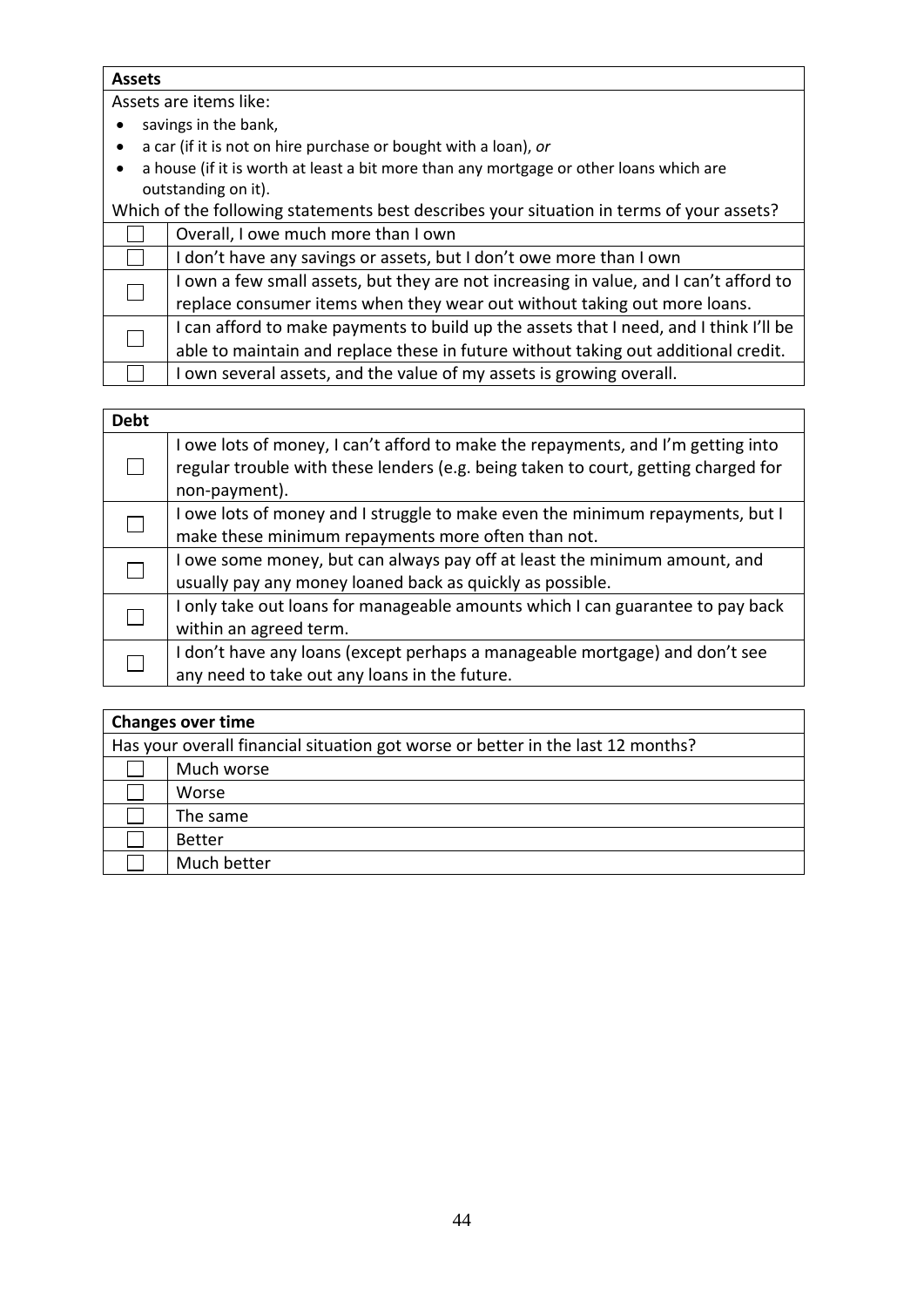| **Assets** | |
|---|---|
| Assets are items like:<br>• savings in the bank,<br>• a car (if it is not on hire purchase or bought with a loan), *or*<br>• a house (if it is worth at least a bit more than any mortgage or other loans which are outstanding on it).<br>Which of the following statements best describes your situation in terms of your assets? | |
| ☐ | Overall, I owe much more than I own |
| ☐ | I don't have any savings or assets, but I don't owe more than I own |
| ☐ | I own a few small assets, but they are not increasing in value, and I can't afford to replace consumer items when they wear out without taking out more loans. |
| ☐ | I can afford to make payments to build up the assets that I need, and I think I'll be able to maintain and replace these in future without taking out additional credit. |
| ☐ | I own several assets, and the value of my assets is growing overall. |

| **Debt** | |
|---|---|
| ☐ | I owe lots of money, I can't afford to make the repayments, and I'm getting into regular trouble with these lenders (e.g. being taken to court, getting charged for non-payment). |
| ☐ | I owe lots of money and I struggle to make even the minimum repayments, but I make these minimum repayments more often than not. |
| ☐ | I owe some money, but can always pay off at least the minimum amount, and usually pay any money loaned back as quickly as possible. |
| ☐ | I only take out loans for manageable amounts which I can guarantee to pay back within an agreed term. |
| ☐ | I don't have any loans (except perhaps a manageable mortgage) and don't see any need to take out any loans in the future. |

| **Changes over time** | |
|---|---|
| Has your overall financial situation got worse or better in the last 12 months? | |
| ☐ | Much worse |
| ☐ | Worse |
| ☐ | The same |
| ☐ | Better |
| ☐ | Much better |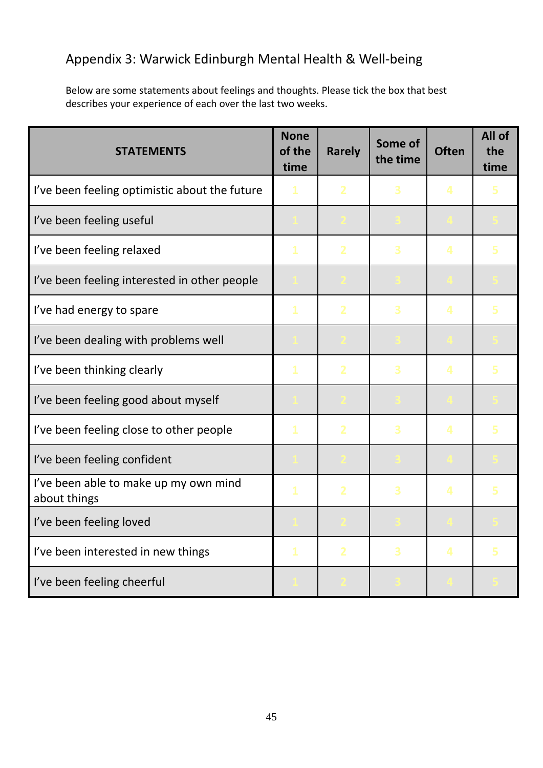## Appendix 3: Warwick Edinburgh Mental Health & Well-being

Below are some statements about feelings and thoughts. Please tick the box that best describes your experience of each over the last two weeks.

| STATEMENTS | None of the time | Rarely | Some of the time | Often | All of the time |
|---|---|---|---|---|---|
| I've been feeling optimistic about the future | 1 | 2 | 3 | 4 | 5 |
| I've been feeling useful | 1 | 2 | 3 | 4 | 5 |
| I've been feeling relaxed | 1 | 2 | 3 | 4 | 5 |
| I've been feeling interested in other people | 1 | 2 | 3 | 4 | 5 |
| I've had energy to spare | 1 | 2 | 3 | 4 | 5 |
| I've been dealing with problems well | 1 | 2 | 3 | 4 | 5 |
| I've been thinking clearly | 1 | 2 | 3 | 4 | 5 |
| I've been feeling good about myself | 1 | 2 | 3 | 4 | 5 |
| I've been feeling close to other people | 1 | 2 | 3 | 4 | 5 |
| I've been feeling confident | 1 | 2 | 3 | 4 | 5 |
| I've been able to make up my own mind about things | 1 | 2 | 3 | 4 | 5 |
| I've been feeling loved | 1 | 2 | 3 | 4 | 5 |
| I've been interested in new things | 1 | 2 | 3 | 4 | 5 |
| I've been feeling cheerful | 1 | 2 | 3 | 4 | 5 |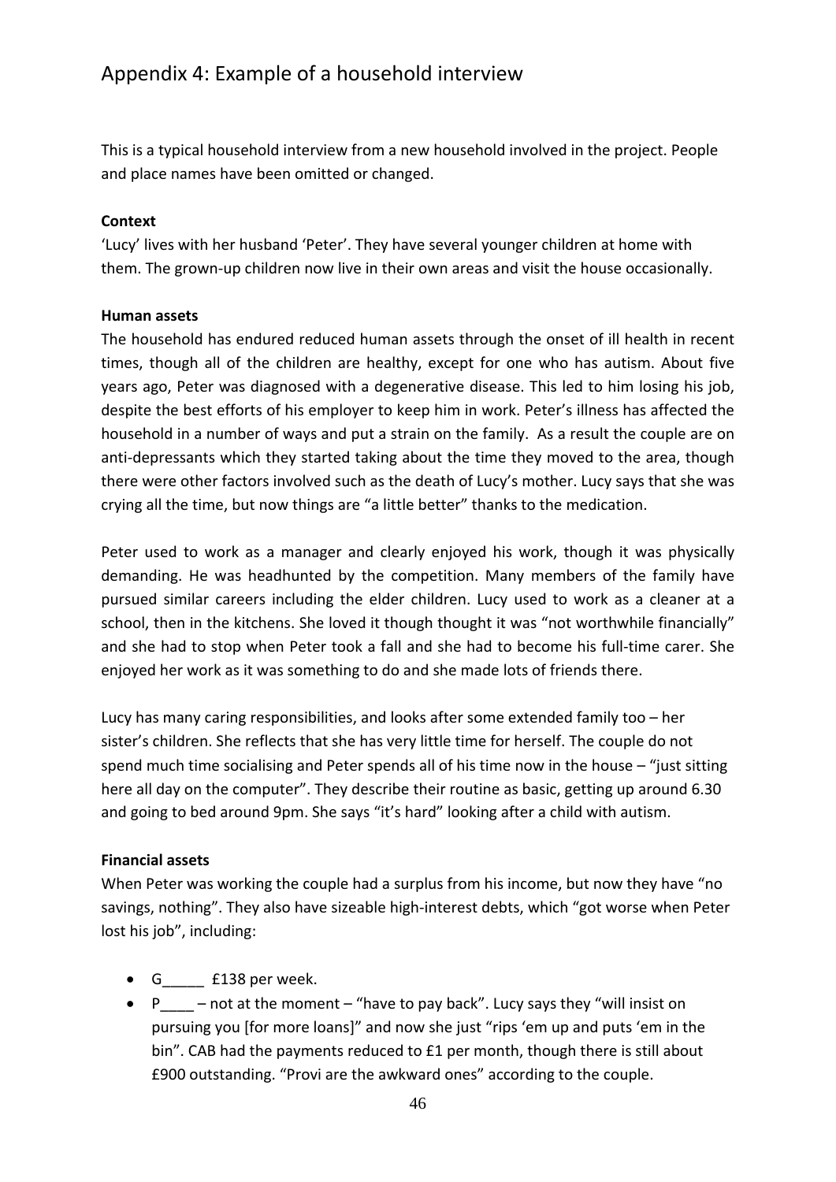## Appendix 4: Example of a household interview

This is a typical household interview from a new household involved in the project. People and place names have been omitted or changed.

**Context**

'Lucy' lives with her husband 'Peter'. They have several younger children at home with them. The grown-up children now live in their own areas and visit the house occasionally.

**Human assets**

The household has endured reduced human assets through the onset of ill health in recent times, though all of the children are healthy, except for one who has autism. About five years ago, Peter was diagnosed with a degenerative disease. This led to him losing his job, despite the best efforts of his employer to keep him in work. Peter's illness has affected the household in a number of ways and put a strain on the family. As a result the couple are on anti-depressants which they started taking about the time they moved to the area, though there were other factors involved such as the death of Lucy's mother. Lucy says that she was crying all the time, but now things are "a little better" thanks to the medication.

Peter used to work as a manager and clearly enjoyed his work, though it was physically demanding. He was headhunted by the competition. Many members of the family have pursued similar careers including the elder children. Lucy used to work as a cleaner at a school, then in the kitchens. She loved it though thought it was "not worthwhile financially" and she had to stop when Peter took a fall and she had to become his full-time carer. She enjoyed her work as it was something to do and she made lots of friends there.

Lucy has many caring responsibilities, and looks after some extended family too – her sister's children. She reflects that she has very little time for herself. The couple do not spend much time socialising and Peter spends all of his time now in the house – "just sitting here all day on the computer". They describe their routine as basic, getting up around 6.30 and going to bed around 9pm. She says "it's hard" looking after a child with autism.

**Financial assets**

When Peter was working the couple had a surplus from his income, but now they have "no savings, nothing". They also have sizeable high-interest debts, which "got worse when Peter lost his job", including:

- G_____ £138 per week.
- P____ – not at the moment – "have to pay back". Lucy says they "will insist on pursuing you [for more loans]" and now she just "rips 'em up and puts 'em in the bin". CAB had the payments reduced to £1 per month, though there is still about £900 outstanding. "Provi are the awkward ones" according to the couple.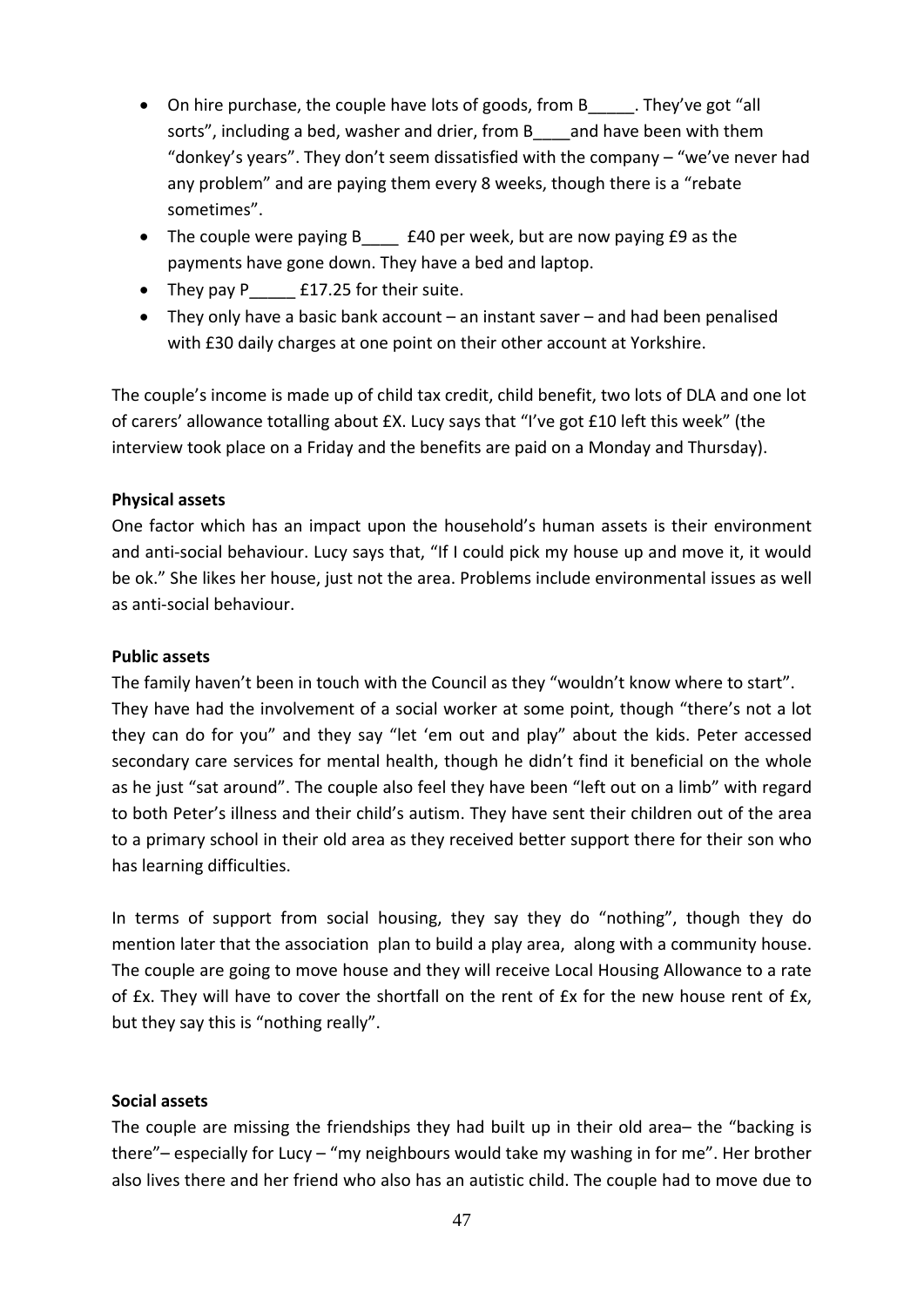- On hire purchase, the couple have lots of goods, from B_____. They've got "all sorts", including a bed, washer and drier, from B____and have been with them "donkey's years". They don't seem dissatisfied with the company – "we've never had any problem" and are paying them every 8 weeks, though there is a "rebate sometimes".
- The couple were paying B____ £40 per week, but are now paying £9 as the payments have gone down. They have a bed and laptop.
- They pay P_____ £17.25 for their suite.
- They only have a basic bank account – an instant saver – and had been penalised with £30 daily charges at one point on their other account at Yorkshire.

The couple's income is made up of child tax credit, child benefit, two lots of DLA and one lot of carers' allowance totalling about £X. Lucy says that "I've got £10 left this week" (the interview took place on a Friday and the benefits are paid on a Monday and Thursday).

**Physical assets**

One factor which has an impact upon the household's human assets is their environment and anti-social behaviour. Lucy says that, "If I could pick my house up and move it, it would be ok." She likes her house, just not the area. Problems include environmental issues as well as anti-social behaviour.

**Public assets**

The family haven't been in touch with the Council as they "wouldn't know where to start". They have had the involvement of a social worker at some point, though "there's not a lot they can do for you" and they say "let 'em out and play" about the kids. Peter accessed secondary care services for mental health, though he didn't find it beneficial on the whole as he just "sat around". The couple also feel they have been "left out on a limb" with regard to both Peter's illness and their child's autism. They have sent their children out of the area to a primary school in their old area as they received better support there for their son who has learning difficulties.

In terms of support from social housing, they say they do "nothing", though they do mention later that the association plan to build a play area, along with a community house. The couple are going to move house and they will receive Local Housing Allowance to a rate of £x. They will have to cover the shortfall on the rent of £x for the new house rent of £x, but they say this is "nothing really".

**Social assets**

The couple are missing the friendships they had built up in their old area– the "backing is there"– especially for Lucy – "my neighbours would take my washing in for me". Her brother also lives there and her friend who also has an autistic child. The couple had to move due to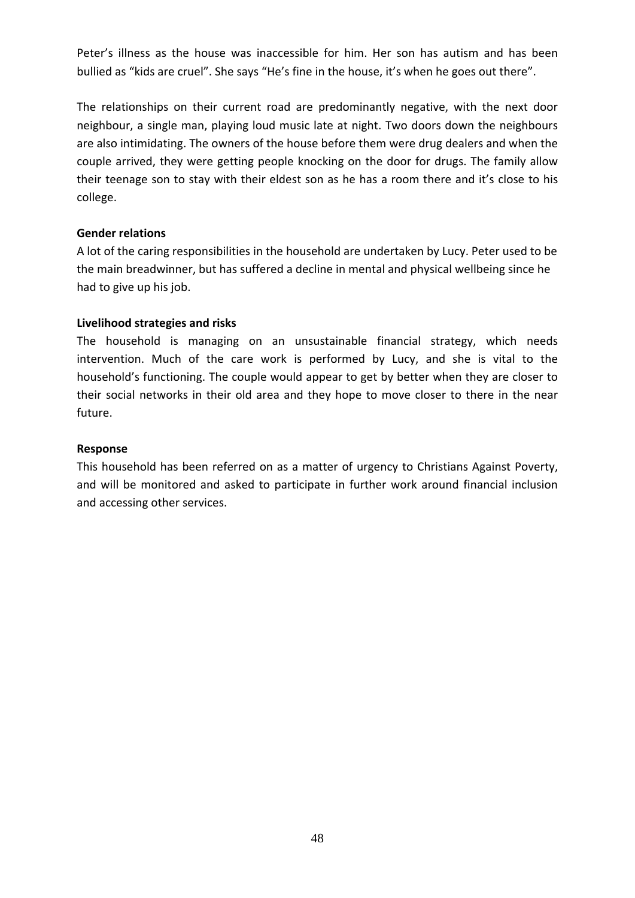Peter's illness as the house was inaccessible for him. Her son has autism and has been bullied as "kids are cruel". She says "He's fine in the house, it's when he goes out there".

The relationships on their current road are predominantly negative, with the next door neighbour, a single man, playing loud music late at night. Two doors down the neighbours are also intimidating. The owners of the house before them were drug dealers and when the couple arrived, they were getting people knocking on the door for drugs. The family allow their teenage son to stay with their eldest son as he has a room there and it's close to his college.

**Gender relations**

A lot of the caring responsibilities in the household are undertaken by Lucy. Peter used to be the main breadwinner, but has suffered a decline in mental and physical wellbeing since he had to give up his job.

**Livelihood strategies and risks**

The household is managing on an unsustainable financial strategy, which needs intervention. Much of the care work is performed by Lucy, and she is vital to the household's functioning. The couple would appear to get by better when they are closer to their social networks in their old area and they hope to move closer to there in the near future.

**Response**

This household has been referred on as a matter of urgency to Christians Against Poverty, and will be monitored and asked to participate in further work around financial inclusion and accessing other services.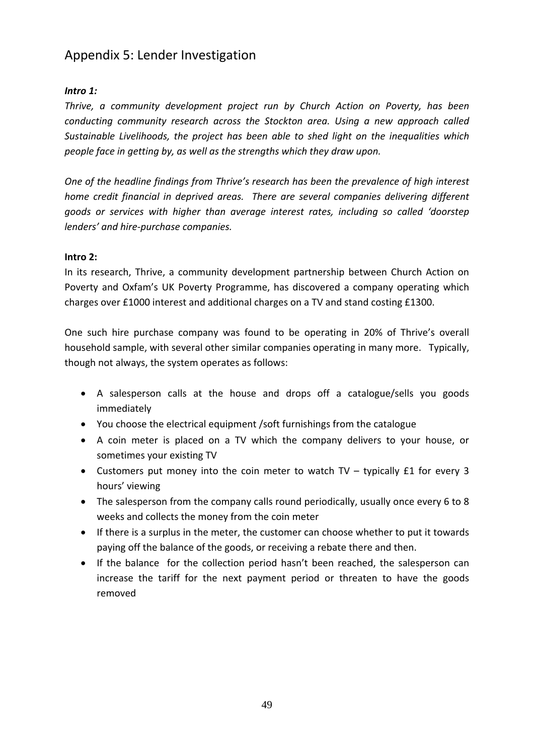## Appendix 5: Lender Investigation

***Intro 1:***

*Thrive, a community development project run by Church Action on Poverty, has been conducting community research across the Stockton area. Using a new approach called Sustainable Livelihoods, the project has been able to shed light on the inequalities which people face in getting by, as well as the strengths which they draw upon.*

*One of the headline findings from Thrive's research has been the prevalence of high interest home credit financial in deprived areas. There are several companies delivering different goods or services with higher than average interest rates, including so called 'doorstep lenders' and hire-purchase companies.*

**Intro 2:**

In its research, Thrive, a community development partnership between Church Action on Poverty and Oxfam's UK Poverty Programme, has discovered a company operating which charges over £1000 interest and additional charges on a TV and stand costing £1300.

One such hire purchase company was found to be operating in 20% of Thrive's overall household sample, with several other similar companies operating in many more. Typically, though not always, the system operates as follows:

- A salesperson calls at the house and drops off a catalogue/sells you goods immediately
- You choose the electrical equipment /soft furnishings from the catalogue
- A coin meter is placed on a TV which the company delivers to your house, or sometimes your existing TV
- Customers put money into the coin meter to watch TV – typically £1 for every 3 hours' viewing
- The salesperson from the company calls round periodically, usually once every 6 to 8 weeks and collects the money from the coin meter
- If there is a surplus in the meter, the customer can choose whether to put it towards paying off the balance of the goods, or receiving a rebate there and then.
- If the balance for the collection period hasn't been reached, the salesperson can increase the tariff for the next payment period or threaten to have the goods removed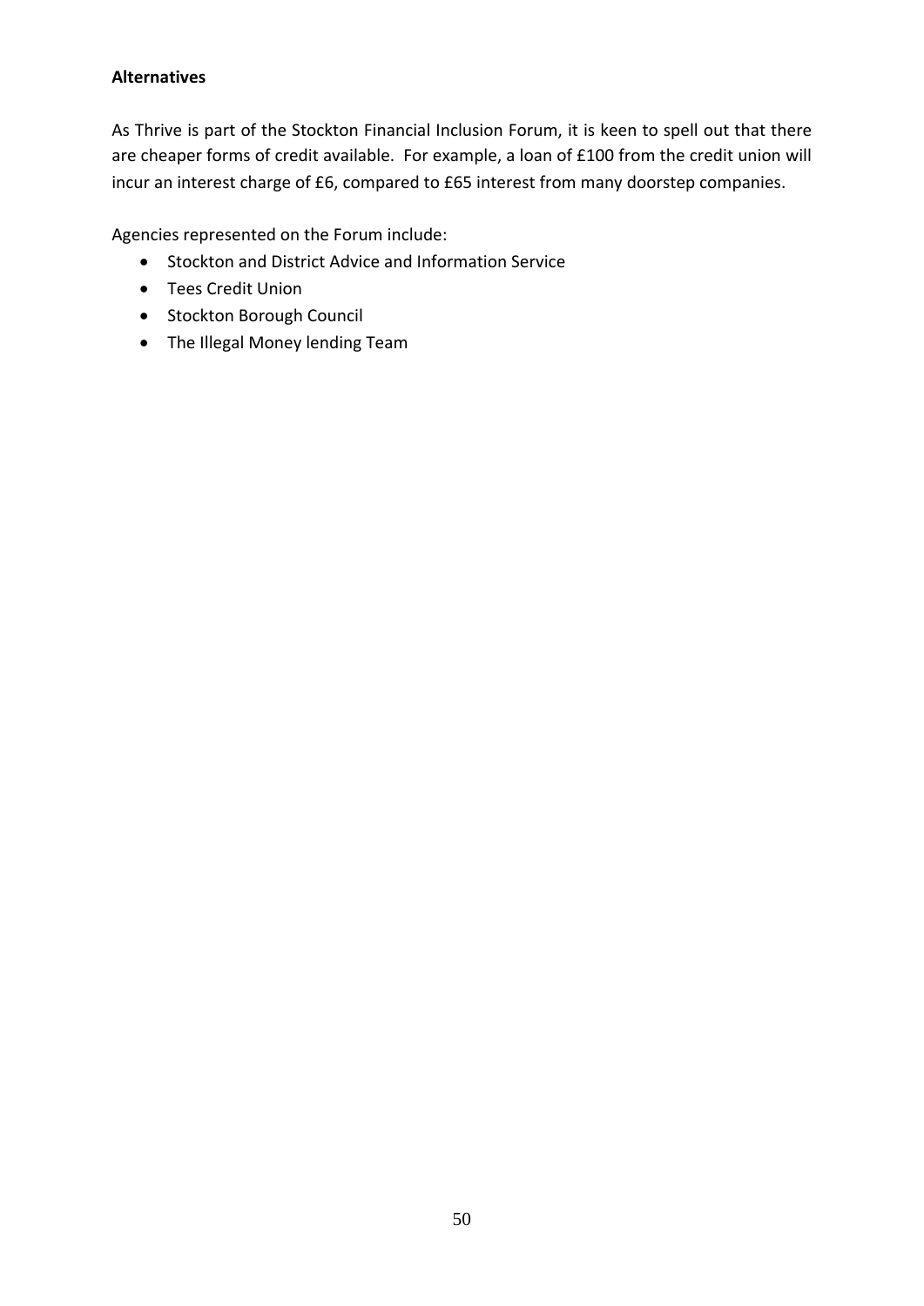**Alternatives**

As Thrive is part of the Stockton Financial Inclusion Forum, it is keen to spell out that there are cheaper forms of credit available. For example, a loan of £100 from the credit union will incur an interest charge of £6, compared to £65 interest from many doorstep companies.

Agencies represented on the Forum include:

- Stockton and District Advice and Information Service
- Tees Credit Union
- Stockton Borough Council
- The Illegal Money lending Team